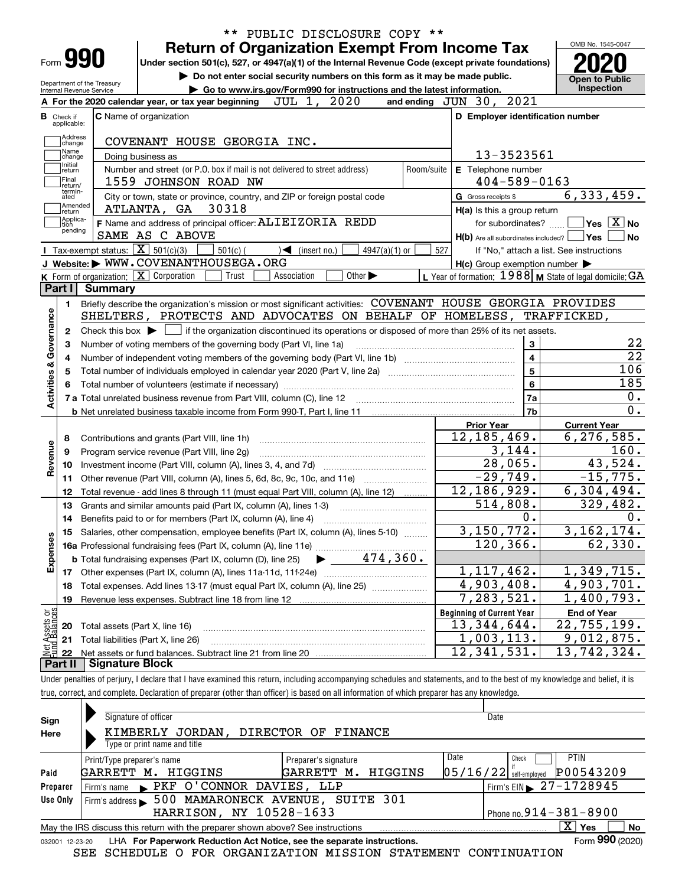** PUBLIC DISCLOSURE COPY **

# Form 990 — Return of Organization Exempt From Income Tax

OMB No. 1545-0047

**2020**

**Open to Public Inspection**

Under section 501(c), 527, or 4947(a)(1) of the Internal Revenue Code (except private foundations)

▶ Do not enter social security numbers on this form as it may be made public.

▶ Go to www.irs.gov/Form990 for instructions and the latest information.

Department of the Treasury
Internal Revenue Service

**A** For the 2020 calendar year, or tax year beginning JUL 1, 2020 and ending JUN 30, 2021

**B** Check if applicable: Address change, Name change, Initial return, Final return/terminated, Amended return, Application pending

**C** Name of organization: COVENANT HOUSE GEORGIA INC.

Doing business as

Number and street (or P.O. box if mail is not delivered to street address): 1559 JOHNSON ROAD NW — Room/suite

City or town, state or province, country, and ZIP or foreign postal code: ATLANTA, GA 30318

**D** Employer identification number: 13-3523561

**E** Telephone number: 404-589-0163

**G** Gross receipts $ 6,333,459.

**F** Name and address of principal officer: ALIEIZORIA REDD, SAME AS C ABOVE

**H(a)** Is this a group return for subordinates? Yes [ ] No [X]

**H(b)** Are all subordinates included? Yes [ ] No [ ] If "No," attach a list. See instructions

**H(c)** Group exemption number ▶

**I** Tax-exempt status: [X] 501(c)(3) [ ] 501(c) ( ) ◀ (insert no.) [ ] 4947(a)(1) or [ ] 527

**J** Website: ▶ WWW.COVENANTHOUSEGA.ORG

**K** Form of organization: [X] Corporation [ ] Trust [ ] Association [ ] Other ▶

**L** Year of formation: 1988 **M** State of legal domicile: GA

## Part I Summary

**Activities & Governance**

1 Briefly describe the organization's mission or most significant activities: COVENANT HOUSE GEORGIA PROVIDES SHELTERS, PROTECTS AND ADVOCATES ON BEHALF OF HOMELESS, TRAFFICKED,

2 Check this box ▶ [ ] if the organization discontinued its operations or disposed of more than 25% of its net assets.

| | | | |
|---|---|---|---|
| 3 | Number of voting members of the governing body (Part VI, line 1a) | 3 | 22 |
| 4 | Number of independent voting members of the governing body (Part VI, line 1b) | 4 | 22 |
| 5 | Total number of individuals employed in calendar year 2020 (Part V, line 2a) | 5 | 106 |
| 6 | Total number of volunteers (estimate if necessary) | 6 | 185 |
| 7a | Total unrelated business revenue from Part VIII, column (C), line 12 | 7a | 0. |
| 7b | Net unrelated business taxable income from Form 990-T, Part I, line 11 | 7b | 0. |

| | | Prior Year | Current Year |
|---|---|---|---|
| **Revenue** | | | |
| 8 | Contributions and grants (Part VIII, line 1h) | 12,185,469. | 6,276,585. |
| 9 | Program service revenue (Part VIII, line 2g) | 3,144. | 160. |
| 10 | Investment income (Part VIII, column (A), lines 3, 4, and 7d) | 28,065. | 43,524. |
| 11 | Other revenue (Part VIII, column (A), lines 5, 6d, 8c, 9c, 10c, and 11e) | -29,749. | -15,775. |
| 12 | Total revenue - add lines 8 through 11 (must equal Part VIII, column (A), line 12) | 12,186,929. | 6,304,494. |
| **Expenses** | | | |
| 13 | Grants and similar amounts paid (Part IX, column (A), lines 1-3) | 514,808. | 329,482. |
| 14 | Benefits paid to or for members (Part IX, column (A), line 4) | 0. | 0. |
| 15 | Salaries, other compensation, employee benefits (Part IX, column (A), lines 5-10) | 3,150,772. | 3,162,174. |
| 16a | Professional fundraising fees (Part IX, column (A), line 11e) | 120,366. | 62,330. |
| b | Total fundraising expenses (Part IX, column (D), line 25) ▶ 474,360. | | |
| 17 | Other expenses (Part IX, column (A), lines 11a-11d, 11f-24e) | 1,117,462. | 1,349,715. |
| 18 | Total expenses. Add lines 13-17 (must equal Part IX, column (A), line 25) | 4,903,408. | 4,903,701. |
| 19 | Revenue less expenses. Subtract line 18 from line 12 | 7,283,521. | 1,400,793. |

| | **Net Assets or Fund Balances** | Beginning of Current Year | End of Year |
|---|---|---|---|
| 20 | Total assets (Part X, line 16) | 13,344,644. | 22,755,199. |
| 21 | Total liabilities (Part X, line 26) | 1,003,113. | 9,012,875. |
| 22 | Net assets or fund balances. Subtract line 21 from line 20 | 12,341,531. | 13,742,324. |

## Part II Signature Block

Under penalties of perjury, I declare that I have examined this return, including accompanying schedules and statements, and to the best of my knowledge and belief, it is true, correct, and complete. Declaration of preparer (other than officer) is based on all information of which preparer has any knowledge.

**Sign Here**

Signature of officer — Date

KIMBERLY JORDAN, DIRECTOR OF FINANCE
Type or print name and title

**Paid Preparer Use Only**

| Print/Type preparer's name | Preparer's signature | Date | Check if self-employed | PTIN |
|---|---|---|---|---|
| GARRETT M. HIGGINS | GARRETT M. HIGGINS | 05/16/22 | | P00543209 |

Firm's name ▶ PKF O'CONNOR DAVIES, LLP — Firm's EIN ▶ 27-1728945

Firm's address ▶ 500 MAMARONECK AVENUE, SUITE 301, HARRISON, NY 10528-1633 — Phone no. 914-381-8900

May the IRS discuss this return with the preparer shown above? See instructions [X] Yes [ ] No

032001 12-23-20 LHA For Paperwork Reduction Act Notice, see the separate instructions. Form 990 (2020)

SEE SCHEDULE O FOR ORGANIZATION MISSION STATEMENT CONTINUATION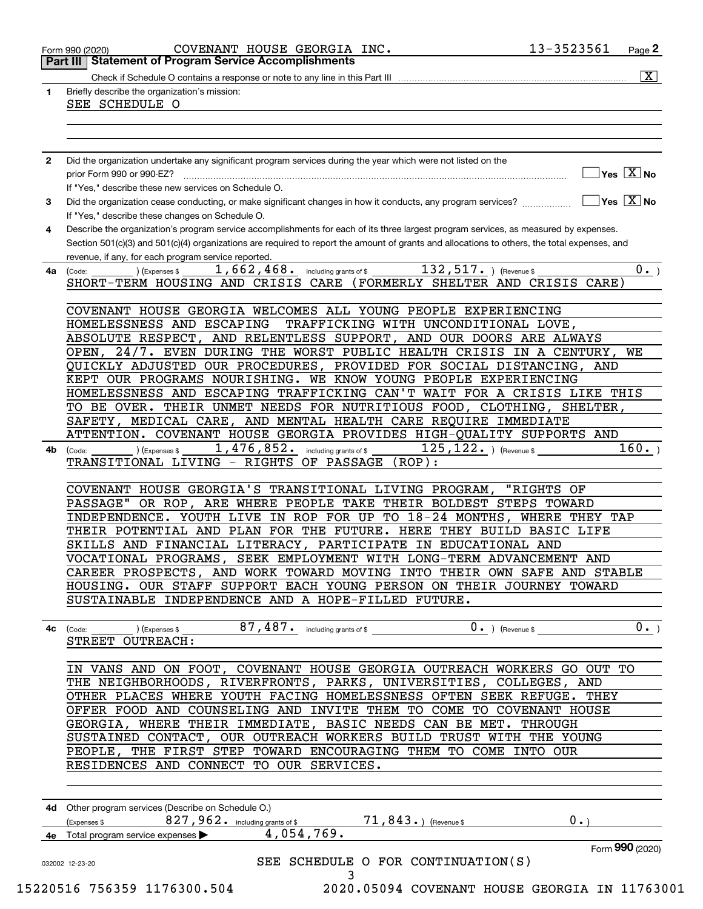Form 990 (2020) COVENANT HOUSE GEORGIA INC. 13-3523561 Page 2

## Part III | Statement of Program Service Accomplishments

Check if Schedule O contains a response or note to any line in this Part III .......... [X]

**1** Briefly describe the organization's mission:

SEE SCHEDULE O

**2** Did the organization undertake any significant program services during the year which were not listed on the prior Form 990 or 990-EZ? .......... [ ] Yes [X] No

If "Yes," describe these new services on Schedule O.

**3** Did the organization cease conducting, or make significant changes in how it conducts, any program services? .......... [ ] Yes [X] No

If "Yes," describe these changes on Schedule O.

**4** Describe the organization's program service accomplishments for each of its three largest program services, as measured by expenses. Section 501(c)(3) and 501(c)(4) organizations are required to report the amount of grants and allocations to others, the total expenses, and revenue, if any, for each program service reported.

**4a** (Code: ) (Expenses $ 1,662,468. including grants of $ 132,517. ) (Revenue $ 0. )

SHORT-TERM HOUSING AND CRISIS CARE (FORMERLY SHELTER AND CRISIS CARE)

COVENANT HOUSE GEORGIA WELCOMES ALL YOUNG PEOPLE EXPERIENCING HOMELESSNESS AND ESCAPING TRAFFICKING WITH UNCONDITIONAL LOVE, ABSOLUTE RESPECT, AND RELENTLESS SUPPORT, AND OUR DOORS ARE ALWAYS OPEN, 24/7. EVEN DURING THE WORST PUBLIC HEALTH CRISIS IN A CENTURY, WE QUICKLY ADJUSTED OUR PROCEDURES, PROVIDED FOR SOCIAL DISTANCING, AND KEPT OUR PROGRAMS NOURISHING. WE KNOW YOUNG PEOPLE EXPERIENCING HOMELESSNESS AND ESCAPING TRAFFICKING CAN'T WAIT FOR A CRISIS LIKE THIS TO BE OVER. THEIR UNMET NEEDS FOR NUTRITIOUS FOOD, CLOTHING, SHELTER, SAFETY, MEDICAL CARE, AND MENTAL HEALTH CARE REQUIRE IMMEDIATE ATTENTION. COVENANT HOUSE GEORGIA PROVIDES HIGH-QUALITY SUPPORTS AND

**4b** (Code: ) (Expenses $ 1,476,852. including grants of $ 125,122. ) (Revenue $ 160. )

TRANSITIONAL LIVING - RIGHTS OF PASSAGE (ROP):

COVENANT HOUSE GEORGIA'S TRANSITIONAL LIVING PROGRAM, "RIGHTS OF PASSAGE" OR ROP, ARE WHERE PEOPLE TAKE THEIR BOLDEST STEPS TOWARD INDEPENDENCE. YOUTH LIVE IN ROP FOR UP TO 18-24 MONTHS, WHERE THEY TAP THEIR POTENTIAL AND PLAN FOR THE FUTURE. HERE THEY BUILD BASIC LIFE SKILLS AND FINANCIAL LITERACY, PARTICIPATE IN EDUCATIONAL AND VOCATIONAL PROGRAMS, SEEK EMPLOYMENT WITH LONG-TERM ADVANCEMENT AND CAREER PROSPECTS, AND WORK TOWARD MOVING INTO THEIR OWN SAFE AND STABLE HOUSING. OUR STAFF SUPPORT EACH YOUNG PERSON ON THEIR JOURNEY TOWARD SUSTAINABLE INDEPENDENCE AND A HOPE-FILLED FUTURE.

**4c** (Code: ) (Expenses $ 87,487. including grants of $ 0. ) (Revenue $ 0. )

STREET OUTREACH:

IN VANS AND ON FOOT, COVENANT HOUSE GEORGIA OUTREACH WORKERS GO OUT TO THE NEIGHBORHOODS, RIVERFRONTS, PARKS, UNIVERSITIES, COLLEGES, AND OTHER PLACES WHERE YOUTH FACING HOMELESSNESS OFTEN SEEK REFUGE. THEY OFFER FOOD AND COUNSELING AND INVITE THEM TO COME TO COVENANT HOUSE GEORGIA, WHERE THEIR IMMEDIATE, BASIC NEEDS CAN BE MET. THROUGH SUSTAINED CONTACT, OUR OUTREACH WORKERS BUILD TRUST WITH THE YOUNG PEOPLE, THE FIRST STEP TOWARD ENCOURAGING THEM TO COME INTO OUR RESIDENCES AND CONNECT TO OUR SERVICES.

**4d** Other program services (Describe on Schedule O.)

(Expenses $ 827,962. including grants of $ 71,843. ) (Revenue $ 0. )

**4e** Total program service expenses ▶ 4,054,769.

Form **990** (2020)

032002 12-23-20

SEE SCHEDULE O FOR CONTINUATION(S)

15220516 756359 1176300.504 2020.05094 COVENANT HOUSE GEORGIA IN 11763001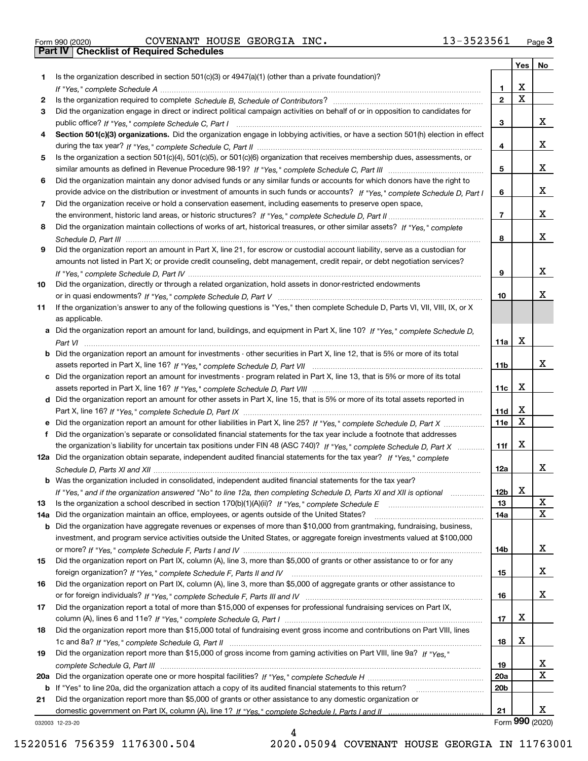Form 990 (2020) COVENANT HOUSE GEORGIA INC. 13-3523561 Page 3

**Part IV | Checklist of Required Schedules**

| | | | Yes | No |
|---|---|---|---|---|
| 1 | Is the organization described in section 501(c)(3) or 4947(a)(1) (other than a private foundation)? *If "Yes," complete Schedule A* | 1 | X | |
| 2 | Is the organization required to complete *Schedule B, Schedule of Contributors*? | 2 | X | |
| 3 | Did the organization engage in direct or indirect political campaign activities on behalf of or in opposition to candidates for public office? *If "Yes," complete Schedule C, Part I* | 3 | | X |
| 4 | **Section 501(c)(3) organizations.** Did the organization engage in lobbying activities, or have a section 501(h) election in effect during the tax year? *If "Yes," complete Schedule C, Part II* | 4 | | X |
| 5 | Is the organization a section 501(c)(4), 501(c)(5), or 501(c)(6) organization that receives membership dues, assessments, or similar amounts as defined in Revenue Procedure 98-19? *If "Yes," complete Schedule C, Part III* | 5 | | X |
| 6 | Did the organization maintain any donor advised funds or any similar funds or accounts for which donors have the right to provide advice on the distribution or investment of amounts in such funds or accounts? *If "Yes," complete Schedule D, Part I* | 6 | | X |
| 7 | Did the organization receive or hold a conservation easement, including easements to preserve open space, the environment, historic land areas, or historic structures? *If "Yes," complete Schedule D, Part II* | 7 | | X |
| 8 | Did the organization maintain collections of works of art, historical treasures, or other similar assets? *If "Yes," complete Schedule D, Part III* | 8 | | X |
| 9 | Did the organization report an amount in Part X, line 21, for escrow or custodial account liability, serve as a custodian for amounts not listed in Part X; or provide credit counseling, debt management, credit repair, or debt negotiation services? *If "Yes," complete Schedule D, Part IV* | 9 | | X |
| 10 | Did the organization, directly or through a related organization, hold assets in donor-restricted endowments or in quasi endowments? *If "Yes," complete Schedule D, Part V* | 10 | | X |
| 11 | If the organization's answer to any of the following questions is "Yes," then complete Schedule D, Parts VI, VII, VIII, IX, or X as applicable. | | | |
| a | Did the organization report an amount for land, buildings, and equipment in Part X, line 10? *If "Yes," complete Schedule D, Part VI* | 11a | X | |
| b | Did the organization report an amount for investments - other securities in Part X, line 12, that is 5% or more of its total assets reported in Part X, line 16? *If "Yes," complete Schedule D, Part VII* | 11b | | X |
| c | Did the organization report an amount for investments - program related in Part X, line 13, that is 5% or more of its total assets reported in Part X, line 16? *If "Yes," complete Schedule D, Part VIII* | 11c | X | |
| d | Did the organization report an amount for other assets in Part X, line 15, that is 5% or more of its total assets reported in Part X, line 16? *If "Yes," complete Schedule D, Part IX* | 11d | X | |
| e | Did the organization report an amount for other liabilities in Part X, line 25? *If "Yes," complete Schedule D, Part X* | 11e | X | |
| f | Did the organization's separate or consolidated financial statements for the tax year include a footnote that addresses the organization's liability for uncertain tax positions under FIN 48 (ASC 740)? *If "Yes," complete Schedule D, Part X* | 11f | X | |
| 12a | Did the organization obtain separate, independent audited financial statements for the tax year? *If "Yes," complete Schedule D, Parts XI and XII* | 12a | | X |
| b | Was the organization included in consolidated, independent audited financial statements for the tax year? *If "Yes," and if the organization answered "No" to line 12a, then completing Schedule D, Parts XI and XII is optional* | 12b | X | |
| 13 | Is the organization a school described in section 170(b)(1)(A)(ii)? *If "Yes," complete Schedule E* | 13 | | X |
| 14a | Did the organization maintain an office, employees, or agents outside of the United States? | 14a | | X |
| b | Did the organization have aggregate revenues or expenses of more than $10,000 from grantmaking, fundraising, business, investment, and program service activities outside the United States, or aggregate foreign investments valued at $100,000 or more? *If "Yes," complete Schedule F, Parts I and IV* | 14b | | X |
| 15 | Did the organization report on Part IX, column (A), line 3, more than $5,000 of grants or other assistance to or for any foreign organization? *If "Yes," complete Schedule F, Parts II and IV* | 15 | | X |
| 16 | Did the organization report on Part IX, column (A), line 3, more than $5,000 of aggregate grants or other assistance to or for foreign individuals? *If "Yes," complete Schedule F, Parts III and IV* | 16 | | X |
| 17 | Did the organization report a total of more than $15,000 of expenses for professional fundraising services on Part IX, column (A), lines 6 and 11e? *If "Yes," complete Schedule G, Part I* | 17 | X | |
| 18 | Did the organization report more than $15,000 total of fundraising event gross income and contributions on Part VIII, lines 1c and 8a? *If "Yes," complete Schedule G, Part II* | 18 | X | |
| 19 | Did the organization report more than $15,000 of gross income from gaming activities on Part VIII, line 9a? *If "Yes," complete Schedule G, Part III* | 19 | | X |
| 20a | Did the organization operate one or more hospital facilities? *If "Yes," complete Schedule H* | 20a | | X |
| b | If "Yes" to line 20a, did the organization attach a copy of its audited financial statements to this return? | 20b | | |
| 21 | Did the organization report more than $5,000 of grants or other assistance to any domestic organization or domestic government on Part IX, column (A), line 1? *If "Yes," complete Schedule I, Parts I and II* | 21 | | X |

032003 12-23-20 Form **990** (2020)

15220516 756359 1176300.504 2020.05094 COVENANT HOUSE GEORGIA IN 11763001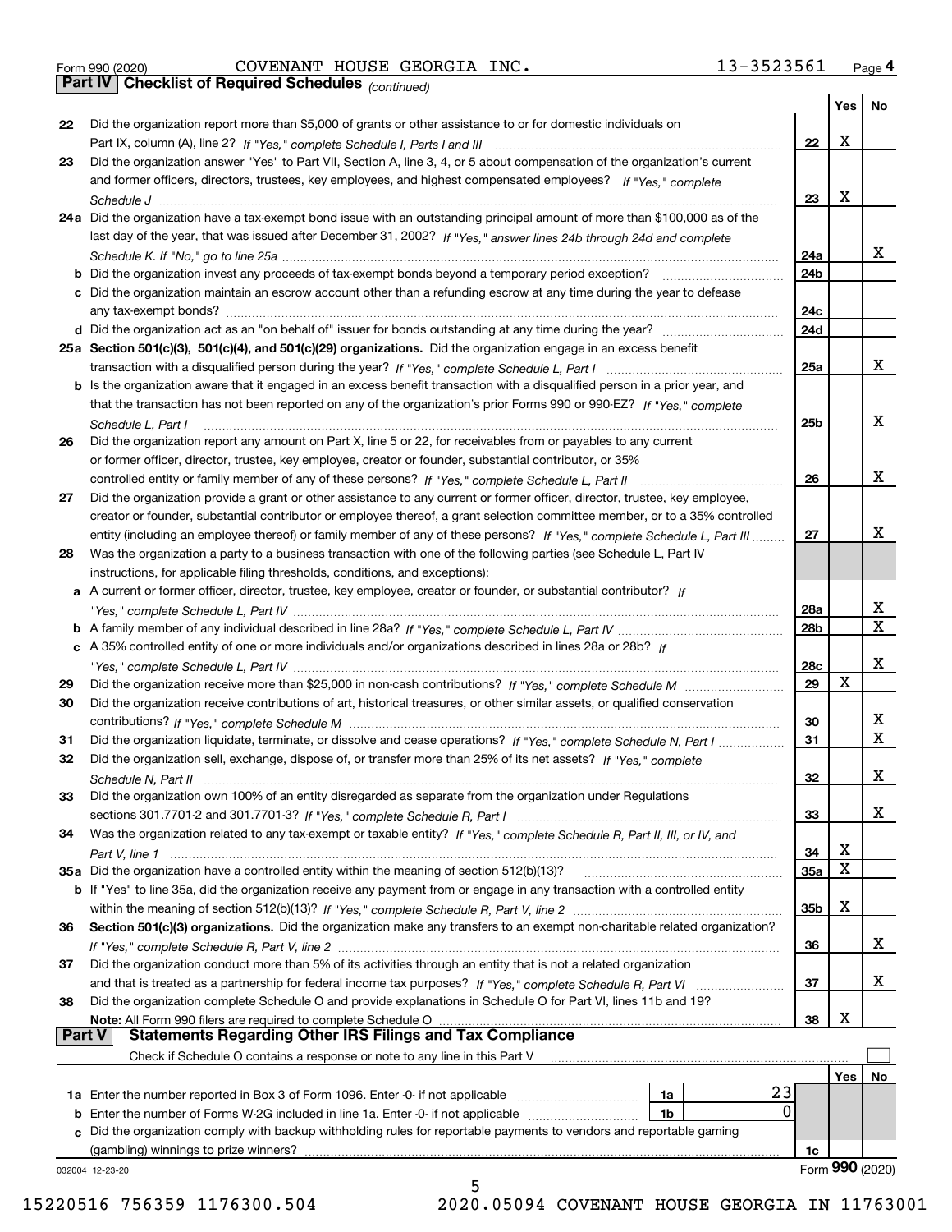Form 990 (2020) COVENANT HOUSE GEORGIA INC. 13-3523561 Page 4

**Part IV Checklist of Required Schedules** *(continued)*

| | | | Yes | No |
|---|---|---|---|---|
| 22 | Did the organization report more than $5,000 of grants or other assistance to or for domestic individuals on Part IX, column (A), line 2? *If "Yes," complete Schedule I, Parts I and III* | 22 | X | |
| 23 | Did the organization answer "Yes" to Part VII, Section A, line 3, 4, or 5 about compensation of the organization's current and former officers, directors, trustees, key employees, and highest compensated employees? *If "Yes," complete Schedule J* | 23 | X | |
| 24a | Did the organization have a tax-exempt bond issue with an outstanding principal amount of more than $100,000 as of the last day of the year, that was issued after December 31, 2002? *If "Yes," answer lines 24b through 24d and complete Schedule K. If "No," go to line 25a* | 24a | | X |
| b | Did the organization invest any proceeds of tax-exempt bonds beyond a temporary period exception? | 24b | | |
| c | Did the organization maintain an escrow account other than a refunding escrow at any time during the year to defease any tax-exempt bonds? | 24c | | |
| d | Did the organization act as an "on behalf of" issuer for bonds outstanding at any time during the year? | 24d | | |
| 25a | **Section 501(c)(3), 501(c)(4), and 501(c)(29) organizations.** Did the organization engage in an excess benefit transaction with a disqualified person during the year? *If "Yes," complete Schedule L, Part I* | 25a | | X |
| b | Is the organization aware that it engaged in an excess benefit transaction with a disqualified person in a prior year, and that the transaction has not been reported on any of the organization's prior Forms 990 or 990-EZ? *If "Yes," complete Schedule L, Part I* | 25b | | X |
| 26 | Did the organization report any amount on Part X, line 5 or 22, for receivables from or payables to any current or former officer, director, trustee, key employee, creator or founder, substantial contributor, or 35% controlled entity or family member of any of these persons? *If "Yes," complete Schedule L, Part II* | 26 | | X |
| 27 | Did the organization provide a grant or other assistance to any current or former officer, director, trustee, key employee, creator or founder, substantial contributor or employee thereof, a grant selection committee member, or to a 35% controlled entity (including an employee thereof) or family member of any of these persons? *If "Yes," complete Schedule L, Part III* | 27 | | X |
| 28 | Was the organization a party to a business transaction with one of the following parties (see Schedule L, Part IV instructions, for applicable filing thresholds, conditions, and exceptions): | | | |
| a | A current or former officer, director, trustee, key employee, creator or founder, or substantial contributor? *If "Yes," complete Schedule L, Part IV* | 28a | | X |
| b | A family member of any individual described in line 28a? *If "Yes," complete Schedule L, Part IV* | 28b | | X |
| c | A 35% controlled entity of one or more individuals and/or organizations described in lines 28a or 28b? *If "Yes," complete Schedule L, Part IV* | 28c | | X |
| 29 | Did the organization receive more than $25,000 in non-cash contributions? *If "Yes," complete Schedule M* | 29 | X | |
| 30 | Did the organization receive contributions of art, historical treasures, or other similar assets, or qualified conservation contributions? *If "Yes," complete Schedule M* | 30 | | X |
| 31 | Did the organization liquidate, terminate, or dissolve and cease operations? *If "Yes," complete Schedule N, Part I* | 31 | | X |
| 32 | Did the organization sell, exchange, dispose of, or transfer more than 25% of its net assets? *If "Yes," complete Schedule N, Part II* | 32 | | X |
| 33 | Did the organization own 100% of an entity disregarded as separate from the organization under Regulations sections 301.7701-2 and 301.7701-3? *If "Yes," complete Schedule R, Part I* | 33 | | X |
| 34 | Was the organization related to any tax-exempt or taxable entity? *If "Yes," complete Schedule R, Part II, III, or IV, and Part V, line 1* | 34 | X | |
| 35a | Did the organization have a controlled entity within the meaning of section 512(b)(13)? | 35a | X | |
| b | If "Yes" to line 35a, did the organization receive any payment from or engage in any transaction with a controlled entity within the meaning of section 512(b)(13)? *If "Yes," complete Schedule R, Part V, line 2* | 35b | X | |
| 36 | **Section 501(c)(3) organizations.** Did the organization make any transfers to an exempt non-charitable related organization? *If "Yes," complete Schedule R, Part V, line 2* | 36 | | X |
| 37 | Did the organization conduct more than 5% of its activities through an entity that is not a related organization and that is treated as a partnership for federal income tax purposes? *If "Yes," complete Schedule R, Part VI* | 37 | | X |
| 38 | Did the organization complete Schedule O and provide explanations in Schedule O for Part VI, lines 11b and 19? **Note:** All Form 990 filers are required to complete Schedule O | 38 | X | |

**Part V Statements Regarding Other IRS Filings and Tax Compliance**

Check if Schedule O contains a response or note to any line in this Part V ☐

| | | | | | Yes | No |
|---|---|---|---|---|---|---|
| 1a | Enter the number reported in Box 3 of Form 1096. Enter -0- if not applicable | 1a | 23 | | | |
| b | Enter the number of Forms W-2G included in line 1a. Enter -0- if not applicable | 1b | 0 | | | |
| c | Did the organization comply with backup withholding rules for reportable payments to vendors and reportable gaming (gambling) winnings to prize winners? | | | 1c | | |

032004 12-23-20 Form **990** (2020)

15220516 756359 1176300.504 2020.05094 COVENANT HOUSE GEORGIA IN 11763001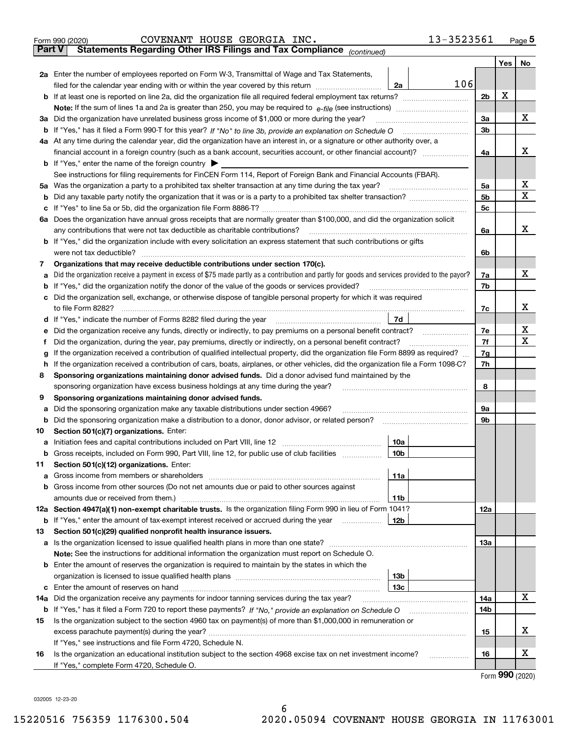Form 990 (2020) COVENANT HOUSE GEORGIA INC. 13-3523561 Page 5

**Part V Statements Regarding Other IRS Filings and Tax Compliance** *(continued)*

| | | | | | Yes | No |
|---|---|---|---|---|---|---|
| **2a** | Enter the number of employees reported on Form W-3, Transmittal of Wage and Tax Statements, filed for the calendar year ending with or within the year covered by this return | 2a | 106 | | | |
| **b** | If at least one is reported on line 2a, did the organization file all required federal employment tax returns? | | | 2b | X | |
| | **Note:** If the sum of lines 1a and 2a is greater than 250, you may be required to *e-file* (see instructions) | | | | | |
| **3a** | Did the organization have unrelated business gross income of $1,000 or more during the year? | | | 3a | | X |
| **b** | If "Yes," has it filed a Form 990-T for this year? *If "No" to line 3b, provide an explanation on Schedule O* | | | 3b | | |
| **4a** | At any time during the calendar year, did the organization have an interest in, or a signature or other authority over, a financial account in a foreign country (such as a bank account, securities account, or other financial account)? | | | 4a | | X |
| **b** | If "Yes," enter the name of the foreign country ▶ | | | | | |
| | See instructions for filing requirements for FinCEN Form 114, Report of Foreign Bank and Financial Accounts (FBAR). | | | | | |
| **5a** | Was the organization a party to a prohibited tax shelter transaction at any time during the tax year? | | | 5a | | X |
| **b** | Did any taxable party notify the organization that it was or is a party to a prohibited tax shelter transaction? | | | 5b | | X |
| **c** | If "Yes" to line 5a or 5b, did the organization file Form 8886-T? | | | 5c | | |
| **6a** | Does the organization have annual gross receipts that are normally greater than $100,000, and did the organization solicit any contributions that were not tax deductible as charitable contributions? | | | 6a | | X |
| **b** | If "Yes," did the organization include with every solicitation an express statement that such contributions or gifts were not tax deductible? | | | 6b | | |
| **7** | **Organizations that may receive deductible contributions under section 170(c).** | | | | | |
| **a** | Did the organization receive a payment in excess of $75 made partly as a contribution and partly for goods and services provided to the payor? | | | 7a | | X |
| **b** | If "Yes," did the organization notify the donor of the value of the goods or services provided? | | | 7b | | |
| **c** | Did the organization sell, exchange, or otherwise dispose of tangible personal property for which it was required to file Form 8282? | | | 7c | | X |
| **d** | If "Yes," indicate the number of Forms 8282 filed during the year | 7d | | | | |
| **e** | Did the organization receive any funds, directly or indirectly, to pay premiums on a personal benefit contract? | | | 7e | | X |
| **f** | Did the organization, during the year, pay premiums, directly or indirectly, on a personal benefit contract? | | | 7f | | X |
| **g** | If the organization received a contribution of qualified intellectual property, did the organization file Form 8899 as required? | | | 7g | | |
| **h** | If the organization received a contribution of cars, boats, airplanes, or other vehicles, did the organization file a Form 1098-C? | | | 7h | | |
| **8** | **Sponsoring organizations maintaining donor advised funds.** Did a donor advised fund maintained by the sponsoring organization have excess business holdings at any time during the year? | | | 8 | | |
| **9** | **Sponsoring organizations maintaining donor advised funds.** | | | | | |
| **a** | Did the sponsoring organization make any taxable distributions under section 4966? | | | 9a | | |
| **b** | Did the sponsoring organization make a distribution to a donor, donor advisor, or related person? | | | 9b | | |
| **10** | **Section 501(c)(7) organizations.** Enter: | | | | | |
| **a** | Initiation fees and capital contributions included on Part VIII, line 12 | 10a | | | | |
| **b** | Gross receipts, included on Form 990, Part VIII, line 12, for public use of club facilities | 10b | | | | |
| **11** | **Section 501(c)(12) organizations.** Enter: | | | | | |
| **a** | Gross income from members or shareholders | 11a | | | | |
| **b** | Gross income from other sources (Do not net amounts due or paid to other sources against amounts due or received from them.) | 11b | | | | |
| **12a** | **Section 4947(a)(1) non-exempt charitable trusts.** Is the organization filing Form 990 in lieu of Form 1041? | | | 12a | | |
| **b** | If "Yes," enter the amount of tax-exempt interest received or accrued during the year | 12b | | | | |
| **13** | **Section 501(c)(29) qualified nonprofit health insurance issuers.** | | | | | |
| **a** | Is the organization licensed to issue qualified health plans in more than one state? | | | 13a | | |
| | **Note:** See the instructions for additional information the organization must report on Schedule O. | | | | | |
| **b** | Enter the amount of reserves the organization is required to maintain by the states in which the organization is licensed to issue qualified health plans | 13b | | | | |
| **c** | Enter the amount of reserves on hand | 13c | | | | |
| **14a** | Did the organization receive any payments for indoor tanning services during the tax year? | | | 14a | | X |
| **b** | If "Yes," has it filed a Form 720 to report these payments? *If "No," provide an explanation on Schedule O* | | | 14b | | |
| **15** | Is the organization subject to the section 4960 tax on payment(s) of more than $1,000,000 in remuneration or excess parachute payment(s) during the year? | | | 15 | | X |
| | If "Yes," see instructions and file Form 4720, Schedule N. | | | | | |
| **16** | Is the organization an educational institution subject to the section 4968 excise tax on net investment income? | | | 16 | | X |
| | If "Yes," complete Form 4720, Schedule O. | | | | | |

Form **990** (2020)

032005 12-23-20

15220516 756359 1176300.504 2020.05094 COVENANT HOUSE GEORGIA IN 11763001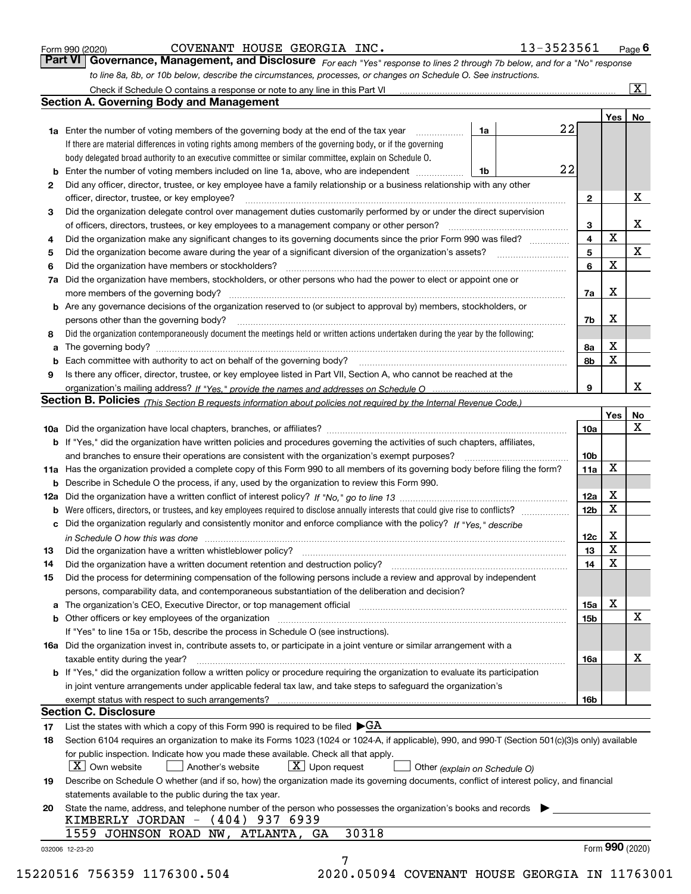Form 990 (2020) COVENANT HOUSE GEORGIA INC. 13-3523561 Page 6

**Part VI Governance, Management, and Disclosure** *For each "Yes" response to lines 2 through 7b below, and for a "No" response to line 8a, 8b, or 10b below, describe the circumstances, processes, or changes on Schedule O. See instructions.*

Check if Schedule O contains a response or note to any line in this Part VI [X]

## Section A. Governing Body and Management

| | | | | Yes | No |
|---|---|---|---|---|---|
| **1a** | Enter the number of voting members of the governing body at the end of the tax year (1a) | 22 | | | |
| | If there are material differences in voting rights among members of the governing body, or if the governing body delegated broad authority to an executive committee or similar committee, explain on Schedule O. | | | | |
| **b** | Enter the number of voting members included on line 1a, above, who are independent (1b) | 22 | | | |
| **2** | Did any officer, director, trustee, or key employee have a family relationship or a business relationship with any other officer, director, trustee, or key employee? | | 2 | | X |
| **3** | Did the organization delegate control over management duties customarily performed by or under the direct supervision of officers, directors, trustees, or key employees to a management company or other person? | | 3 | | X |
| **4** | Did the organization make any significant changes to its governing documents since the prior Form 990 was filed? | | 4 | X | |
| **5** | Did the organization become aware during the year of a significant diversion of the organization's assets? | | 5 | | X |
| **6** | Did the organization have members or stockholders? | | 6 | X | |
| **7a** | Did the organization have members, stockholders, or other persons who had the power to elect or appoint one or more members of the governing body? | | 7a | X | |
| **b** | Are any governance decisions of the organization reserved to (or subject to approval by) members, stockholders, or persons other than the governing body? | | 7b | X | |
| **8** | Did the organization contemporaneously document the meetings held or written actions undertaken during the year by the following: | | | | |
| **a** | The governing body? | | 8a | X | |
| **b** | Each committee with authority to act on behalf of the governing body? | | 8b | X | |
| **9** | Is there any officer, director, trustee, or key employee listed in Part VII, Section A, who cannot be reached at the organization's mailing address? *If "Yes," provide the names and addresses on Schedule O* | | 9 | | X |

## Section B. Policies *(This Section B requests information about policies not required by the Internal Revenue Code.)*

| | | | Yes | No |
|---|---|---|---|---|
| **10a** | Did the organization have local chapters, branches, or affiliates? | 10a | | X |
| **b** | If "Yes," did the organization have written policies and procedures governing the activities of such chapters, affiliates, and branches to ensure their operations are consistent with the organization's exempt purposes? | 10b | | |
| **11a** | Has the organization provided a complete copy of this Form 990 to all members of its governing body before filing the form? | 11a | X | |
| **b** | Describe in Schedule O the process, if any, used by the organization to review this Form 990. | | | |
| **12a** | Did the organization have a written conflict of interest policy? *If "No," go to line 13* | 12a | X | |
| **b** | Were officers, directors, or trustees, and key employees required to disclose annually interests that could give rise to conflicts? | 12b | X | |
| **c** | Did the organization regularly and consistently monitor and enforce compliance with the policy? *If "Yes," describe in Schedule O how this was done* | 12c | X | |
| **13** | Did the organization have a written whistleblower policy? | 13 | X | |
| **14** | Did the organization have a written document retention and destruction policy? | 14 | X | |
| **15** | Did the process for determining compensation of the following persons include a review and approval by independent persons, comparability data, and contemporaneous substantiation of the deliberation and decision? | | | |
| **a** | The organization's CEO, Executive Director, or top management official | 15a | X | |
| **b** | Other officers or key employees of the organization | 15b | | X |
| | If "Yes" to line 15a or 15b, describe the process in Schedule O (see instructions). | | | |
| **16a** | Did the organization invest in, contribute assets to, or participate in a joint venture or similar arrangement with a taxable entity during the year? | 16a | | X |
| **b** | If "Yes," did the organization follow a written policy or procedure requiring the organization to evaluate its participation in joint venture arrangements under applicable federal tax law, and take steps to safeguard the organization's exempt status with respect to such arrangements? | 16b | | |

## Section C. Disclosure

**17** List the states with which a copy of this Form 990 is required to be filed ▶GA

**18** Section 6104 requires an organization to make its Forms 1023 (1024 or 1024-A, if applicable), 990, and 990-T (Section 501(c)(3)s only) available for public inspection. Indicate how you made these available. Check all that apply.

[X] Own website [ ] Another's website [X] Upon request [ ] Other *(explain on Schedule O)*

**19** Describe on Schedule O whether (and if so, how) the organization made its governing documents, conflict of interest policy, and financial statements available to the public during the tax year.

**20** State the name, address, and telephone number of the person who possesses the organization's books and records ▶

KIMBERLY JORDAN - (404) 937 6939
1559 JOHNSON ROAD NW, ATLANTA, GA 30318

032006 12-23-20 Form **990** (2020)

15220516 756359 1176300.504 2020.05094 COVENANT HOUSE GEORGIA IN 11763001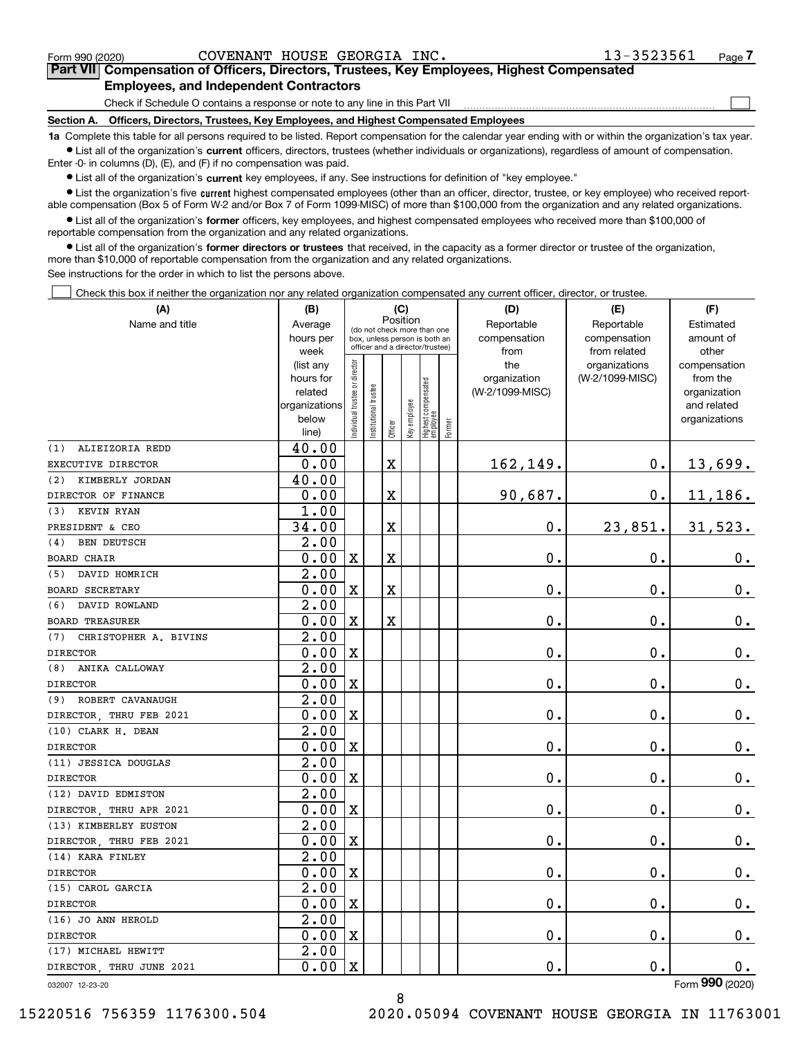Form 990 (2020) COVENANT HOUSE GEORGIA INC. 13-3523561 Page 7

**Part VII Compensation of Officers, Directors, Trustees, Key Employees, Highest Compensated Employees, and Independent Contractors**

Check if Schedule O contains a response or note to any line in this Part VII

**Section A. Officers, Directors, Trustees, Key Employees, and Highest Compensated Employees**

**1a** Complete this table for all persons required to be listed. Report compensation for the calendar year ending with or within the organization's tax year.

- List all of the organization's **current** officers, directors, trustees (whether individuals or organizations), regardless of amount of compensation. Enter -0- in columns (D), (E), and (F) if no compensation was paid.
- List all of the organization's **current** key employees, if any. See instructions for definition of "key employee."
- List the organization's five **current** highest compensated employees (other than an officer, director, trustee, or key employee) who received reportable compensation (Box 5 of Form W-2 and/or Box 7 of Form 1099-MISC) of more than $100,000 from the organization and any related organizations.
- List all of the organization's **former** officers, key employees, and highest compensated employees who received more than $100,000 of reportable compensation from the organization and any related organizations.
- List all of the organization's **former directors or trustees** that received, in the capacity as a former director or trustee of the organization, more than $10,000 of reportable compensation from the organization and any related organizations.

See instructions for the order in which to list the persons above.

Check this box if neither the organization nor any related organization compensated any current officer, director, or trustee.

| (A) Name and title | (B) Average hours per week (list any hours for related organizations below line) | (C) Position: Individual trustee or director | Institutional trustee | Officer | Key employee | Highest compensated employee | Former | (D) Reportable compensation from the organization (W-2/1099-MISC) | (E) Reportable compensation from related organizations (W-2/1099-MISC) | (F) Estimated amount of other compensation from the organization and related organizations |
|---|---|---|---|---|---|---|---|---|---|---|
| (1) ALIEIZORIA REDD<br>EXECUTIVE DIRECTOR | 40.00<br>0.00 | | | X | | | | 162,149. | 0. | 13,699. |
| (2) KIMBERLY JORDAN<br>DIRECTOR OF FINANCE | 40.00<br>0.00 | | | X | | | | 90,687. | 0. | 11,186. |
| (3) KEVIN RYAN<br>PRESIDENT & CEO | 1.00<br>34.00 | | | X | | | | 0. | 23,851. | 31,523. |
| (4) BEN DEUTSCH<br>BOARD CHAIR | 2.00<br>0.00 | X | | X | | | | 0. | 0. | 0. |
| (5) DAVID HOMRICH<br>BOARD SECRETARY | 2.00<br>0.00 | X | | X | | | | 0. | 0. | 0. |
| (6) DAVID ROWLAND<br>BOARD TREASURER | 2.00<br>0.00 | X | | X | | | | 0. | 0. | 0. |
| (7) CHRISTOPHER A. BIVINS<br>DIRECTOR | 2.00<br>0.00 | X | | | | | | 0. | 0. | 0. |
| (8) ANIKA CALLOWAY<br>DIRECTOR | 2.00<br>0.00 | X | | | | | | 0. | 0. | 0. |
| (9) ROBERT CAVANAUGH<br>DIRECTOR, THRU FEB 2021 | 2.00<br>0.00 | X | | | | | | 0. | 0. | 0. |
| (10) CLARK H. DEAN<br>DIRECTOR | 2.00<br>0.00 | X | | | | | | 0. | 0. | 0. |
| (11) JESSICA DOUGLAS<br>DIRECTOR | 2.00<br>0.00 | X | | | | | | 0. | 0. | 0. |
| (12) DAVID EDMISTON<br>DIRECTOR, THRU APR 2021 | 2.00<br>0.00 | X | | | | | | 0. | 0. | 0. |
| (13) KIMBERLEY EUSTON<br>DIRECTOR, THRU FEB 2021 | 2.00<br>0.00 | X | | | | | | 0. | 0. | 0. |
| (14) KARA FINLEY<br>DIRECTOR | 2.00<br>0.00 | X | | | | | | 0. | 0. | 0. |
| (15) CAROL GARCIA<br>DIRECTOR | 2.00<br>0.00 | X | | | | | | 0. | 0. | 0. |
| (16) JO ANN HEROLD<br>DIRECTOR | 2.00<br>0.00 | X | | | | | | 0. | 0. | 0. |
| (17) MICHAEL HEWITT<br>DIRECTOR, THRU JUNE 2021 | 2.00<br>0.00 | X | | | | | | 0. | 0. | 0. |

032007 12-23-20 Form 990 (2020)

15220516 756359 1176300.504 2020.05094 COVENANT HOUSE GEORGIA IN 11763001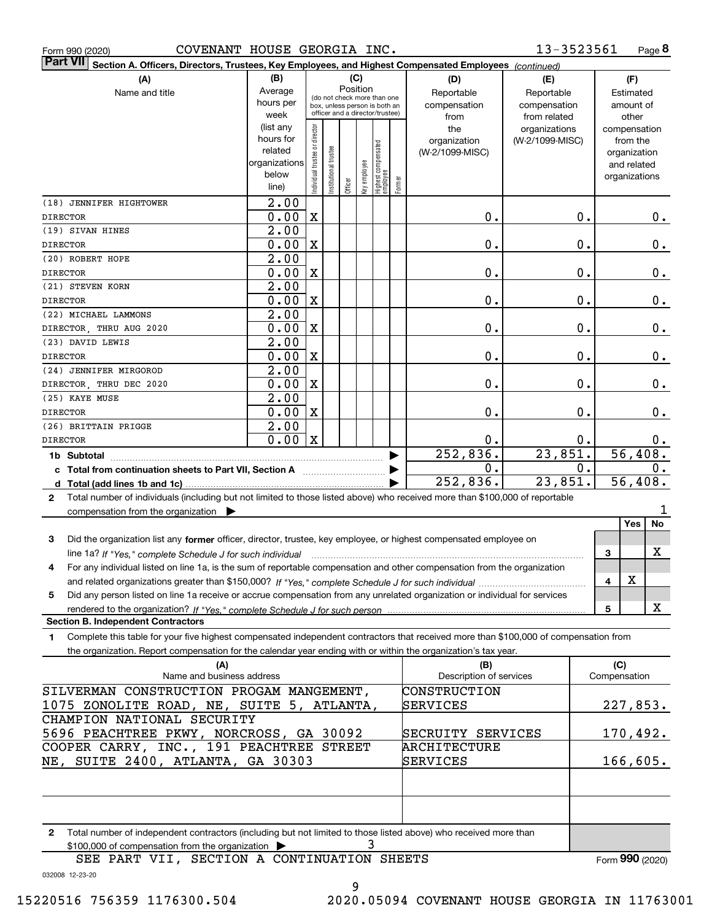Form 990 (2020) COVENANT HOUSE GEORGIA INC. 13-3523561 Page 8

**Part VII** Section A. Officers, Directors, Trustees, Key Employees, and Highest Compensated Employees *(continued)*

| (A) Name and title | (B) Average hours per week (list any hours for related organizations below line) | (C) Position: Individual trustee or director | Institutional trustee | Officer | Key employee | Highest compensated employee | Former | (D) Reportable compensation from the organization (W-2/1099-MISC) | (E) Reportable compensation from related organizations (W-2/1099-MISC) | (F) Estimated amount of other compensation from the organization and related organizations |
|---|---|---|---|---|---|---|---|---|---|---|
| (18) JENNIFER HIGHTOWER<br>DIRECTOR | 2.00<br>0.00 | X | | | | | | 0. | 0. | 0. |
| (19) SIVAN HINES<br>DIRECTOR | 2.00<br>0.00 | X | | | | | | 0. | 0. | 0. |
| (20) ROBERT HOPE<br>DIRECTOR | 2.00<br>0.00 | X | | | | | | 0. | 0. | 0. |
| (21) STEVEN KORN<br>DIRECTOR | 2.00<br>0.00 | X | | | | | | 0. | 0. | 0. |
| (22) MICHAEL LAMMONS<br>DIRECTOR, THRU AUG 2020 | 2.00<br>0.00 | X | | | | | | 0. | 0. | 0. |
| (23) DAVID LEWIS<br>DIRECTOR | 2.00<br>0.00 | X | | | | | | 0. | 0. | 0. |
| (24) JENNIFER MIRGOROD<br>DIRECTOR, THRU DEC 2020 | 2.00<br>0.00 | X | | | | | | 0. | 0. | 0. |
| (25) KAYE MUSE<br>DIRECTOR | 2.00<br>0.00 | X | | | | | | 0. | 0. | 0. |
| (26) BRITTAIN PRIGGE<br>DIRECTOR | 2.00<br>0.00 | X | | | | | | 0. | 0. | 0. |
| 1b Subtotal | | | | | | | | 252,836. | 23,851. | 56,408. |
| c Total from continuation sheets to Part VII, Section A | | | | | | | | 0. | 0. | 0. |
| d Total (add lines 1b and 1c) | | | | | | | | 252,836. | 23,851. | 56,408. |

2 Total number of individuals (including but not limited to those listed above) who received more than $100,000 of reportable compensation from the organization ▶ 1

| | | Yes | No |
|---|---|---|---|
| 3 Did the organization list any **former** officer, director, trustee, key employee, or highest compensated employee on line 1a? *If "Yes," complete Schedule J for such individual* | 3 | | X |
| 4 For any individual listed on line 1a, is the sum of reportable compensation and other compensation from the organization and related organizations greater than $150,000? *If "Yes," complete Schedule J for such individual* | 4 | X | |
| 5 Did any person listed on line 1a receive or accrue compensation from any unrelated organization or individual for services rendered to the organization? *If "Yes," complete Schedule J for such person* | 5 | | X |

**Section B. Independent Contractors**

1 Complete this table for your five highest compensated independent contractors that received more than $100,000 of compensation from the organization. Report compensation for the calendar year ending with or within the organization's tax year.

| (A) Name and business address | (B) Description of services | (C) Compensation |
|---|---|---|
| SILVERMAN CONSTRUCTION PROGAM MANGEMENT, 1075 ZONOLITE ROAD, NE, SUITE 5, ATLANTA, | CONSTRUCTION SERVICES | 227,853. |
| CHAMPION NATIONAL SECURITY 5696 PEACHTREE PKWY, NORCROSS, GA 30092 | SECRUITY SERVICES | 170,492. |
| COOPER CARRY, INC., 191 PEACHTREE STREET NE, SUITE 2400, ATLANTA, GA 30303 | ARCHITECTURE SERVICES | 166,605. |
| | | |
| | | |

2 Total number of independent contractors (including but not limited to those listed above) who received more than $100,000 of compensation from the organization ▶ 3

SEE PART VII, SECTION A CONTINUATION SHEETS

Form **990** (2020)

032008 12-23-20

15220516 756359 1176300.504 2020.05094 COVENANT HOUSE GEORGIA IN 11763001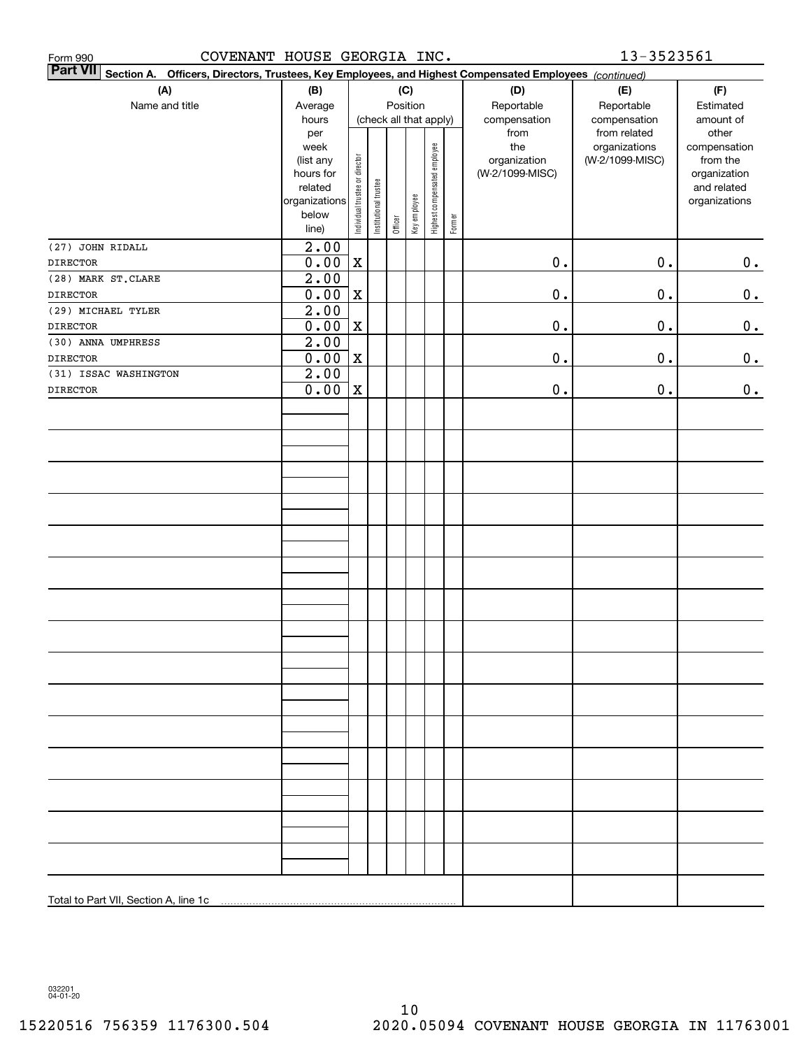Form 990 COVENANT HOUSE GEORGIA INC. 13-3523561

**Part VII** **Section A. Officers, Directors, Trustees, Key Employees, and Highest Compensated Employees** *(continued)*

| (A) Name and title | (B) Average hours per week (list any hours for related organizations below line) | (C) Position (check all that apply): Individual trustee or director | Institutional trustee | Officer | Key employee | Highest compensated employee | Former | (D) Reportable compensation from the organization (W-2/1099-MISC) | (E) Reportable compensation from related organizations (W-2/1099-MISC) | (F) Estimated amount of other compensation from the organization and related organizations |
|---|---|---|---|---|---|---|---|---|---|---|
| (27) JOHN RIDALL<br>DIRECTOR | 2.00<br>0.00 | X | | | | | | 0. | 0. | 0. |
| (28) MARK ST.CLARE<br>DIRECTOR | 2.00<br>0.00 | X | | | | | | 0. | 0. | 0. |
| (29) MICHAEL TYLER<br>DIRECTOR | 2.00<br>0.00 | X | | | | | | 0. | 0. | 0. |
| (30) ANNA UMPHRESS<br>DIRECTOR | 2.00<br>0.00 | X | | | | | | 0. | 0. | 0. |
| (31) ISSAC WASHINGTON<br>DIRECTOR | 2.00<br>0.00 | X | | | | | | 0. | 0. | 0. |
| Total to Part VII, Section A, line 1c | | | | | | | | | | |

032201 04-01-20

15220516 756359 1176300.504 2020.05094 COVENANT HOUSE GEORGIA IN 11763001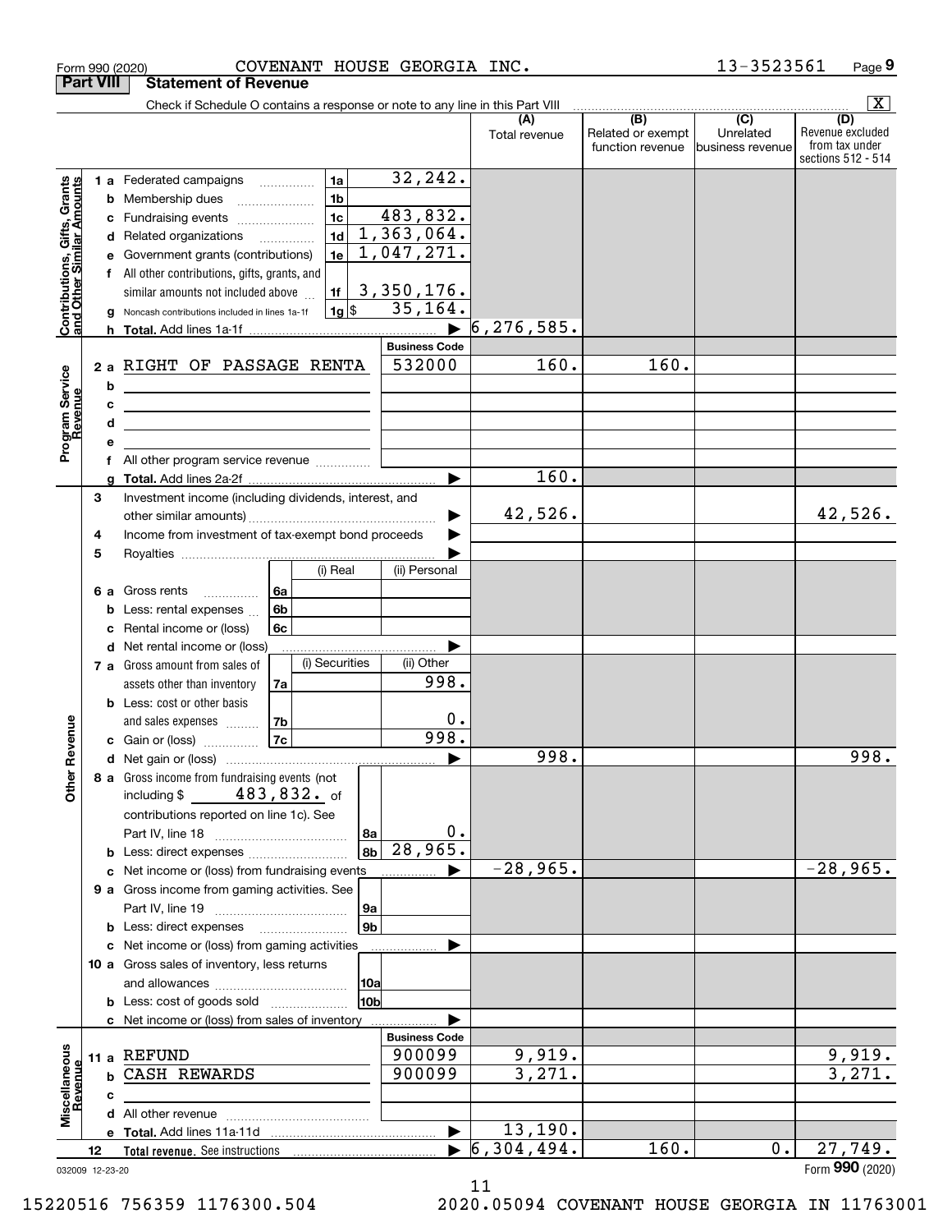Form 990 (2020) COVENANT HOUSE GEORGIA INC. 13-3523561 Page 9

## Part VIII Statement of Revenue

Check if Schedule O contains a response or note to any line in this Part VIII .......... [X]

| | | | (A) Total revenue | (B) Related or exempt function revenue | (C) Unrelated business revenue | (D) Revenue excluded from tax under sections 512 - 514 |
|---|---|---|---|---|---|---|
| **Contributions, Gifts, Grants and Other Similar Amounts** | | | | | | |
| 1 a Federated campaigns | 1a | 32,242. | | | | |
| b Membership dues | 1b | | | | | |
| c Fundraising events | 1c | 483,832. | | | | |
| d Related organizations | 1d | 1,363,064. | | | | |
| e Government grants (contributions) | 1e | 1,047,271. | | | | |
| f All other contributions, gifts, grants, and similar amounts not included above | 1f | 3,350,176. | | | | |
| g Noncash contributions included in lines 1a-1f | 1g $ | 35,164. | | | | |
| h **Total.** Add lines 1a-1f | | ▶ | 6,276,585. | | | |
| **Program Service Revenue** | | **Business Code** | | | | |
| 2 a RIGHT OF PASSAGE RENTA | | 532000 | 160. | 160. | | |
| b | | | | | | |
| c | | | | | | |
| d | | | | | | |
| e | | | | | | |
| f All other program service revenue | | | | | | |
| g **Total.** Add lines 2a-2f | | ▶ | 160. | | | |
| **Other Revenue** | | | | | | |
| 3 Investment income (including dividends, interest, and other similar amounts) | | ▶ | 42,526. | | | 42,526. |
| 4 Income from investment of tax-exempt bond proceeds | | ▶ | | | | |
| 5 Royalties | | ▶ | | | | |
| | (i) Real | (ii) Personal | | | | |
| 6 a Gross rents (6a) | | | | | | |
| b Less: rental expenses (6b) | | | | | | |
| c Rental income or (loss) (6c) | | | | | | |
| d Net rental income or (loss) | | ▶ | | | | |
| | (i) Securities | (ii) Other | | | | |
| 7 a Gross amount from sales of assets other than inventory (7a) | | 998. | | | | |
| b Less: cost or other basis and sales expenses (7b) | | 0. | | | | |
| c Gain or (loss) (7c) | | 998. | | | | |
| d Net gain or (loss) | | ▶ | 998. | | | 998. |
| 8 a Gross income from fundraising events (not including $ 483,832. of contributions reported on line 1c). See Part IV, line 18 | 8a | 0. | | | | |
| b Less: direct expenses | 8b | 28,965. | | | | |
| c Net income or (loss) from fundraising events | | ▶ | -28,965. | | | -28,965. |
| 9 a Gross income from gaming activities. See Part IV, line 19 | 9a | | | | | |
| b Less: direct expenses | 9b | | | | | |
| c Net income or (loss) from gaming activities | | ▶ | | | | |
| 10 a Gross sales of inventory, less returns and allowances | 10a | | | | | |
| b Less: cost of goods sold | 10b | | | | | |
| c Net income or (loss) from sales of inventory | | ▶ | | | | |
| **Miscellaneous Revenue** | | **Business Code** | | | | |
| 11 a REFUND | | 900099 | 9,919. | | | 9,919. |
| b CASH REWARDS | | 900099 | 3,271. | | | 3,271. |
| c | | | | | | |
| d All other revenue | | | | | | |
| e **Total.** Add lines 11a-11d | | ▶ | 13,190. | | | |
| 12 **Total revenue.** See instructions | | ▶ | 6,304,494. | 160. | 0. | 27,749. |

032009 12-23-20 Form **990** (2020)

15220516 756359 1176300.504 2020.05094 COVENANT HOUSE GEORGIA IN 11763001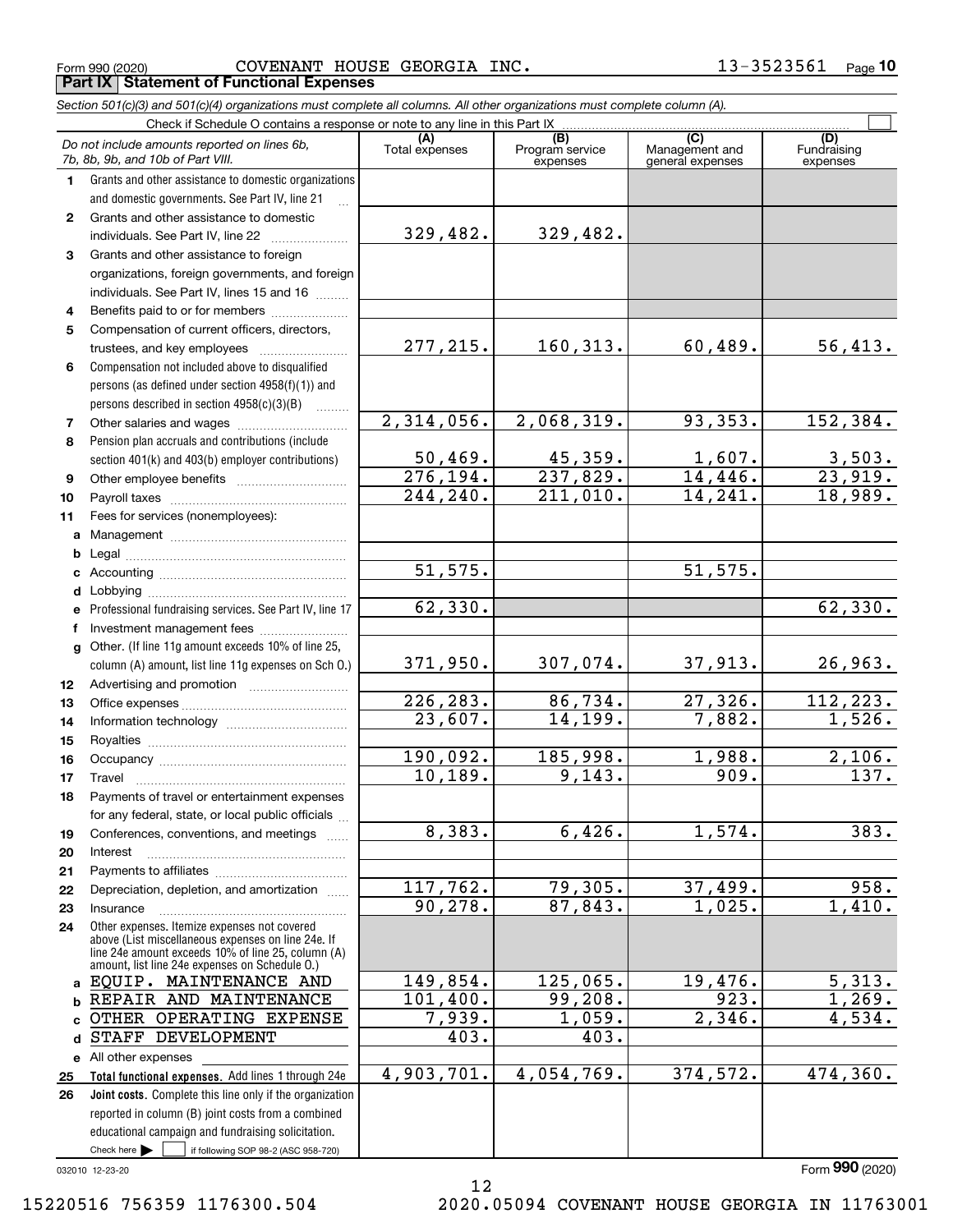Form 990 (2020) COVENANT HOUSE GEORGIA INC. 13-3523561 Page **10**

## Part IX Statement of Functional Expenses

*Section 501(c)(3) and 501(c)(4) organizations must complete all columns. All other organizations must complete column (A).*

Check if Schedule O contains a response or note to any line in this Part IX

| *Do not include amounts reported on lines 6b, 7b, 8b, 9b, and 10b of Part VIII.* | (A) Total expenses | (B) Program service expenses | (C) Management and general expenses | (D) Fundraising expenses |
|---|---|---|---|---|
| **1** Grants and other assistance to domestic organizations and domestic governments. See Part IV, line 21 | | | | |
| **2** Grants and other assistance to domestic individuals. See Part IV, line 22 | 329,482. | 329,482. | | |
| **3** Grants and other assistance to foreign organizations, foreign governments, and foreign individuals. See Part IV, lines 15 and 16 | | | | |
| **4** Benefits paid to or for members | | | | |
| **5** Compensation of current officers, directors, trustees, and key employees | 277,215. | 160,313. | 60,489. | 56,413. |
| **6** Compensation not included above to disqualified persons (as defined under section 4958(f)(1)) and persons described in section 4958(c)(3)(B) | | | | |
| **7** Other salaries and wages | 2,314,056. | 2,068,319. | 93,353. | 152,384. |
| **8** Pension plan accruals and contributions (include section 401(k) and 403(b) employer contributions) | 50,469. | 45,359. | 1,607. | 3,503. |
| **9** Other employee benefits | 276,194. | 237,829. | 14,446. | 23,919. |
| **10** Payroll taxes | 244,240. | 211,010. | 14,241. | 18,989. |
| **11** Fees for services (nonemployees): | | | | |
| **a** Management | | | | |
| **b** Legal | | | | |
| **c** Accounting | 51,575. | | 51,575. | |
| **d** Lobbying | | | | |
| **e** Professional fundraising services. See Part IV, line 17 | 62,330. | | | 62,330. |
| **f** Investment management fees | | | | |
| **g** Other. (If line 11g amount exceeds 10% of line 25, column (A) amount, list line 11g expenses on Sch O.) | 371,950. | 307,074. | 37,913. | 26,963. |
| **12** Advertising and promotion | | | | |
| **13** Office expenses | 226,283. | 86,734. | 27,326. | 112,223. |
| **14** Information technology | 23,607. | 14,199. | 7,882. | 1,526. |
| **15** Royalties | | | | |
| **16** Occupancy | 190,092. | 185,998. | 1,988. | 2,106. |
| **17** Travel | 10,189. | 9,143. | 909. | 137. |
| **18** Payments of travel or entertainment expenses for any federal, state, or local public officials | | | | |
| **19** Conferences, conventions, and meetings | 8,383. | 6,426. | 1,574. | 383. |
| **20** Interest | | | | |
| **21** Payments to affiliates | | | | |
| **22** Depreciation, depletion, and amortization | 117,762. | 79,305. | 37,499. | 958. |
| **23** Insurance | 90,278. | 87,843. | 1,025. | 1,410. |
| **24** Other expenses. Itemize expenses not covered above (List miscellaneous expenses on line 24e. If line 24e amount exceeds 10% of line 25, column (A) amount, list line 24e expenses on Schedule O.) | | | | |
| **a** EQUIP. MAINTENANCE AND | 149,854. | 125,065. | 19,476. | 5,313. |
| **b** REPAIR AND MAINTENANCE | 101,400. | 99,208. | 923. | 1,269. |
| **c** OTHER OPERATING EXPENSE | 7,939. | 1,059. | 2,346. | 4,534. |
| **d** STAFF DEVELOPMENT | 403. | 403. | | |
| **e** All other expenses | | | | |
| **25 Total functional expenses.** Add lines 1 through 24e | 4,903,701. | 4,054,769. | 374,572. | 474,360. |
| **26 Joint costs.** Complete this line only if the organization reported in column (B) joint costs from a combined educational campaign and fundraising solicitation. Check here ☐ if following SOP 98-2 (ASC 958-720) | | | | |

032010 12-23-20

Form **990** (2020)

15220516 756359 1176300.504 2020.05094 COVENANT HOUSE GEORGIA IN 11763001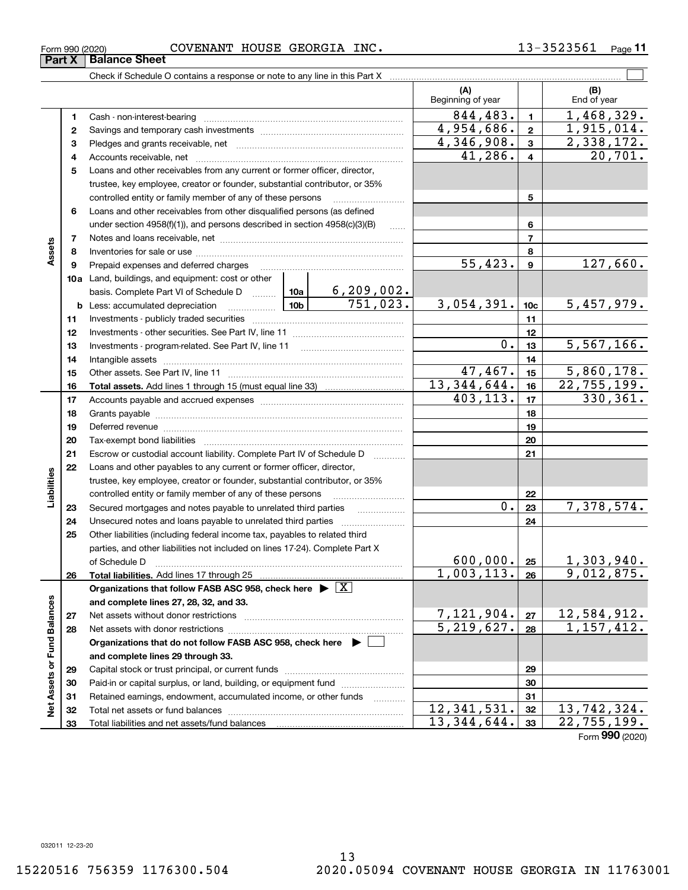Form 990 (2020) COVENANT HOUSE GEORGIA INC. 13-3523561 Page 11

**Part X Balance Sheet**

Check if Schedule O contains a response or note to any line in this Part X ☐

| | | | | | (A) Beginning of year | | (B) End of year |
|---|---|---|---|---|---|---|---|
| **Assets** | 1 | Cash - non-interest-bearing | | | 844,483. | 1 | 1,468,329. |
| | 2 | Savings and temporary cash investments | | | 4,954,686. | 2 | 1,915,014. |
| | 3 | Pledges and grants receivable, net | | | 4,346,908. | 3 | 2,338,172. |
| | 4 | Accounts receivable, net | | | 41,286. | 4 | 20,701. |
| | 5 | Loans and other receivables from any current or former officer, director, trustee, key employee, creator or founder, substantial contributor, or 35% controlled entity or family member of any of these persons | | | | 5 | |
| | 6 | Loans and other receivables from other disqualified persons (as defined under section 4958(f)(1)), and persons described in section 4958(c)(3)(B) | | | | 6 | |
| | 7 | Notes and loans receivable, net | | | | 7 | |
| | 8 | Inventories for sale or use | | | | 8 | |
| | 9 | Prepaid expenses and deferred charges | | | 55,423. | 9 | 127,660. |
| | 10a | Land, buildings, and equipment: cost or other basis. Complete Part VI of Schedule D | 10a | 6,209,002. | | | |
| | b | Less: accumulated depreciation | 10b | 751,023. | 3,054,391. | 10c | 5,457,979. |
| | 11 | Investments - publicly traded securities | | | | 11 | |
| | 12 | Investments - other securities. See Part IV, line 11 | | | | 12 | |
| | 13 | Investments - program-related. See Part IV, line 11 | | | 0. | 13 | 5,567,166. |
| | 14 | Intangible assets | | | | 14 | |
| | 15 | Other assets. See Part IV, line 11 | | | 47,467. | 15 | 5,860,178. |
| | 16 | **Total assets.** Add lines 1 through 15 (must equal line 33) | | | 13,344,644. | 16 | 22,755,199. |
| **Liabilities** | 17 | Accounts payable and accrued expenses | | | 403,113. | 17 | 330,361. |
| | 18 | Grants payable | | | | 18 | |
| | 19 | Deferred revenue | | | | 19 | |
| | 20 | Tax-exempt bond liabilities | | | | 20 | |
| | 21 | Escrow or custodial account liability. Complete Part IV of Schedule D | | | | 21 | |
| | 22 | Loans and other payables to any current or former officer, director, trustee, key employee, creator or founder, substantial contributor, or 35% controlled entity or family member of any of these persons | | | | 22 | |
| | 23 | Secured mortgages and notes payable to unrelated third parties | | | 0. | 23 | 7,378,574. |
| | 24 | Unsecured notes and loans payable to unrelated third parties | | | | 24 | |
| | 25 | Other liabilities (including federal income tax, payables to related third parties, and other liabilities not included on lines 17-24). Complete Part X of Schedule D | | | 600,000. | 25 | 1,303,940. |
| | 26 | **Total liabilities.** Add lines 17 through 25 | | | 1,003,113. | 26 | 9,012,875. |
| **Net Assets or Fund Balances** | | **Organizations that follow FASB ASC 958, check here ▶ ☒ and complete lines 27, 28, 32, and 33.** | | | | | |
| | 27 | Net assets without donor restrictions | | | 7,121,904. | 27 | 12,584,912. |
| | 28 | Net assets with donor restrictions | | | 5,219,627. | 28 | 1,157,412. |
| | | **Organizations that do not follow FASB ASC 958, check here ▶ ☐ and complete lines 29 through 33.** | | | | | |
| | 29 | Capital stock or trust principal, or current funds | | | | 29 | |
| | 30 | Paid-in or capital surplus, or land, building, or equipment fund | | | | 30 | |
| | 31 | Retained earnings, endowment, accumulated income, or other funds | | | | 31 | |
| | 32 | Total net assets or fund balances | | | 12,341,531. | 32 | 13,742,324. |
| | 33 | Total liabilities and net assets/fund balances | | | 13,344,644. | 33 | 22,755,199. |

Form **990** (2020)

032011 12-23-20

15220516 756359 1176300.504 2020.05094 COVENANT HOUSE GEORGIA IN 11763001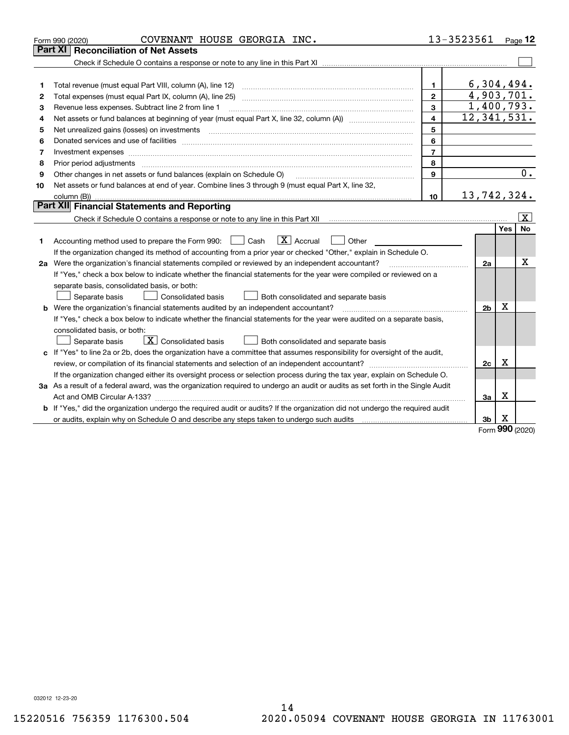Form 990 (2020) COVENANT HOUSE GEORGIA INC. 13-3523561 Page 12

## Part XI Reconciliation of Net Assets

Check if Schedule O contains a response or note to any line in this Part XI ☐

| | | | |
|---|---|---|---|
| 1 | Total revenue (must equal Part VIII, column (A), line 12) | 1 | 6,304,494. |
| 2 | Total expenses (must equal Part IX, column (A), line 25) | 2 | 4,903,701. |
| 3 | Revenue less expenses. Subtract line 2 from line 1 | 3 | 1,400,793. |
| 4 | Net assets or fund balances at beginning of year (must equal Part X, line 32, column (A)) | 4 | 12,341,531. |
| 5 | Net unrealized gains (losses) on investments | 5 | |
| 6 | Donated services and use of facilities | 6 | |
| 7 | Investment expenses | 7 | |
| 8 | Prior period adjustments | 8 | |
| 9 | Other changes in net assets or fund balances (explain on Schedule O) | 9 | 0. |
| 10 | Net assets or fund balances at end of year. Combine lines 3 through 9 (must equal Part X, line 32, column (B)) | 10 | 13,742,324. |

## Part XII Financial Statements and Reporting

Check if Schedule O contains a response or note to any line in this Part XII ☒

| | | | Yes | No |
|---|---|---|---|---|
| 1 | Accounting method used to prepare the Form 990: ☐ Cash ☒ Accrual ☐ Other<br>If the organization changed its method of accounting from a prior year or checked "Other," explain in Schedule O. | | | |
| 2a | Were the organization's financial statements compiled or reviewed by an independent accountant?<br>If "Yes," check a box below to indicate whether the financial statements for the year were compiled or reviewed on a separate basis, consolidated basis, or both:<br>☐ Separate basis ☐ Consolidated basis ☐ Both consolidated and separate basis | 2a | | X |
| b | Were the organization's financial statements audited by an independent accountant?<br>If "Yes," check a box below to indicate whether the financial statements for the year were audited on a separate basis, consolidated basis, or both:<br>☐ Separate basis ☒ Consolidated basis ☐ Both consolidated and separate basis | 2b | X | |
| c | If "Yes" to line 2a or 2b, does the organization have a committee that assumes responsibility for oversight of the audit, review, or compilation of its financial statements and selection of an independent accountant?<br>If the organization changed either its oversight process or selection process during the tax year, explain on Schedule O. | 2c | X | |
| 3a | As a result of a federal award, was the organization required to undergo an audit or audits as set forth in the Single Audit Act and OMB Circular A-133? | 3a | X | |
| b | If "Yes," did the organization undergo the required audit or audits? If the organization did not undergo the required audit or audits, explain why on Schedule O and describe any steps taken to undergo such audits | 3b | X | |

Form 990 (2020)

032012 12-23-20

15220516 756359 1176300.504 2020.05094 COVENANT HOUSE GEORGIA IN 11763001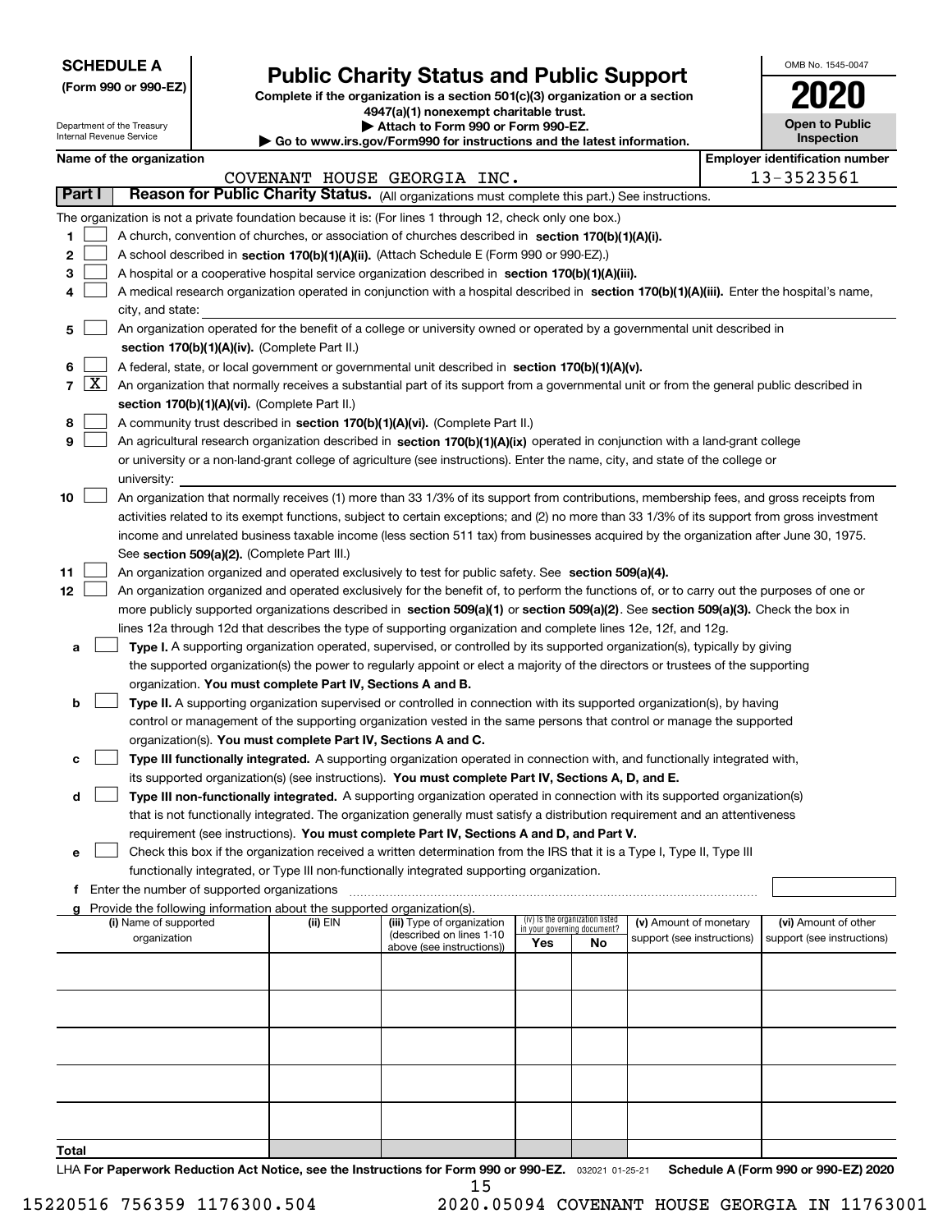**SCHEDULE A**
**(Form 990 or 990-EZ)**

Department of the Treasury
Internal Revenue Service

# Public Charity Status and Public Support

**Complete if the organization is a section 501(c)(3) organization or a section 4947(a)(1) nonexempt charitable trust.**
**▶ Attach to Form 990 or Form 990-EZ.**
**▶ Go to www.irs.gov/Form990 for instructions and the latest information.**

OMB No. 1545-0047

**2020**

**Open to Public Inspection**

**Name of the organization**: COVENANT HOUSE GEORGIA INC.
**Employer identification number**: 13-3523561

## Part I — Reason for Public Charity Status. (All organizations must complete this part.) See instructions.

The organization is not a private foundation because it is: (For lines 1 through 12, check only one box.)

1. [ ] A church, convention of churches, or association of churches described in **section 170(b)(1)(A)(i).**
2. [ ] A school described in **section 170(b)(1)(A)(ii).** (Attach Schedule E (Form 990 or 990-EZ).)
3. [ ] A hospital or a cooperative hospital service organization described in **section 170(b)(1)(A)(iii).**
4. [ ] A medical research organization operated in conjunction with a hospital described in **section 170(b)(1)(A)(iii).** Enter the hospital's name, city, and state:
5. [ ] An organization operated for the benefit of a college or university owned or operated by a governmental unit described in **section 170(b)(1)(A)(iv).** (Complete Part II.)
6. [ ] A federal, state, or local government or governmental unit described in **section 170(b)(1)(A)(v).**
7. [X] An organization that normally receives a substantial part of its support from a governmental unit or from the general public described in **section 170(b)(1)(A)(vi).** (Complete Part II.)
8. [ ] A community trust described in **section 170(b)(1)(A)(vi).** (Complete Part II.)
9. [ ] An agricultural research organization described in **section 170(b)(1)(A)(ix)** operated in conjunction with a land-grant college or university or a non-land-grant college of agriculture (see instructions). Enter the name, city, and state of the college or university:
10. [ ] An organization that normally receives (1) more than 33 1/3% of its support from contributions, membership fees, and gross receipts from activities related to its exempt functions, subject to certain exceptions; and (2) no more than 33 1/3% of its support from gross investment income and unrelated business taxable income (less section 511 tax) from businesses acquired by the organization after June 30, 1975. See **section 509(a)(2).** (Complete Part III.)
11. [ ] An organization organized and operated exclusively to test for public safety. See **section 509(a)(4).**
12. [ ] An organization organized and operated exclusively for the benefit of, to perform the functions of, or to carry out the purposes of one or more publicly supported organizations described in **section 509(a)(1)** or **section 509(a)(2)**. See **section 509(a)(3).** Check the box in lines 12a through 12d that describes the type of supporting organization and complete lines 12e, 12f, and 12g.
   - **a** [ ] **Type I.** A supporting organization operated, supervised, or controlled by its supported organization(s), typically by giving the supported organization(s) the power to regularly appoint or elect a majority of the directors or trustees of the supporting organization. **You must complete Part IV, Sections A and B.**
   - **b** [ ] **Type II.** A supporting organization supervised or controlled in connection with its supported organization(s), by having control or management of the supporting organization vested in the same persons that control or manage the supported organization(s). **You must complete Part IV, Sections A and C.**
   - **c** [ ] **Type III functionally integrated.** A supporting organization operated in connection with, and functionally integrated with, its supported organization(s) (see instructions). **You must complete Part IV, Sections A, D, and E.**
   - **d** [ ] **Type III non-functionally integrated.** A supporting organization operated in connection with its supported organization(s) that is not functionally integrated. The organization generally must satisfy a distribution requirement and an attentiveness requirement (see instructions). **You must complete Part IV, Sections A and D, and Part V.**
   - **e** [ ] Check this box if the organization received a written determination from the IRS that it is a Type I, Type II, Type III functionally integrated, or Type III non-functionally integrated supporting organization.
   - **f** Enter the number of supported organizations
   - **g** Provide the following information about the supported organization(s).

| (i) Name of supported organization | (ii) EIN | (iii) Type of organization (described on lines 1-10 above (see instructions)) | (iv) Is the organization listed in your governing document? Yes | No | (v) Amount of monetary support (see instructions) | (vi) Amount of other support (see instructions) |
|---|---|---|---|---|---|---|
| | | | | | | |
| | | | | | | |
| | | | | | | |
| | | | | | | |
| | | | | | | |
| **Total** | | | | | | |

LHA **For Paperwork Reduction Act Notice, see the Instructions for Form 990 or 990-EZ.** 032021 01-25-21 **Schedule A (Form 990 or 990-EZ) 2020**

15220516 756359 1176300.504 2020.05094 COVENANT HOUSE GEORGIA IN 11763001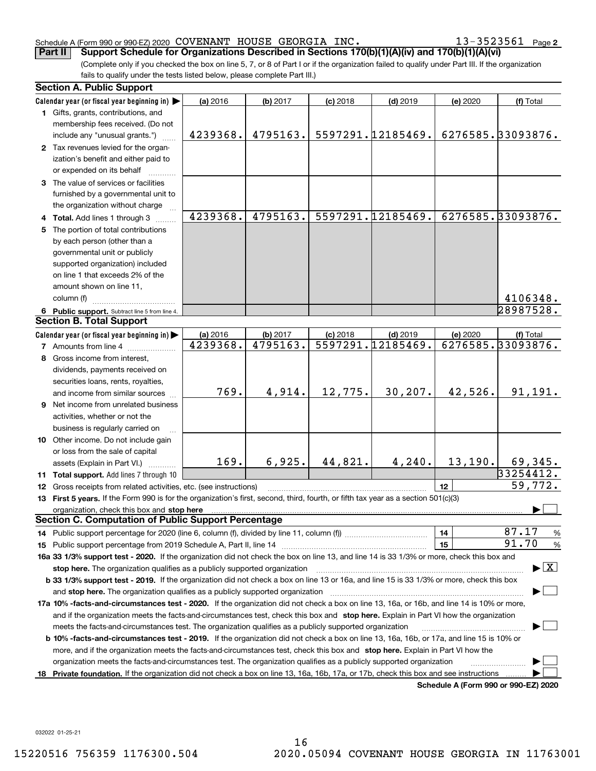Schedule A (Form 990 or 990-EZ) 2020 COVENANT HOUSE GEORGIA INC. 13-3523561 Page 2

## Part II Support Schedule for Organizations Described in Sections 170(b)(1)(A)(iv) and 170(b)(1)(A)(vi)

(Complete only if you checked the box on line 5, 7, or 8 of Part I or if the organization failed to qualify under Part III. If the organization fails to qualify under the tests listed below, please complete Part III.)

### Section A. Public Support

| Calendar year (or fiscal year beginning in) ▶ | (a) 2016 | (b) 2017 | (c) 2018 | (d) 2019 | (e) 2020 | (f) Total |
|---|---|---|---|---|---|---|
| 1 Gifts, grants, contributions, and membership fees received. (Do not include any "unusual grants.") | 4239368. | 4795163. | 5597291. | 12185469. | 6276585. | 33093876. |
| 2 Tax revenues levied for the organization's benefit and either paid to or expended on its behalf | | | | | | |
| 3 The value of services or facilities furnished by a governmental unit to the organization without charge | | | | | | |
| 4 Total. Add lines 1 through 3 | 4239368. | 4795163. | 5597291. | 12185469. | 6276585. | 33093876. |
| 5 The portion of total contributions by each person (other than a governmental unit or publicly supported organization) included on line 1 that exceeds 2% of the amount shown on line 11, column (f) | | | | | | 4106348. |
| 6 Public support. Subtract line 5 from line 4. | | | | | | 28987528. |

### Section B. Total Support

| Calendar year (or fiscal year beginning in) ▶ | (a) 2016 | (b) 2017 | (c) 2018 | (d) 2019 | (e) 2020 | (f) Total |
|---|---|---|---|---|---|---|
| 7 Amounts from line 4 | 4239368. | 4795163. | 5597291. | 12185469. | 6276585. | 33093876. |
| 8 Gross income from interest, dividends, payments received on securities loans, rents, royalties, and income from similar sources | 769. | 4,914. | 12,775. | 30,207. | 42,526. | 91,191. |
| 9 Net income from unrelated business activities, whether or not the business is regularly carried on | | | | | | |
| 10 Other income. Do not include gain or loss from the sale of capital assets (Explain in Part VI.) | 169. | 6,925. | 44,821. | 4,240. | 13,190. | 69,345. |
| 11 Total support. Add lines 7 through 10 | | | | | | 33254412. |

12 Gross receipts from related activities, etc. (see instructions) | 12 | 59,772.

13 **First 5 years.** If the Form 990 is for the organization's first, second, third, fourth, or fifth tax year as a section 501(c)(3) organization, check this box and **stop here** ▶ ☐

### Section C. Computation of Public Support Percentage

14 Public support percentage for 2020 (line 6, column (f), divided by line 11, column (f)) | 14 | 87.17 %

15 Public support percentage from 2019 Schedule A, Part II, line 14 | 15 | 91.70 %

**16a 33 1/3% support test - 2020.** If the organization did not check the box on line 13, and line 14 is 33 1/3% or more, check this box and **stop here.** The organization qualifies as a publicly supported organization ▶ ☒

**b 33 1/3% support test - 2019.** If the organization did not check a box on line 13 or 16a, and line 15 is 33 1/3% or more, check this box and **stop here.** The organization qualifies as a publicly supported organization ▶ ☐

**17a 10% -facts-and-circumstances test - 2020.** If the organization did not check a box on line 13, 16a, or 16b, and line 14 is 10% or more, and if the organization meets the facts-and-circumstances test, check this box and **stop here.** Explain in Part VI how the organization meets the facts-and-circumstances test. The organization qualifies as a publicly supported organization ▶ ☐

**b 10% -facts-and-circumstances test - 2019.** If the organization did not check a box on line 13, 16a, 16b, or 17a, and line 15 is 10% or more, and if the organization meets the facts-and-circumstances test, check this box and **stop here.** Explain in Part VI how the organization meets the facts-and-circumstances test. The organization qualifies as a publicly supported organization ▶ ☐

**18 Private foundation.** If the organization did not check a box on line 13, 16a, 16b, 17a, or 17b, check this box and see instructions ▶ ☐

**Schedule A (Form 990 or 990-EZ) 2020**

032022 01-25-21

15220516 756359 1176300.504 2020.05094 COVENANT HOUSE GEORGIA IN 11763001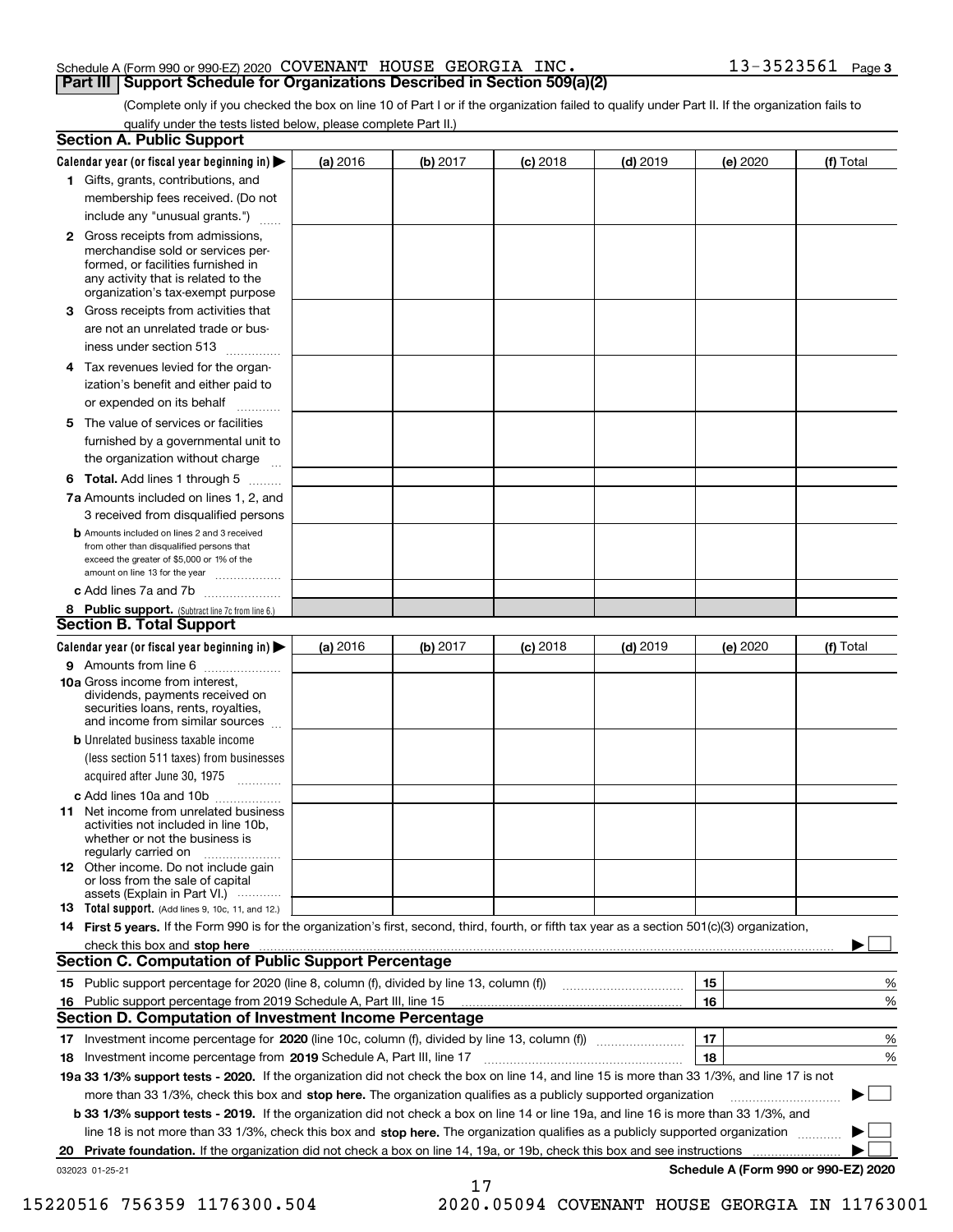Schedule A (Form 990 or 990-EZ) 2020 COVENANT HOUSE GEORGIA INC. 13-3523561 Page 3

## Part III Support Schedule for Organizations Described in Section 509(a)(2)

(Complete only if you checked the box on line 10 of Part I or if the organization failed to qualify under Part II. If the organization fails to qualify under the tests listed below, please complete Part II.)

### Section A. Public Support

| Calendar year (or fiscal year beginning in) ▶ | (a) 2016 | (b) 2017 | (c) 2018 | (d) 2019 | (e) 2020 | (f) Total |
|---|---|---|---|---|---|---|
| 1 Gifts, grants, contributions, and membership fees received. (Do not include any "unusual grants.") | | | | | | |
| 2 Gross receipts from admissions, merchandise sold or services performed, or facilities furnished in any activity that is related to the organization's tax-exempt purpose | | | | | | |
| 3 Gross receipts from activities that are not an unrelated trade or business under section 513 | | | | | | |
| 4 Tax revenues levied for the organization's benefit and either paid to or expended on its behalf | | | | | | |
| 5 The value of services or facilities furnished by a governmental unit to the organization without charge | | | | | | |
| 6 **Total.** Add lines 1 through 5 | | | | | | |
| 7a Amounts included on lines 1, 2, and 3 received from disqualified persons | | | | | | |
| b Amounts included on lines 2 and 3 received from other than disqualified persons that exceed the greater of $5,000 or 1% of the amount on line 13 for the year | | | | | | |
| c Add lines 7a and 7b | | | | | | |
| 8 **Public support.** (Subtract line 7c from line 6.) | | | | | | |

### Section B. Total Support

| Calendar year (or fiscal year beginning in) ▶ | (a) 2016 | (b) 2017 | (c) 2018 | (d) 2019 | (e) 2020 | (f) Total |
|---|---|---|---|---|---|---|
| 9 Amounts from line 6 | | | | | | |
| 10a Gross income from interest, dividends, payments received on securities loans, rents, royalties, and income from similar sources | | | | | | |
| b Unrelated business taxable income (less section 511 taxes) from businesses acquired after June 30, 1975 | | | | | | |
| c Add lines 10a and 10b | | | | | | |
| 11 Net income from unrelated business activities not included in line 10b, whether or not the business is regularly carried on | | | | | | |
| 12 Other income. Do not include gain or loss from the sale of capital assets (Explain in Part VI.) | | | | | | |
| 13 **Total support.** (Add lines 9, 10c, 11, and 12.) | | | | | | |

14 **First 5 years.** If the Form 990 is for the organization's first, second, third, fourth, or fifth tax year as a section 501(c)(3) organization, check this box and **stop here** ▶ ☐

### Section C. Computation of Public Support Percentage

| | | | |
|---|---|---|---|
| 15 | Public support percentage for 2020 (line 8, column (f), divided by line 13, column (f)) | 15 | % |
| 16 | Public support percentage from 2019 Schedule A, Part III, line 15 | 16 | % |

### Section D. Computation of Investment Income Percentage

| | | | |
|---|---|---|---|
| 17 | Investment income percentage for **2020** (line 10c, column (f), divided by line 13, column (f)) | 17 | % |
| 18 | Investment income percentage from **2019** Schedule A, Part III, line 17 | 18 | % |

**19a 33 1/3% support tests - 2020.** If the organization did not check the box on line 14, and line 15 is more than 33 1/3%, and line 17 is not more than 33 1/3%, check this box and **stop here.** The organization qualifies as a publicly supported organization ▶ ☐

**b 33 1/3% support tests - 2019.** If the organization did not check a box on line 14 or line 19a, and line 16 is more than 33 1/3%, and line 18 is not more than 33 1/3%, check this box and **stop here.** The organization qualifies as a publicly supported organization ▶ ☐

**20 Private foundation.** If the organization did not check a box on line 14, 19a, or 19b, check this box and see instructions ▶ ☐

032023 01-25-21

**Schedule A (Form 990 or 990-EZ) 2020**

15220516 756359 1176300.504 2020.05094 COVENANT HOUSE GEORGIA IN 11763001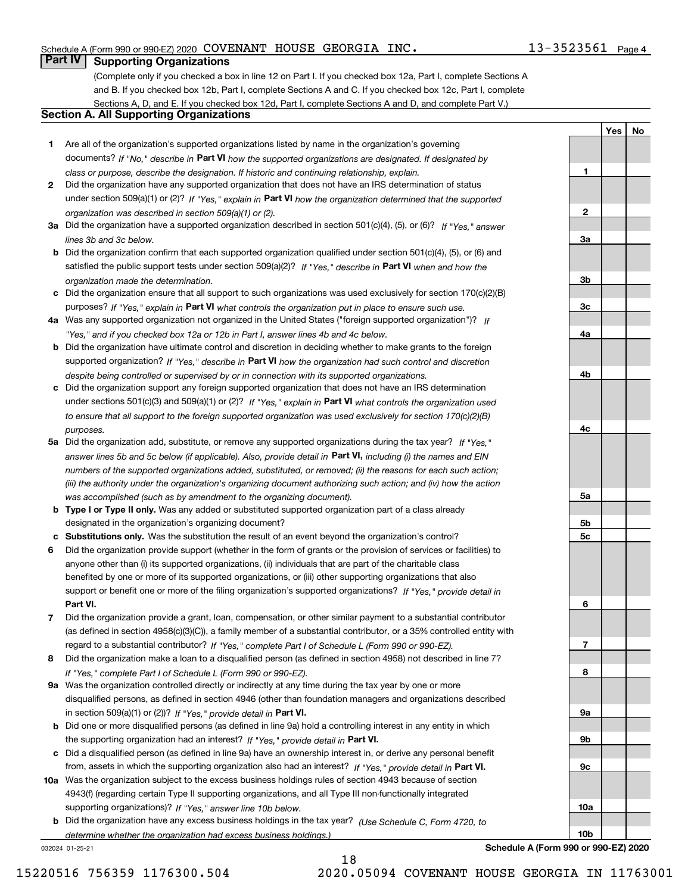Schedule A (Form 990 or 990-EZ) 2020 COVENANT HOUSE GEORGIA INC. 13-3523561 Page 4

## Part IV Supporting Organizations

(Complete only if you checked a box in line 12 on Part I. If you checked box 12a, Part I, complete Sections A and B. If you checked box 12b, Part I, complete Sections A and C. If you checked box 12c, Part I, complete Sections A, D, and E. If you checked box 12d, Part I, complete Sections A and D, and complete Part V.)

### Section A. All Supporting Organizations

| | | | Yes | No |
|---|---|---|---|---|
| **1** | Are all of the organization's supported organizations listed by name in the organization's governing documents? *If "No," describe in* **Part VI** *how the supported organizations are designated. If designated by class or purpose, describe the designation. If historic and continuing relationship, explain.* | 1 | | |
| **2** | Did the organization have any supported organization that does not have an IRS determination of status under section 509(a)(1) or (2)? *If "Yes," explain in* **Part VI** *how the organization determined that the supported organization was described in section 509(a)(1) or (2).* | 2 | | |
| **3a** | Did the organization have a supported organization described in section 501(c)(4), (5), or (6)? *If "Yes," answer lines 3b and 3c below.* | 3a | | |
| **b** | Did the organization confirm that each supported organization qualified under section 501(c)(4), (5), or (6) and satisfied the public support tests under section 509(a)(2)? *If "Yes," describe in* **Part VI** *when and how the organization made the determination.* | 3b | | |
| **c** | Did the organization ensure that all support to such organizations was used exclusively for section 170(c)(2)(B) purposes? *If "Yes," explain in* **Part VI** *what controls the organization put in place to ensure such use.* | 3c | | |
| **4a** | Was any supported organization not organized in the United States ("foreign supported organization")? *If "Yes," and if you checked box 12a or 12b in Part I, answer lines 4b and 4c below.* | 4a | | |
| **b** | Did the organization have ultimate control and discretion in deciding whether to make grants to the foreign supported organization? *If "Yes," describe in* **Part VI** *how the organization had such control and discretion despite being controlled or supervised by or in connection with its supported organizations.* | 4b | | |
| **c** | Did the organization support any foreign supported organization that does not have an IRS determination under sections 501(c)(3) and 509(a)(1) or (2)? *If "Yes," explain in* **Part VI** *what controls the organization used to ensure that all support to the foreign supported organization was used exclusively for section 170(c)(2)(B) purposes.* | 4c | | |
| **5a** | Did the organization add, substitute, or remove any supported organizations during the tax year? *If "Yes," answer lines 5b and 5c below (if applicable). Also, provide detail in* **Part VI,** *including (i) the names and EIN numbers of the supported organizations added, substituted, or removed; (ii) the reasons for each such action; (iii) the authority under the organization's organizing document authorizing such action; and (iv) how the action was accomplished (such as by amendment to the organizing document).* | 5a | | |
| **b** | **Type I or Type II only.** Was any added or substituted supported organization part of a class already designated in the organization's organizing document? | 5b | | |
| **c** | **Substitutions only.** Was the substitution the result of an event beyond the organization's control? | 5c | | |
| **6** | Did the organization provide support (whether in the form of grants or the provision of services or facilities) to anyone other than (i) its supported organizations, (ii) individuals that are part of the charitable class benefited by one or more of its supported organizations, or (iii) other supporting organizations that also support or benefit one or more of the filing organization's supported organizations? *If "Yes," provide detail in* **Part VI.** | 6 | | |
| **7** | Did the organization provide a grant, loan, compensation, or other similar payment to a substantial contributor (as defined in section 4958(c)(3)(C)), a family member of a substantial contributor, or a 35% controlled entity with regard to a substantial contributor? *If "Yes," complete Part I of Schedule L (Form 990 or 990-EZ).* | 7 | | |
| **8** | Did the organization make a loan to a disqualified person (as defined in section 4958) not described in line 7? *If "Yes," complete Part I of Schedule L (Form 990 or 990-EZ).* | 8 | | |
| **9a** | Was the organization controlled directly or indirectly at any time during the tax year by one or more disqualified persons, as defined in section 4946 (other than foundation managers and organizations described in section 509(a)(1) or (2))? *If "Yes," provide detail in* **Part VI.** | 9a | | |
| **b** | Did one or more disqualified persons (as defined in line 9a) hold a controlling interest in any entity in which the supporting organization had an interest? *If "Yes," provide detail in* **Part VI.** | 9b | | |
| **c** | Did a disqualified person (as defined in line 9a) have an ownership interest in, or derive any personal benefit from, assets in which the supporting organization also had an interest? *If "Yes," provide detail in* **Part VI.** | 9c | | |
| **10a** | Was the organization subject to the excess business holdings rules of section 4943 because of section 4943(f) (regarding certain Type II supporting organizations, and all Type III non-functionally integrated supporting organizations)? *If "Yes," answer line 10b below.* | 10a | | |
| **b** | Did the organization have any excess business holdings in the tax year? *(Use Schedule C, Form 4720, to determine whether the organization had excess business holdings.)* | 10b | | |

032024 01-25-21 **Schedule A (Form 990 or 990-EZ) 2020**

15220516 756359 1176300.504 2020.05094 COVENANT HOUSE GEORGIA IN 11763001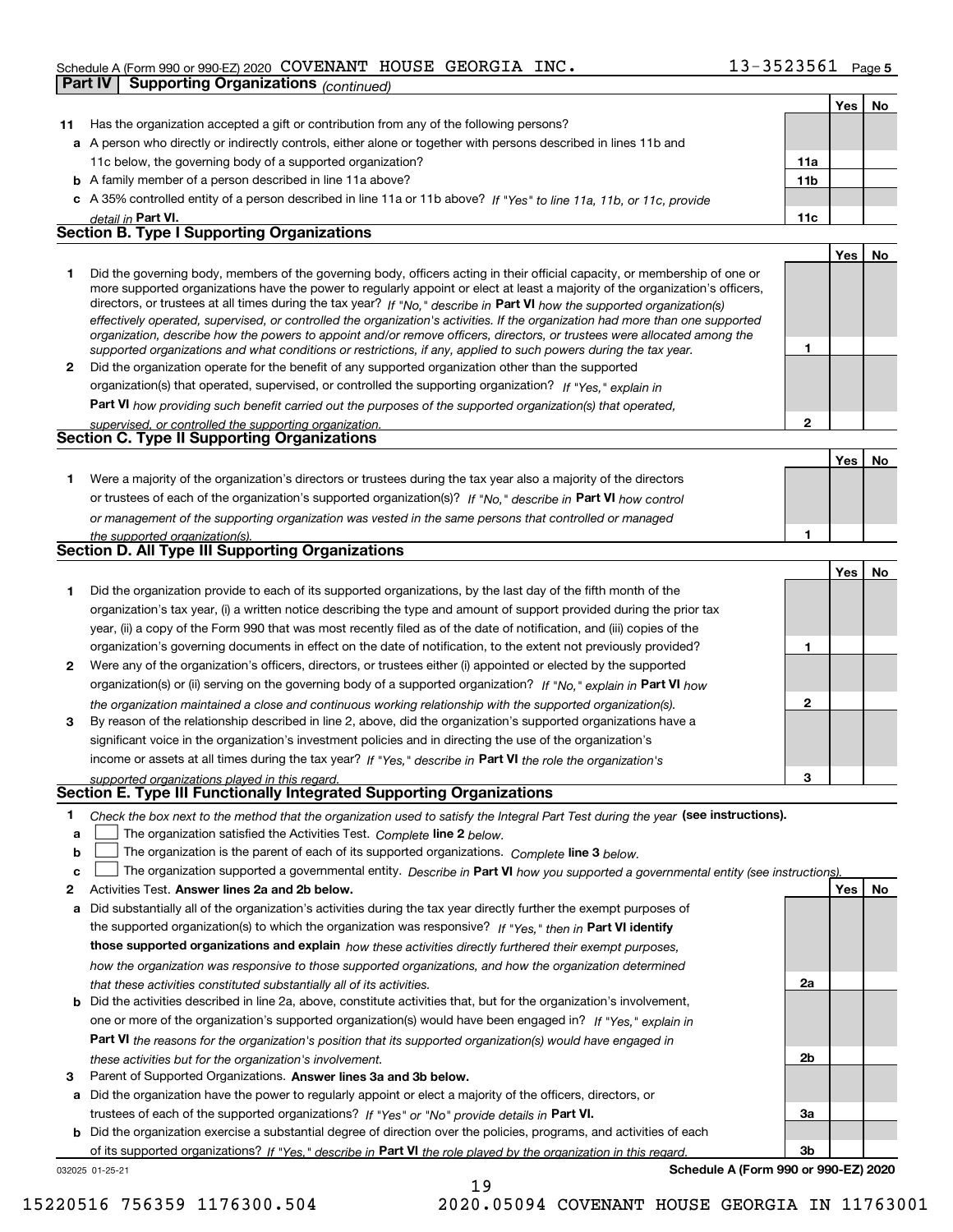Schedule A (Form 990 or 990-EZ) 2020 COVENANT HOUSE GEORGIA INC. 13-3523561 Page 5

## Part IV Supporting Organizations *(continued)*

| | | | Yes | No |
|---|---|---|---|---|
| **11** | Has the organization accepted a gift or contribution from any of the following persons? | | | |
| **a** | A person who directly or indirectly controls, either alone or together with persons described in lines 11b and 11c below, the governing body of a supported organization? | 11a | | |
| **b** | A family member of a person described in line 11a above? | 11b | | |
| **c** | A 35% controlled entity of a person described in line 11a or 11b above? *If "Yes" to line 11a, 11b, or 11c, provide detail in* **Part VI.** | 11c | | |

### Section B. Type I Supporting Organizations

| | | | Yes | No |
|---|---|---|---|---|
| **1** | Did the governing body, members of the governing body, officers acting in their official capacity, or membership of one or more supported organizations have the power to regularly appoint or elect at least a majority of the organization's officers, directors, or trustees at all times during the tax year? *If "No," describe in* **Part VI** *how the supported organization(s) effectively operated, supervised, or controlled the organization's activities. If the organization had more than one supported organization, describe how the powers to appoint and/or remove officers, directors, or trustees were allocated among the supported organizations and what conditions or restrictions, if any, applied to such powers during the tax year.* | 1 | | |
| **2** | Did the organization operate for the benefit of any supported organization other than the supported organization(s) that operated, supervised, or controlled the supporting organization? *If "Yes," explain in* **Part VI** *how providing such benefit carried out the purposes of the supported organization(s) that operated, supervised, or controlled the supporting organization.* | 2 | | |

### Section C. Type II Supporting Organizations

| | | | Yes | No |
|---|---|---|---|---|
| **1** | Were a majority of the organization's directors or trustees during the tax year also a majority of the directors or trustees of each of the organization's supported organization(s)? *If "No," describe in* **Part VI** *how control or management of the supporting organization was vested in the same persons that controlled or managed the supported organization(s).* | 1 | | |

### Section D. All Type III Supporting Organizations

| | | | Yes | No |
|---|---|---|---|---|
| **1** | Did the organization provide to each of its supported organizations, by the last day of the fifth month of the organization's tax year, (i) a written notice describing the type and amount of support provided during the prior tax year, (ii) a copy of the Form 990 that was most recently filed as of the date of notification, and (iii) copies of the organization's governing documents in effect on the date of notification, to the extent not previously provided? | 1 | | |
| **2** | Were any of the organization's officers, directors, or trustees either (i) appointed or elected by the supported organization(s) or (ii) serving on the governing body of a supported organization? *If "No," explain in* **Part VI** *how the organization maintained a close and continuous working relationship with the supported organization(s).* | 2 | | |
| **3** | By reason of the relationship described in line 2, above, did the organization's supported organizations have a significant voice in the organization's investment policies and in directing the use of the organization's income or assets at all times during the tax year? *If "Yes," describe in* **Part VI** *the role the organization's supported organizations played in this regard.* | 3 | | |

### Section E. Type III Functionally Integrated Supporting Organizations

**1** *Check the box next to the method that the organization used to satisfy the Integral Part Test during the year* **(see instructions).**

- **a** ☐ The organization satisfied the Activities Test. *Complete* **line 2** *below.*
- **b** ☐ The organization is the parent of each of its supported organizations. *Complete* **line 3** *below.*
- **c** ☐ The organization supported a governmental entity. *Describe in* **Part VI** *how you supported a governmental entity (see instructions).*

| | | | Yes | No |
|---|---|---|---|---|
| **2** | Activities Test. **Answer lines 2a and 2b below.** | | | |
| **a** | Did substantially all of the organization's activities during the tax year directly further the exempt purposes of the supported organization(s) to which the organization was responsive? *If "Yes," then in* **Part VI identify those supported organizations and explain** *how these activities directly furthered their exempt purposes, how the organization was responsive to those supported organizations, and how the organization determined that these activities constituted substantially all of its activities.* | 2a | | |
| **b** | Did the activities described in line 2a, above, constitute activities that, but for the organization's involvement, one or more of the organization's supported organization(s) would have been engaged in? *If "Yes," explain in* **Part VI** *the reasons for the organization's position that its supported organization(s) would have engaged in these activities but for the organization's involvement.* | 2b | | |
| **3** | Parent of Supported Organizations. **Answer lines 3a and 3b below.** | | | |
| **a** | Did the organization have the power to regularly appoint or elect a majority of the officers, directors, or trustees of each of the supported organizations? *If "Yes" or "No" provide details in* **Part VI.** | 3a | | |
| **b** | Did the organization exercise a substantial degree of direction over the policies, programs, and activities of each of its supported organizations? *If "Yes," describe in* **Part VI** *the role played by the organization in this regard.* | 3b | | |

032025 01-25-21 **Schedule A (Form 990 or 990-EZ) 2020**

15220516 756359 1176300.504 2020.05094 COVENANT HOUSE GEORGIA IN 11763001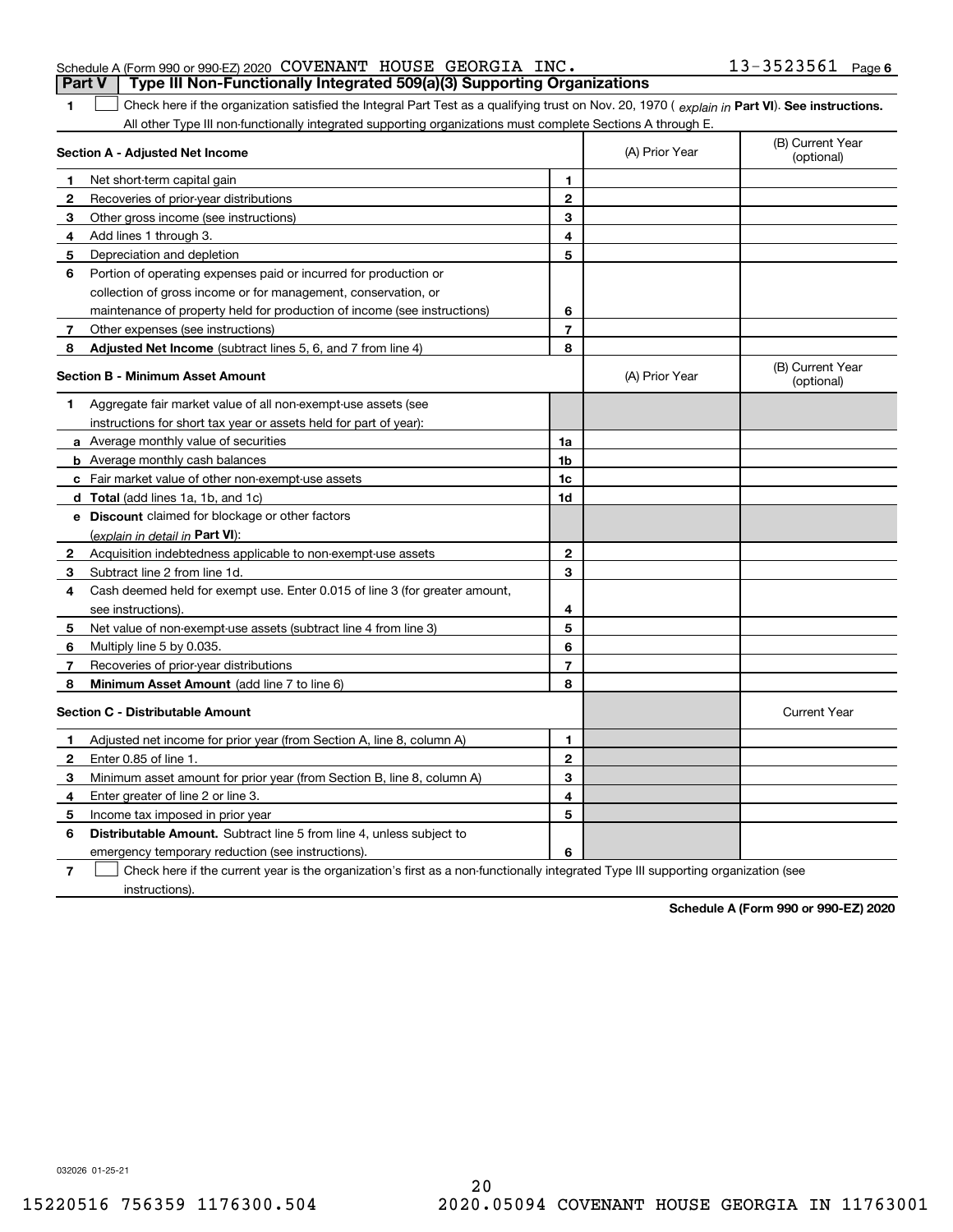Schedule A (Form 990 or 990-EZ) 2020 COVENANT HOUSE GEORGIA INC. 13-3523561 Page 6

**Part V | Type III Non-Functionally Integrated 509(a)(3) Supporting Organizations**

**1** ☐ Check here if the organization satisfied the Integral Part Test as a qualifying trust on Nov. 20, 1970 ( *explain in* **Part VI**). **See instructions.** All other Type III non-functionally integrated supporting organizations must complete Sections A through E.

| **Section A - Adjusted Net Income** | | (A) Prior Year | (B) Current Year (optional) |
|---|---|---|---|
| **1** Net short-term capital gain | **1** | | |
| **2** Recoveries of prior-year distributions | **2** | | |
| **3** Other gross income (see instructions) | **3** | | |
| **4** Add lines 1 through 3. | **4** | | |
| **5** Depreciation and depletion | **5** | | |
| **6** Portion of operating expenses paid or incurred for production or collection of gross income or for management, conservation, or maintenance of property held for production of income (see instructions) | **6** | | |
| **7** Other expenses (see instructions) | **7** | | |
| **8** **Adjusted Net Income** (subtract lines 5, 6, and 7 from line 4) | **8** | | |

| **Section B - Minimum Asset Amount** | | (A) Prior Year | (B) Current Year (optional) |
|---|---|---|---|
| **1** Aggregate fair market value of all non-exempt-use assets (see instructions for short tax year or assets held for part of year): | | | |
| **a** Average monthly value of securities | **1a** | | |
| **b** Average monthly cash balances | **1b** | | |
| **c** Fair market value of other non-exempt-use assets | **1c** | | |
| **d** **Total** (add lines 1a, 1b, and 1c) | **1d** | | |
| **e** **Discount** claimed for blockage or other factors (*explain in detail in* **Part VI**): | | | |
| **2** Acquisition indebtedness applicable to non-exempt-use assets | **2** | | |
| **3** Subtract line 2 from line 1d. | **3** | | |
| **4** Cash deemed held for exempt use. Enter 0.015 of line 3 (for greater amount, see instructions). | **4** | | |
| **5** Net value of non-exempt-use assets (subtract line 4 from line 3) | **5** | | |
| **6** Multiply line 5 by 0.035. | **6** | | |
| **7** Recoveries of prior-year distributions | **7** | | |
| **8** **Minimum Asset Amount** (add line 7 to line 6) | **8** | | |

| **Section C - Distributable Amount** | | | Current Year |
|---|---|---|---|
| **1** Adjusted net income for prior year (from Section A, line 8, column A) | **1** | | |
| **2** Enter 0.85 of line 1. | **2** | | |
| **3** Minimum asset amount for prior year (from Section B, line 8, column A) | **3** | | |
| **4** Enter greater of line 2 or line 3. | **4** | | |
| **5** Income tax imposed in prior year | **5** | | |
| **6** **Distributable Amount.** Subtract line 5 from line 4, unless subject to emergency temporary reduction (see instructions). | **6** | | |

**7** ☐ Check here if the current year is the organization's first as a non-functionally integrated Type III supporting organization (see instructions).

**Schedule A (Form 990 or 990-EZ) 2020**

032026 01-25-21

15220516 756359 1176300.504 2020.05094 COVENANT HOUSE GEORGIA IN 11763001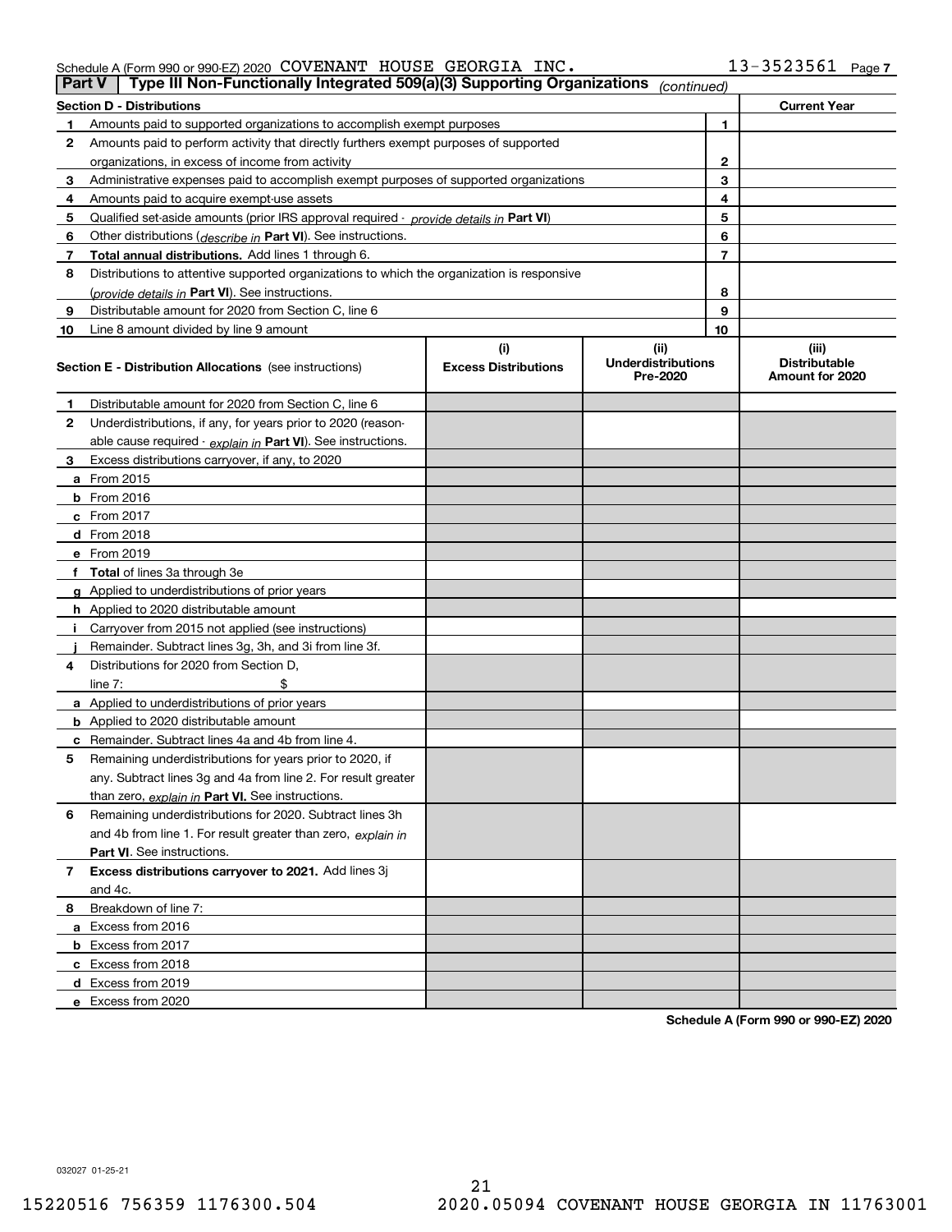Schedule A (Form 990 or 990-EZ) 2020 COVENANT HOUSE GEORGIA INC. 13-3523561 Page 7

## Part V Type III Non-Functionally Integrated 509(a)(3) Supporting Organizations *(continued)*

| Section D - Distributions | | | Current Year |
|---|---|---|---|
| 1 | Amounts paid to supported organizations to accomplish exempt purposes | 1 | |
| 2 | Amounts paid to perform activity that directly furthers exempt purposes of supported organizations, in excess of income from activity | 2 | |
| 3 | Administrative expenses paid to accomplish exempt purposes of supported organizations | 3 | |
| 4 | Amounts paid to acquire exempt-use assets | 4 | |
| 5 | Qualified set-aside amounts (prior IRS approval required - *provide details in* **Part VI**) | 5 | |
| 6 | Other distributions (*describe in* **Part VI**). See instructions. | 6 | |
| 7 | **Total annual distributions.** Add lines 1 through 6. | 7 | |
| 8 | Distributions to attentive supported organizations to which the organization is responsive (*provide details in* **Part VI**). See instructions. | 8 | |
| 9 | Distributable amount for 2020 from Section C, line 6 | 9 | |
| 10 | Line 8 amount divided by line 9 amount | 10 | |

| **Section E - Distribution Allocations** (see instructions) | (i) Excess Distributions | (ii) Underdistributions Pre-2020 | (iii) Distributable Amount for 2020 |
|---|---|---|---|
| **1** Distributable amount for 2020 from Section C, line 6 | | | |
| **2** Underdistributions, if any, for years prior to 2020 (reasonable cause required - *explain in* **Part VI**). See instructions. | | | |
| **3** Excess distributions carryover, if any, to 2020 | | | |
| **a** From 2015 | | | |
| **b** From 2016 | | | |
| **c** From 2017 | | | |
| **d** From 2018 | | | |
| **e** From 2019 | | | |
| **f Total** of lines 3a through 3e | | | |
| **g** Applied to underdistributions of prior years | | | |
| **h** Applied to 2020 distributable amount | | | |
| **i** Carryover from 2015 not applied (see instructions) | | | |
| **j** Remainder. Subtract lines 3g, 3h, and 3i from line 3f. | | | |
| **4** Distributions for 2020 from Section D, line 7: $ | | | |
| **a** Applied to underdistributions of prior years | | | |
| **b** Applied to 2020 distributable amount | | | |
| **c** Remainder. Subtract lines 4a and 4b from line 4. | | | |
| **5** Remaining underdistributions for years prior to 2020, if any. Subtract lines 3g and 4a from line 2. For result greater than zero, *explain in* **Part VI.** See instructions. | | | |
| **6** Remaining underdistributions for 2020. Subtract lines 3h and 4b from line 1. For result greater than zero, *explain in* **Part VI**. See instructions. | | | |
| **7 Excess distributions carryover to 2021.** Add lines 3j and 4c. | | | |
| **8** Breakdown of line 7: | | | |
| **a** Excess from 2016 | | | |
| **b** Excess from 2017 | | | |
| **c** Excess from 2018 | | | |
| **d** Excess from 2019 | | | |
| **e** Excess from 2020 | | | |

**Schedule A (Form 990 or 990-EZ) 2020**

032027 01-25-21

15220516 756359 1176300.504 2020.05094 COVENANT HOUSE GEORGIA IN 11763001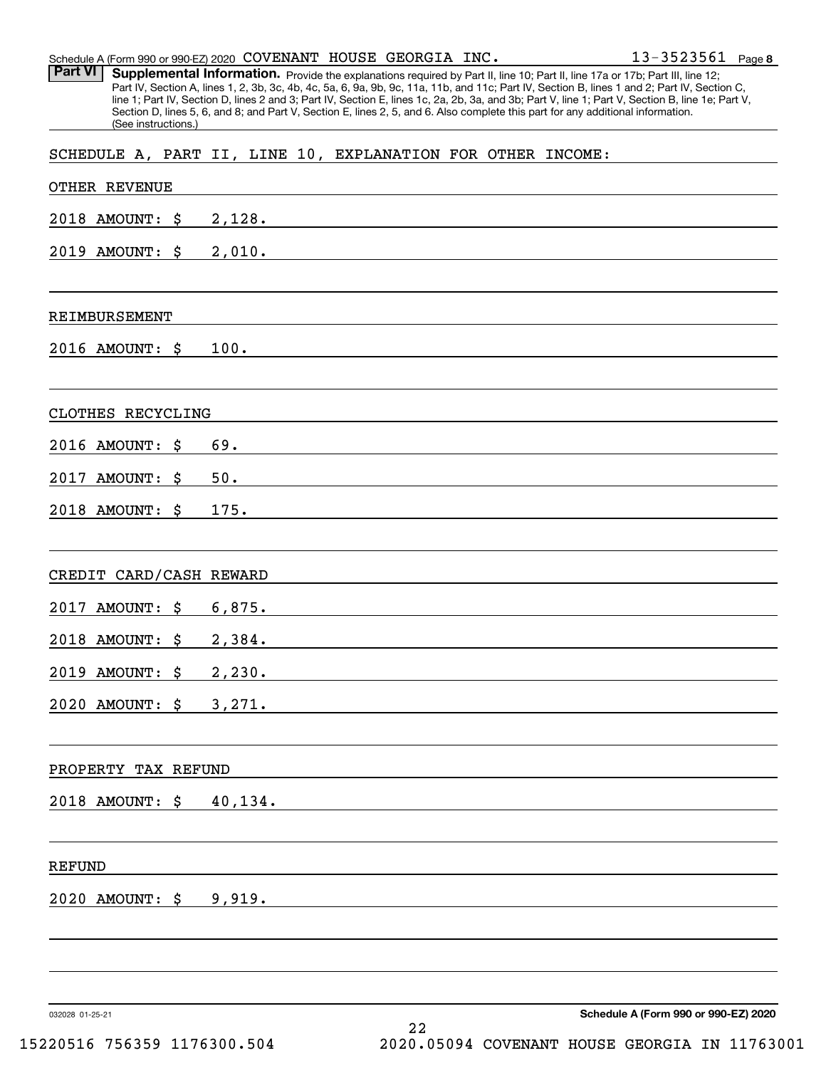Schedule A (Form 990 or 990-EZ) 2020 COVENANT HOUSE GEORGIA INC. 13-3523561 Page 8

**Part VI** **Supplemental Information.** Provide the explanations required by Part II, line 10; Part II, line 17a or 17b; Part III, line 12; Part IV, Section A, lines 1, 2, 3b, 3c, 4b, 4c, 5a, 6, 9a, 9b, 9c, 11a, 11b, and 11c; Part IV, Section B, lines 1 and 2; Part IV, Section C, line 1; Part IV, Section D, lines 2 and 3; Part IV, Section E, lines 1c, 2a, 2b, 3a, and 3b; Part V, line 1; Part V, Section B, line 1e; Part V, Section D, lines 5, 6, and 8; and Part V, Section E, lines 2, 5, and 6. Also complete this part for any additional information. (See instructions.)

SCHEDULE A, PART II, LINE 10, EXPLANATION FOR OTHER INCOME:

OTHER REVENUE

2018 AMOUNT: $ 2,128.

2019 AMOUNT: $ 2,010.

REIMBURSEMENT

2016 AMOUNT: $ 100.

CLOTHES RECYCLING

2016 AMOUNT: $ 69.

2017 AMOUNT: $ 50.

2018 AMOUNT: $ 175.

CREDIT CARD/CASH REWARD

2017 AMOUNT: $ 6,875.

2018 AMOUNT: $ 2,384.

2019 AMOUNT: $ 2,230.

2020 AMOUNT: $ 3,271.

PROPERTY TAX REFUND

2018 AMOUNT: $ 40,134.

REFUND

2020 AMOUNT: $ 9,919.

032028 01-25-21 **Schedule A (Form 990 or 990-EZ) 2020**

15220516 756359 1176300.504 2020.05094 COVENANT HOUSE GEORGIA IN 11763001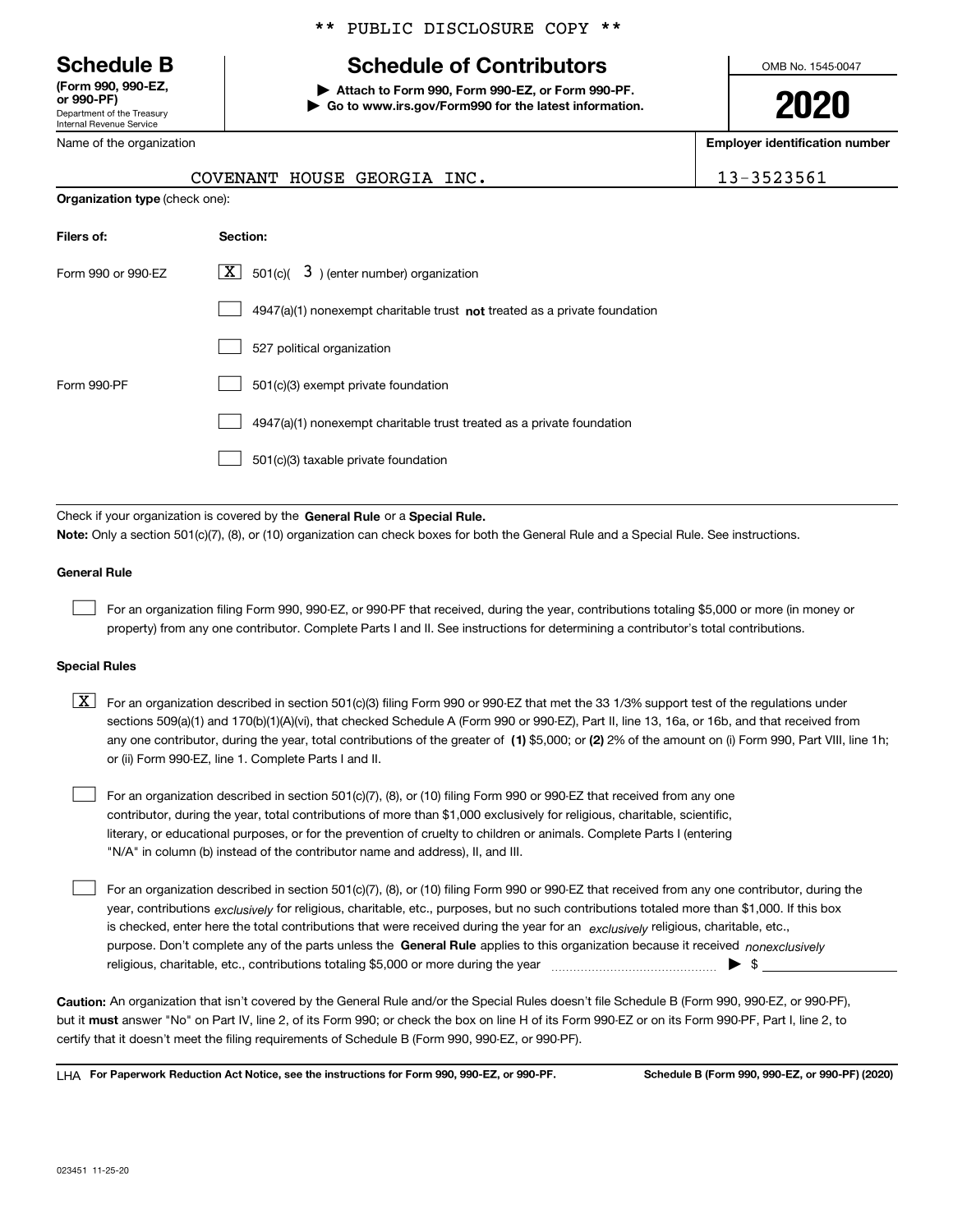** PUBLIC DISCLOSURE COPY **

# Schedule B
**(Form 990, 990-EZ, or 990-PF)**
Department of the Treasury
Internal Revenue Service

## Schedule of Contributors

**▶ Attach to Form 990, Form 990-EZ, or Form 990-PF.**
**▶ Go to www.irs.gov/Form990 for the latest information.**

OMB No. 1545-0047

**2020**

Name of the organization: COVENANT HOUSE GEORGIA INC.

**Employer identification number:** 13-3523561

**Organization type** (check one):

| **Filers of:** | **Section:** |
|---|---|
| Form 990 or 990-EZ | [X] 501(c)( 3 ) (enter number) organization |
| | [ ] 4947(a)(1) nonexempt charitable trust **not** treated as a private foundation |
| | [ ] 527 political organization |
| Form 990-PF | [ ] 501(c)(3) exempt private foundation |
| | [ ] 4947(a)(1) nonexempt charitable trust treated as a private foundation |
| | [ ] 501(c)(3) taxable private foundation |

Check if your organization is covered by the **General Rule** or a **Special Rule.**

**Note:** Only a section 501(c)(7), (8), or (10) organization can check boxes for both the General Rule and a Special Rule. See instructions.

### General Rule

[ ] For an organization filing Form 990, 990-EZ, or 990-PF that received, during the year, contributions totaling $5,000 or more (in money or property) from any one contributor. Complete Parts I and II. See instructions for determining a contributor's total contributions.

### Special Rules

[X] For an organization described in section 501(c)(3) filing Form 990 or 990-EZ that met the 33 1/3% support test of the regulations under sections 509(a)(1) and 170(b)(1)(A)(vi), that checked Schedule A (Form 990 or 990-EZ), Part II, line 13, 16a, or 16b, and that received from any one contributor, during the year, total contributions of the greater of **(1)** $5,000; or **(2)** 2% of the amount on (i) Form 990, Part VIII, line 1h; or (ii) Form 990-EZ, line 1. Complete Parts I and II.

[ ] For an organization described in section 501(c)(7), (8), or (10) filing Form 990 or 990-EZ that received from any one contributor, during the year, total contributions of more than $1,000 exclusively for religious, charitable, scientific, literary, or educational purposes, or for the prevention of cruelty to children or animals. Complete Parts I (entering "N/A" in column (b) instead of the contributor name and address), II, and III.

[ ] For an organization described in section 501(c)(7), (8), or (10) filing Form 990 or 990-EZ that received from any one contributor, during the year, contributions *exclusively* for religious, charitable, etc., purposes, but no such contributions totaled more than $1,000. If this box is checked, enter here the total contributions that were received during the year for an *exclusively* religious, charitable, etc., purpose. Don't complete any of the parts unless the **General Rule** applies to this organization because it received *nonexclusively* religious, charitable, etc., contributions totaling $5,000 or more during the year ▶ $

**Caution:** An organization that isn't covered by the General Rule and/or the Special Rules doesn't file Schedule B (Form 990, 990-EZ, or 990-PF), but it **must** answer "No" on Part IV, line 2, of its Form 990; or check the box on line H of its Form 990-EZ or on its Form 990-PF, Part I, line 2, to certify that it doesn't meet the filing requirements of Schedule B (Form 990, 990-EZ, or 990-PF).

LHA **For Paperwork Reduction Act Notice, see the instructions for Form 990, 990-EZ, or 990-PF.** **Schedule B (Form 990, 990-EZ, or 990-PF) (2020)**

023451 11-25-20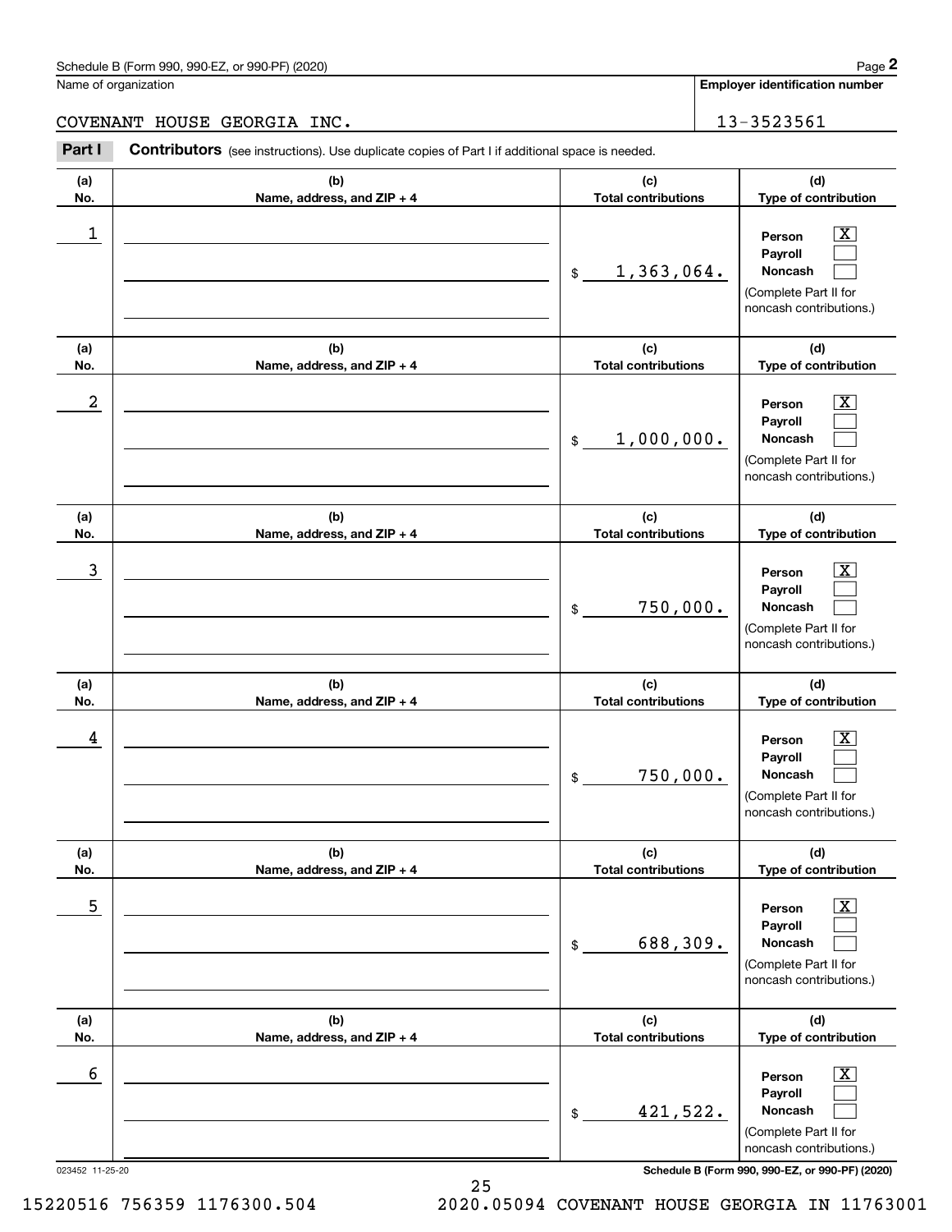Schedule B (Form 990, 990-EZ, or 990-PF) (2020)

Name of organization: COVENANT HOUSE GEORGIA INC.

Employer identification number: 13-3523561

**Part I** **Contributors** (see instructions). Use duplicate copies of Part I if additional space is needed.

| (a) No. | (b) Name, address, and ZIP + 4 | (c) Total contributions | (d) Type of contribution |
|---|---|---|---|
| 1 | | $ 1,363,064. | Person [X] Payroll [ ] Noncash [ ] (Complete Part II for noncash contributions.) |
| 2 | | $ 1,000,000. | Person [X] Payroll [ ] Noncash [ ] (Complete Part II for noncash contributions.) |
| 3 | | $ 750,000. | Person [X] Payroll [ ] Noncash [ ] (Complete Part II for noncash contributions.) |
| 4 | | $ 750,000. | Person [X] Payroll [ ] Noncash [ ] (Complete Part II for noncash contributions.) |
| 5 | | $ 688,309. | Person [X] Payroll [ ] Noncash [ ] (Complete Part II for noncash contributions.) |
| 6 | | $ 421,522. | Person [X] Payroll [ ] Noncash [ ] (Complete Part II for noncash contributions.) |

023452 11-25-20

Schedule B (Form 990, 990-EZ, or 990-PF) (2020)

15220516 756359 1176300.504 2020.05094 COVENANT HOUSE GEORGIA IN 11763001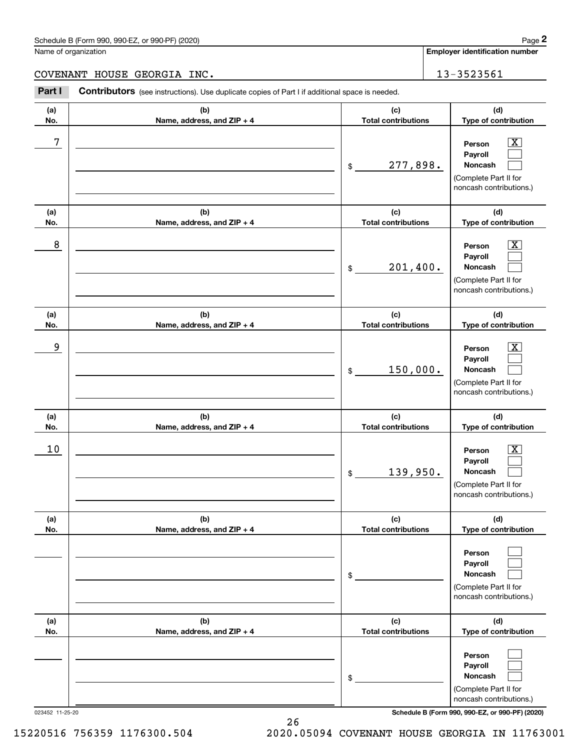Schedule B (Form 990, 990-EZ, or 990-PF) (2020)

Name of organization: COVENANT HOUSE GEORGIA INC.

Employer identification number: 13-3523561

**Part I** **Contributors** (see instructions). Use duplicate copies of Part I if additional space is needed.

| (a) No. | (b) Name, address, and ZIP + 4 | (c) Total contributions | (d) Type of contribution |
|---|---|---|---|
| 7 | | $ 277,898. | Person [X] Payroll [ ] Noncash [ ] (Complete Part II for noncash contributions.) |
| 8 | | $ 201,400. | Person [X] Payroll [ ] Noncash [ ] (Complete Part II for noncash contributions.) |
| 9 | | $ 150,000. | Person [X] Payroll [ ] Noncash [ ] (Complete Part II for noncash contributions.) |
| 10 | | $ 139,950. | Person [X] Payroll [ ] Noncash [ ] (Complete Part II for noncash contributions.) |
| | | $ | Person [ ] Payroll [ ] Noncash [ ] (Complete Part II for noncash contributions.) |
| | | $ | Person [ ] Payroll [ ] Noncash [ ] (Complete Part II for noncash contributions.) |

023452 11-25-20

Schedule B (Form 990, 990-EZ, or 990-PF) (2020)

15220516 756359 1176300.504 2020.05094 COVENANT HOUSE GEORGIA IN 11763001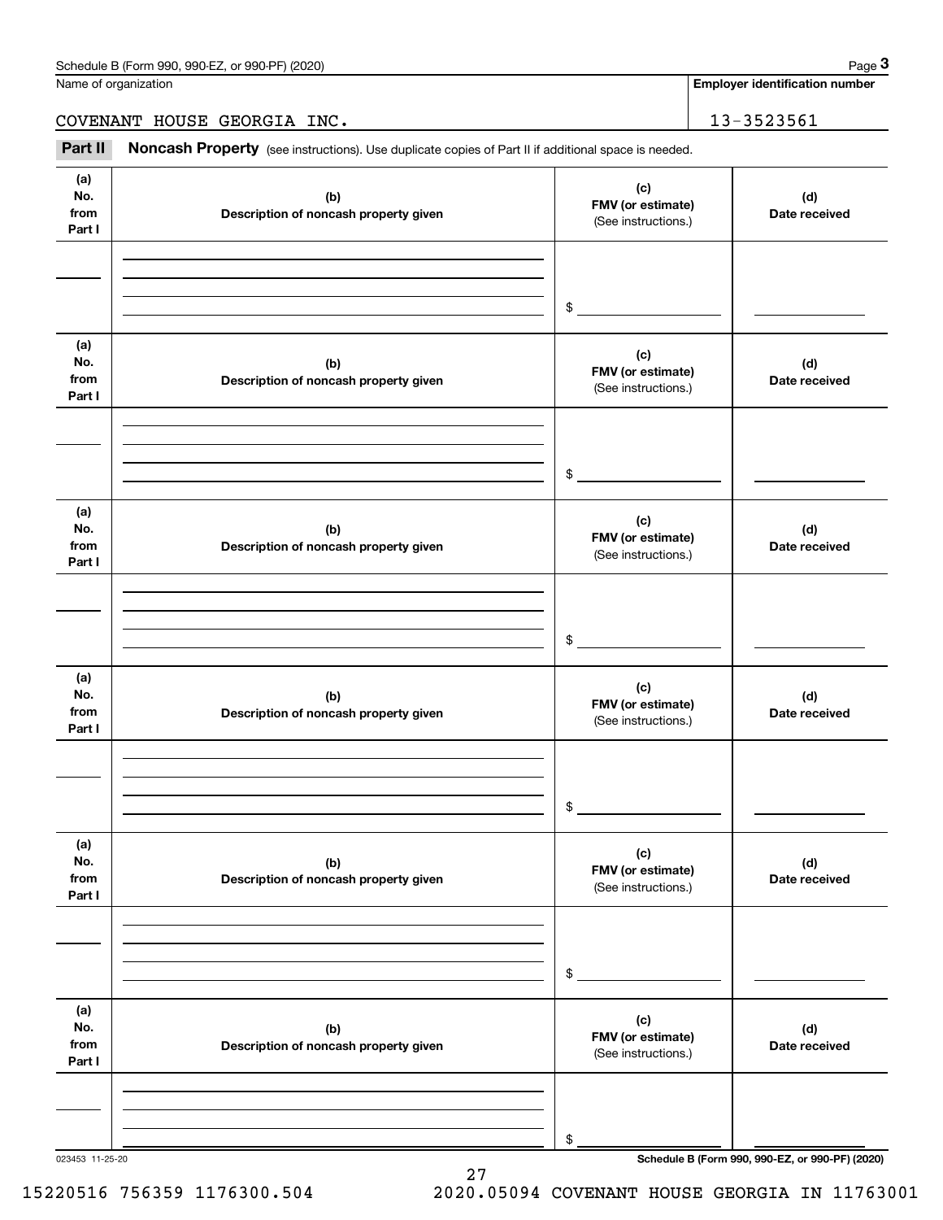Name of organization

COVENANT HOUSE GEORGIA INC.

Employer identification number

13-3523561

**Part II** **Noncash Property** (see instructions). Use duplicate copies of Part II if additional space is needed.

| (a) No. from Part I | (b) Description of noncash property given | (c) FMV (or estimate) (See instructions.) | (d) Date received |
|---|---|---|---|
| | | $ | |

| (a) No. from Part I | (b) Description of noncash property given | (c) FMV (or estimate) (See instructions.) | (d) Date received |
|---|---|---|---|
| | | $ | |

| (a) No. from Part I | (b) Description of noncash property given | (c) FMV (or estimate) (See instructions.) | (d) Date received |
|---|---|---|---|
| | | $ | |

| (a) No. from Part I | (b) Description of noncash property given | (c) FMV (or estimate) (See instructions.) | (d) Date received |
|---|---|---|---|
| | | $ | |

| (a) No. from Part I | (b) Description of noncash property given | (c) FMV (or estimate) (See instructions.) | (d) Date received |
|---|---|---|---|
| | | $ | |

| (a) No. from Part I | (b) Description of noncash property given | (c) FMV (or estimate) (See instructions.) | (d) Date received |
|---|---|---|---|
| | | $ | |

023453 11-25-20

15220516 756359 1176300.504 2020.05094 COVENANT HOUSE GEORGIA IN 11763001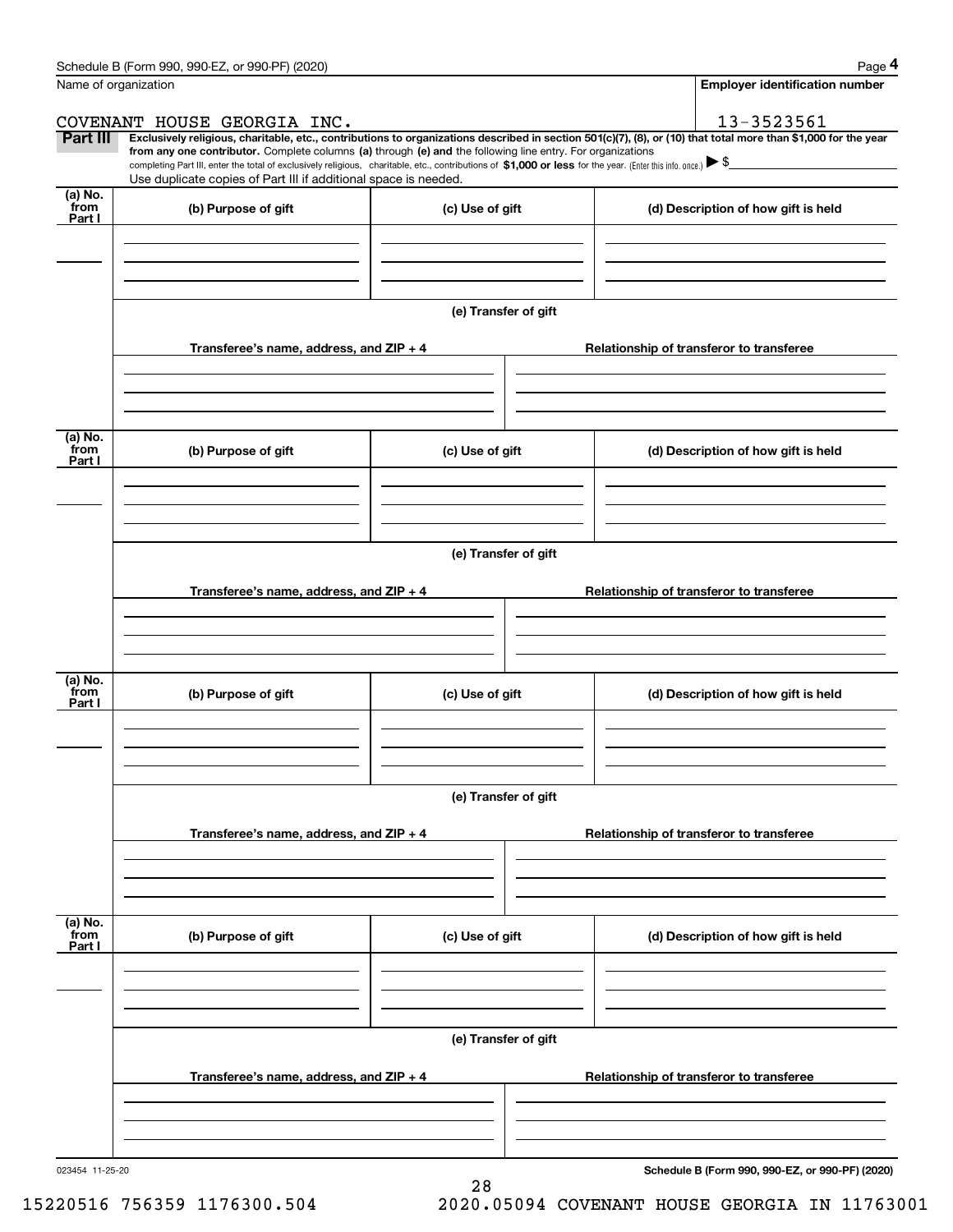Name of organization

COVENANT HOUSE GEORGIA INC.

**Employer identification number**

13-3523561

**Part III** **Exclusively religious, charitable, etc., contributions to organizations described in section 501(c)(7), (8), or (10) that total more than $1,000 for the year from any one contributor.** Complete columns **(a)** through **(e)** and the following line entry. For organizations completing Part III, enter the total of exclusively religious, charitable, etc., contributions of **$1,000 or less** for the year. (Enter this info. once.) ▶ $

Use duplicate copies of Part III if additional space is needed.

| (a) No. from Part I | (b) Purpose of gift | (c) Use of gift | (d) Description of how gift is held |
|---|---|---|---|
| | | | |

**(e) Transfer of gift**

| Transferee's name, address, and ZIP + 4 | Relationship of transferor to transferee |
|---|---|
| | |

| (a) No. from Part I | (b) Purpose of gift | (c) Use of gift | (d) Description of how gift is held |
|---|---|---|---|
| | | | |

**(e) Transfer of gift**

| Transferee's name, address, and ZIP + 4 | Relationship of transferor to transferee |
|---|---|
| | |

| (a) No. from Part I | (b) Purpose of gift | (c) Use of gift | (d) Description of how gift is held |
|---|---|---|---|
| | | | |

**(e) Transfer of gift**

| Transferee's name, address, and ZIP + 4 | Relationship of transferor to transferee |
|---|---|
| | |

| (a) No. from Part I | (b) Purpose of gift | (c) Use of gift | (d) Description of how gift is held |
|---|---|---|---|
| | | | |

**(e) Transfer of gift**

| Transferee's name, address, and ZIP + 4 | Relationship of transferor to transferee |
|---|---|
| | |

023454 11-25-20

**Schedule B (Form 990, 990-EZ, or 990-PF) (2020)**

15220516 756359 1176300.504 2020.05094 COVENANT HOUSE GEORGIA IN 11763001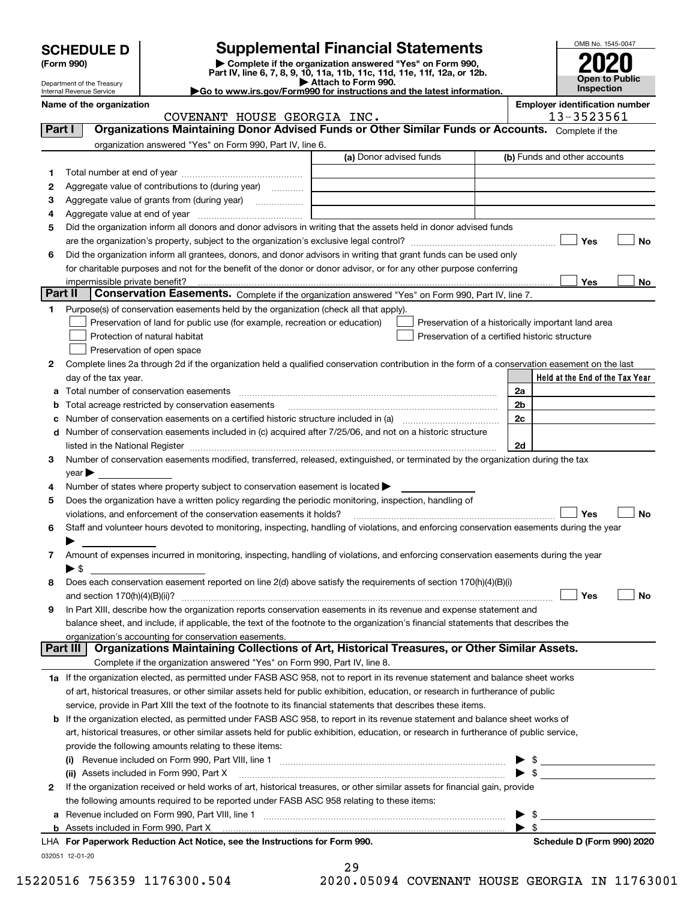# SCHEDULE D (Form 990)

Department of the Treasury
Internal Revenue Service

## Supplemental Financial Statements

▶ Complete if the organization answered "Yes" on Form 990, Part IV, line 6, 7, 8, 9, 10, 11a, 11b, 11c, 11d, 11e, 11f, 12a, or 12b.
▶ Attach to Form 990.
▶Go to www.irs.gov/Form990 for instructions and the latest information.

OMB No. 1545-0047

**2020**

**Open to Public Inspection**

**Name of the organization:** COVENANT HOUSE GEORGIA INC.

**Employer identification number:** 13-3523561

### Part I — Organizations Maintaining Donor Advised Funds or Other Similar Funds or Accounts. Complete if the organization answered "Yes" on Form 990, Part IV, line 6.

| | | (a) Donor advised funds | (b) Funds and other accounts |
|---|---|---|---|
| 1 | Total number at end of year | | |
| 2 | Aggregate value of contributions to (during year) | | |
| 3 | Aggregate value of grants from (during year) | | |
| 4 | Aggregate value at end of year | | |

5 Did the organization inform all donors and donor advisors in writing that the assets held in donor advised funds are the organization's property, subject to the organization's exclusive legal control? ☐ Yes ☐ No

6 Did the organization inform all grantees, donors, and donor advisors in writing that grant funds can be used only for charitable purposes and not for the benefit of the donor or donor advisor, or for any other purpose conferring impermissible private benefit? ☐ Yes ☐ No

### Part II — Conservation Easements. Complete if the organization answered "Yes" on Form 990, Part IV, line 7.

1 Purpose(s) of conservation easements held by the organization (check all that apply).

- ☐ Preservation of land for public use (for example, recreation or education)
- ☐ Protection of natural habitat
- ☐ Preservation of open space
- ☐ Preservation of a historically important land area
- ☐ Preservation of a certified historic structure

2 Complete lines 2a through 2d if the organization held a qualified conservation contribution in the form of a conservation easement on the last day of the tax year.

| | | | Held at the End of the Tax Year |
|---|---|---|---|
| a | Total number of conservation easements | 2a | |
| b | Total acreage restricted by conservation easements | 2b | |
| c | Number of conservation easements on a certified historic structure included in (a) | 2c | |
| d | Number of conservation easements included in (c) acquired after 7/25/06, and not on a historic structure listed in the National Register | 2d | |

3 Number of conservation easements modified, transferred, released, extinguished, or terminated by the organization during the tax year ▶

4 Number of states where property subject to conservation easement is located ▶

5 Does the organization have a written policy regarding the periodic monitoring, inspection, handling of violations, and enforcement of the conservation easements it holds? ☐ Yes ☐ No

6 Staff and volunteer hours devoted to monitoring, inspecting, handling of violations, and enforcing conservation easements during the year ▶

7 Amount of expenses incurred in monitoring, inspecting, handling of violations, and enforcing conservation easements during the year ▶ $

8 Does each conservation easement reported on line 2(d) above satisfy the requirements of section 170(h)(4)(B)(i) and section 170(h)(4)(B)(ii)? ☐ Yes ☐ No

9 In Part XIII, describe how the organization reports conservation easements in its revenue and expense statement and balance sheet, and include, if applicable, the text of the footnote to the organization's financial statements that describes the organization's accounting for conservation easements.

### Part III — Organizations Maintaining Collections of Art, Historical Treasures, or Other Similar Assets. Complete if the organization answered "Yes" on Form 990, Part IV, line 8.

1a If the organization elected, as permitted under FASB ASC 958, not to report in its revenue statement and balance sheet works of art, historical treasures, or other similar assets held for public exhibition, education, or research in furtherance of public service, provide in Part XIII the text of the footnote to its financial statements that describes these items.

b If the organization elected, as permitted under FASB ASC 958, to report in its revenue statement and balance sheet works of art, historical treasures, or other similar assets held for public exhibition, education, or research in furtherance of public service, provide the following amounts relating to these items:

(i) Revenue included on Form 990, Part VIII, line 1 ▶ $

(ii) Assets included in Form 990, Part X ▶ $

2 If the organization received or held works of art, historical treasures, or other similar assets for financial gain, provide the following amounts required to be reported under FASB ASC 958 relating to these items:

a Revenue included on Form 990, Part VIII, line 1 ▶ $

b Assets included in Form 990, Part X ▶ $

LHA For Paperwork Reduction Act Notice, see the Instructions for Form 990. Schedule D (Form 990) 2020

032051 12-01-20

15220516 756359 1176300.504 2020.05094 COVENANT HOUSE GEORGIA IN 11763001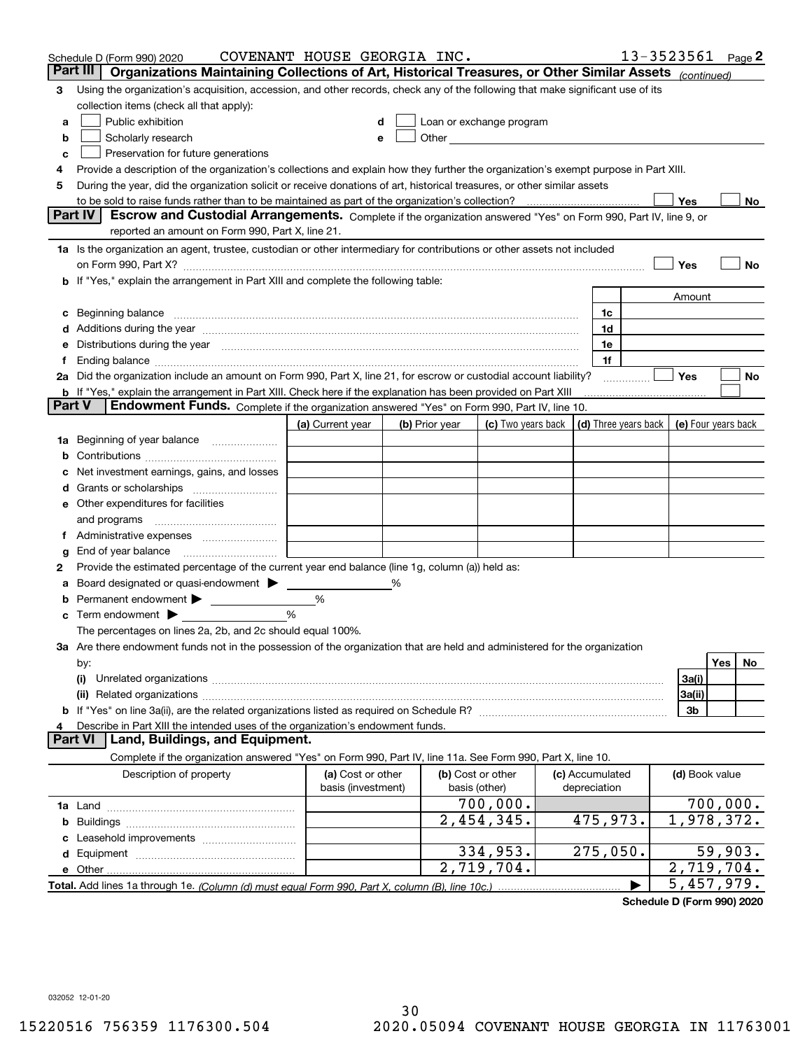Schedule D (Form 990) 2020 COVENANT HOUSE GEORGIA INC. 13-3523561 Page 2

## Part III Organizations Maintaining Collections of Art, Historical Treasures, or Other Similar Assets *(continued)*

**3** Using the organization's acquisition, accession, and other records, check any of the following that make significant use of its collection items (check all that apply):

- **a** ☐ Public exhibition
- **b** ☐ Scholarly research
- **c** ☐ Preservation for future generations
- **d** ☐ Loan or exchange program
- **e** ☐ Other

**4** Provide a description of the organization's collections and explain how they further the organization's exempt purpose in Part XIII.

**5** During the year, did the organization solicit or receive donations of art, historical treasures, or other similar assets to be sold to raise funds rather than to be maintained as part of the organization's collection? ☐ Yes ☐ No

## Part IV Escrow and Custodial Arrangements.

Complete if the organization answered "Yes" on Form 990, Part IV, line 9, or reported an amount on Form 990, Part X, line 21.

**1a** Is the organization an agent, trustee, custodian or other intermediary for contributions or other assets not included on Form 990, Part X? ☐ Yes ☐ No

**b** If "Yes," explain the arrangement in Part XIII and complete the following table:

| | | Amount |
|---|---|---|
| **c** Beginning balance | 1c | |
| **d** Additions during the year | 1d | |
| **e** Distributions during the year | 1e | |
| **f** Ending balance | 1f | |

**2a** Did the organization include an amount on Form 990, Part X, line 21, for escrow or custodial account liability? ☐ Yes ☐ No

**b** If "Yes," explain the arrangement in Part XIII. Check here if the explanation has been provided on Part XIII ☐

## Part V Endowment Funds.

Complete if the organization answered "Yes" on Form 990, Part IV, line 10.

| | (a) Current year | (b) Prior year | (c) Two years back | (d) Three years back | (e) Four years back |
|---|---|---|---|---|---|
| **1a** Beginning of year balance | | | | | |
| **b** Contributions | | | | | |
| **c** Net investment earnings, gains, and losses | | | | | |
| **d** Grants or scholarships | | | | | |
| **e** Other expenditures for facilities and programs | | | | | |
| **f** Administrative expenses | | | | | |
| **g** End of year balance | | | | | |

**2** Provide the estimated percentage of the current year end balance (line 1g, column (a)) held as:

- **a** Board designated or quasi-endowment ▶ %
- **b** Permanent endowment ▶ %
- **c** Term endowment ▶ %

The percentages on lines 2a, 2b, and 2c should equal 100%.

**3a** Are there endowment funds not in the possession of the organization that are held and administered for the organization by:

| | | Yes | No |
|---|---|---|---|
| **(i)** Unrelated organizations | 3a(i) | | |
| **(ii)** Related organizations | 3a(ii) | | |
| **b** If "Yes" on line 3a(ii), are the related organizations listed as required on Schedule R? | 3b | | |

**4** Describe in Part XIII the intended uses of the organization's endowment funds.

## Part VI Land, Buildings, and Equipment.

Complete if the organization answered "Yes" on Form 990, Part IV, line 11a. See Form 990, Part X, line 10.

| Description of property | (a) Cost or other basis (investment) | (b) Cost or other basis (other) | (c) Accumulated depreciation | (d) Book value |
|---|---|---|---|---|
| **1a** Land | | 700,000. | | 700,000. |
| **b** Buildings | | 2,454,345. | 475,973. | 1,978,372. |
| **c** Leasehold improvements | | | | |
| **d** Equipment | | 334,953. | 275,050. | 59,903. |
| **e** Other | | 2,719,704. | | 2,719,704. |
| **Total.** Add lines 1a through 1e. *(Column (d) must equal Form 990, Part X, column (B), line 10c.)* | | | ▶ | 5,457,979. |

**Schedule D (Form 990) 2020**

032052 12-01-20

15220516 756359 1176300.504 2020.05094 COVENANT HOUSE GEORGIA IN 11763001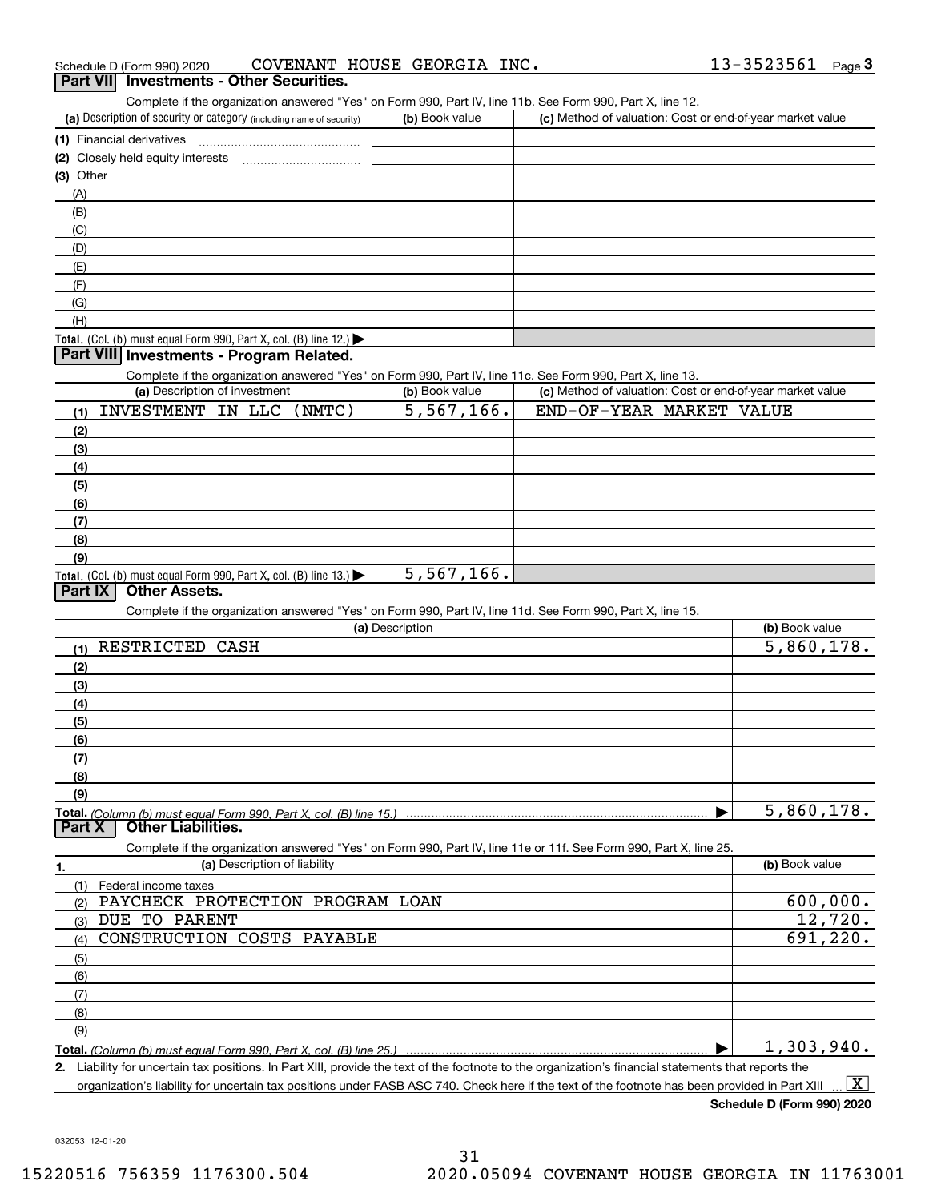Schedule D (Form 990) 2020 COVENANT HOUSE GEORGIA INC. 13-3523561 Page 3

## Part VII Investments - Other Securities.

Complete if the organization answered "Yes" on Form 990, Part IV, line 11b. See Form 990, Part X, line 12.

| (a) Description of security or category (including name of security) | (b) Book value | (c) Method of valuation: Cost or end-of-year market value |
|---|---|---|
| (1) Financial derivatives | | |
| (2) Closely held equity interests | | |
| (3) Other | | |
| (A) | | |
| (B) | | |
| (C) | | |
| (D) | | |
| (E) | | |
| (F) | | |
| (G) | | |
| (H) | | |
| **Total.** (Col. (b) must equal Form 990, Part X, col. (B) line 12.) ▶ | | |

## Part VIII Investments - Program Related.

Complete if the organization answered "Yes" on Form 990, Part IV, line 11c. See Form 990, Part X, line 13.

| (a) Description of investment | (b) Book value | (c) Method of valuation: Cost or end-of-year market value |
|---|---|---|
| (1) INVESTMENT IN LLC (NMTC) | 5,567,166. | END-OF-YEAR MARKET VALUE |
| (2) | | |
| (3) | | |
| (4) | | |
| (5) | | |
| (6) | | |
| (7) | | |
| (8) | | |
| (9) | | |
| **Total.** (Col. (b) must equal Form 990, Part X, col. (B) line 13.) ▶ | 5,567,166. | |

## Part IX Other Assets.

Complete if the organization answered "Yes" on Form 990, Part IV, line 11d. See Form 990, Part X, line 15.

| (a) Description | (b) Book value |
|---|---|
| (1) RESTRICTED CASH | 5,860,178. |
| (2) | |
| (3) | |
| (4) | |
| (5) | |
| (6) | |
| (7) | |
| (8) | |
| (9) | |
| **Total.** *(Column (b) must equal Form 990, Part X, col. (B) line 15.)* ▶ | 5,860,178. |

## Part X Other Liabilities.

Complete if the organization answered "Yes" on Form 990, Part IV, line 11e or 11f. See Form 990, Part X, line 25.

| 1. (a) Description of liability | (b) Book value |
|---|---|
| (1) Federal income taxes | |
| (2) PAYCHECK PROTECTION PROGRAM LOAN | 600,000. |
| (3) DUE TO PARENT | 12,720. |
| (4) CONSTRUCTION COSTS PAYABLE | 691,220. |
| (5) | |
| (6) | |
| (7) | |
| (8) | |
| (9) | |
| **Total.** *(Column (b) must equal Form 990, Part X, col. (B) line 25.)* ▶ | 1,303,940. |

2. Liability for uncertain tax positions. In Part XIII, provide the text of the footnote to the organization's financial statements that reports the organization's liability for uncertain tax positions under FASB ASC 740. Check here if the text of the footnote has been provided in Part XIII ... [X]

**Schedule D (Form 990) 2020**

032053 12-01-20

15220516 756359 1176300.504 2020.05094 COVENANT HOUSE GEORGIA IN 11763001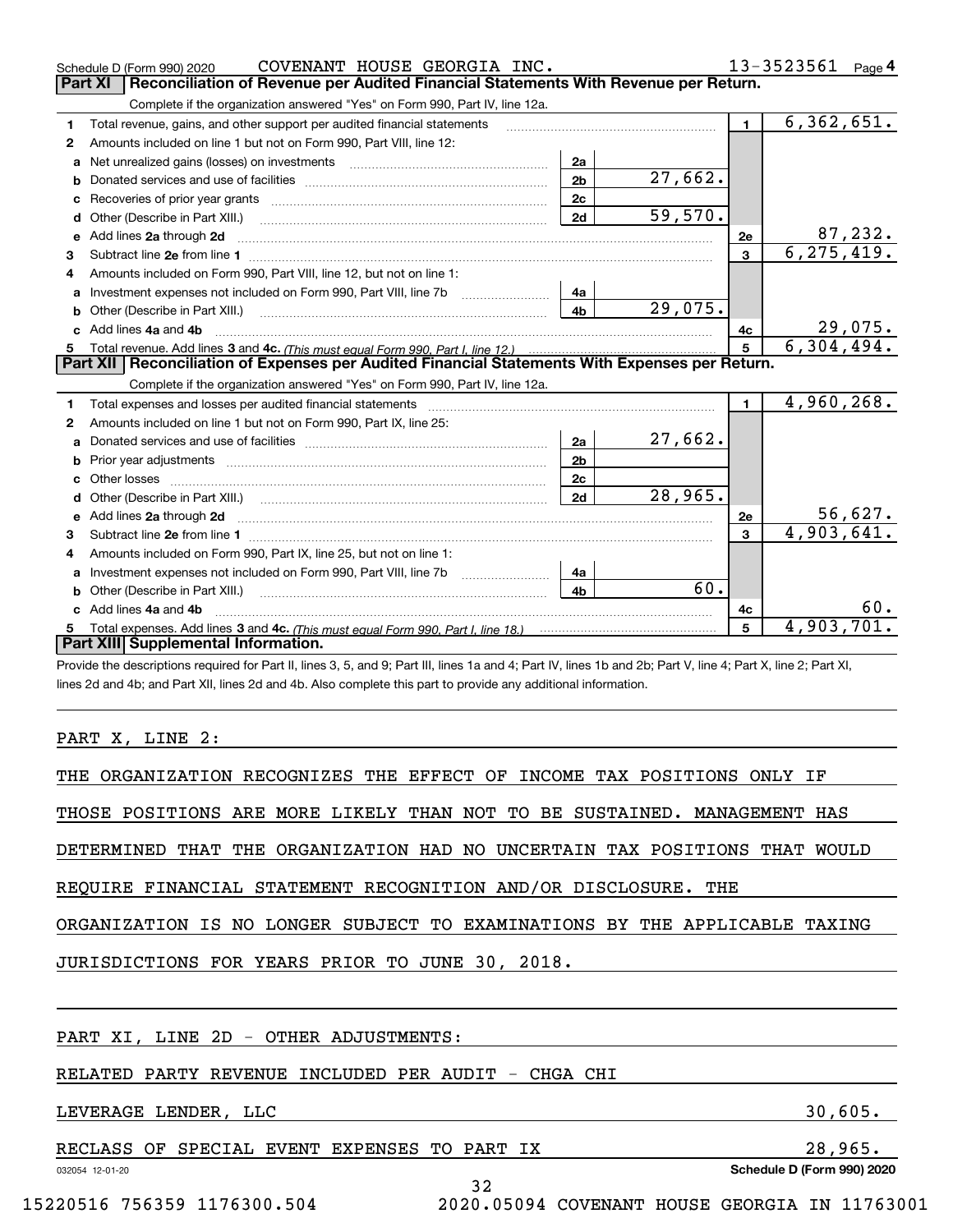Schedule D (Form 990) 2020 COVENANT HOUSE GEORGIA INC. 13-3523561 Page 4

## Part XI Reconciliation of Revenue per Audited Financial Statements With Revenue per Return.

Complete if the organization answered "Yes" on Form 990, Part IV, line 12a.

| | | | | | |
|---|---|---|---|---|---|
| 1 | Total revenue, gains, and other support per audited financial statements | | | 1 | 6,362,651. |
| 2 | Amounts included on line 1 but not on Form 990, Part VIII, line 12: | | | | |
| a | Net unrealized gains (losses) on investments | 2a | | | |
| b | Donated services and use of facilities | 2b | 27,662. | | |
| c | Recoveries of prior year grants | 2c | | | |
| d | Other (Describe in Part XIII.) | 2d | 59,570. | | |
| e | Add lines 2a through 2d | | | 2e | 87,232. |
| 3 | Subtract line 2e from line 1 | | | 3 | 6,275,419. |
| 4 | Amounts included on Form 990, Part VIII, line 12, but not on line 1: | | | | |
| a | Investment expenses not included on Form 990, Part VIII, line 7b | 4a | | | |
| b | Other (Describe in Part XIII.) | 4b | 29,075. | | |
| c | Add lines 4a and 4b | | | 4c | 29,075. |
| 5 | Total revenue. Add lines 3 and 4c. *(This must equal Form 990, Part I, line 12.)* | | | 5 | 6,304,494. |

## Part XII Reconciliation of Expenses per Audited Financial Statements With Expenses per Return.

Complete if the organization answered "Yes" on Form 990, Part IV, line 12a.

| | | | | | |
|---|---|---|---|---|---|
| 1 | Total expenses and losses per audited financial statements | | | 1 | 4,960,268. |
| 2 | Amounts included on line 1 but not on Form 990, Part IX, line 25: | | | | |
| a | Donated services and use of facilities | 2a | 27,662. | | |
| b | Prior year adjustments | 2b | | | |
| c | Other losses | 2c | | | |
| d | Other (Describe in Part XIII.) | 2d | 28,965. | | |
| e | Add lines 2a through 2d | | | 2e | 56,627. |
| 3 | Subtract line 2e from line 1 | | | 3 | 4,903,641. |
| 4 | Amounts included on Form 990, Part IX, line 25, but not on line 1: | | | | |
| a | Investment expenses not included on Form 990, Part VIII, line 7b | 4a | | | |
| b | Other (Describe in Part XIII.) | 4b | 60. | | |
| c | Add lines 4a and 4b | | | 4c | 60. |
| 5 | Total expenses. Add lines 3 and 4c. *(This must equal Form 990, Part I, line 18.)* | | | 5 | 4,903,701. |

## Part XIII Supplemental Information.

Provide the descriptions required for Part II, lines 3, 5, and 9; Part III, lines 1a and 4; Part IV, lines 1b and 2b; Part V, line 4; Part X, line 2; Part XI, lines 2d and 4b; and Part XII, lines 2d and 4b. Also complete this part to provide any additional information.

PART X, LINE 2:

THE ORGANIZATION RECOGNIZES THE EFFECT OF INCOME TAX POSITIONS ONLY IF THOSE POSITIONS ARE MORE LIKELY THAN NOT TO BE SUSTAINED. MANAGEMENT HAS DETERMINED THAT THE ORGANIZATION HAD NO UNCERTAIN TAX POSITIONS THAT WOULD REQUIRE FINANCIAL STATEMENT RECOGNITION AND/OR DISCLOSURE. THE ORGANIZATION IS NO LONGER SUBJECT TO EXAMINATIONS BY THE APPLICABLE TAXING JURISDICTIONS FOR YEARS PRIOR TO JUNE 30, 2018.

PART XI, LINE 2D - OTHER ADJUSTMENTS:

RELATED PARTY REVENUE INCLUDED PER AUDIT - CHGA CHI

LEVERAGE LENDER, LLC 30,605.

RECLASS OF SPECIAL EVENT EXPENSES TO PART IX 28,965.

032054 12-01-20 Schedule D (Form 990) 2020

15220516 756359 1176300.504 2020.05094 COVENANT HOUSE GEORGIA IN 11763001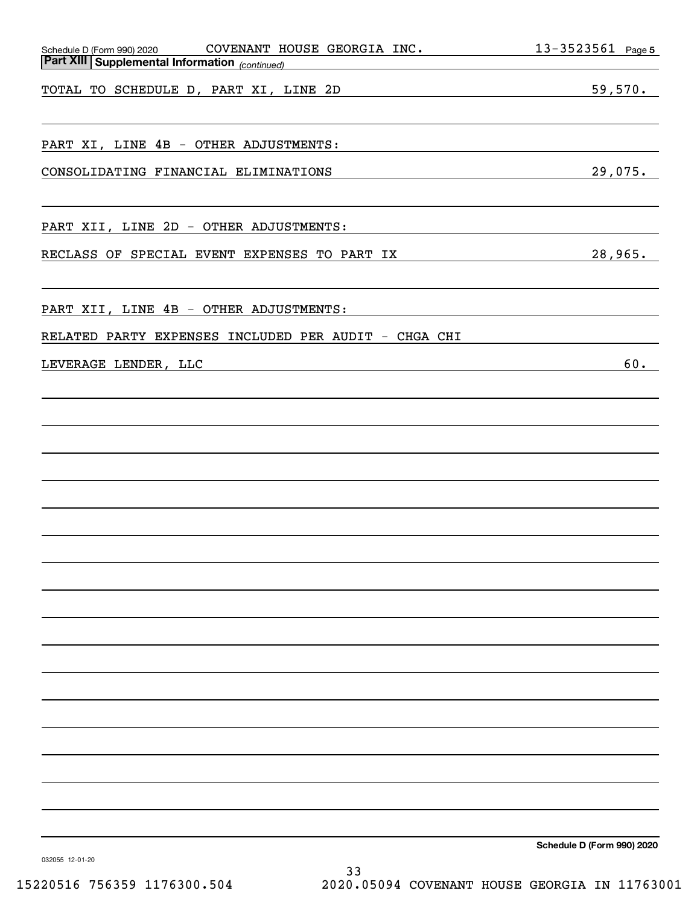Schedule D (Form 990) 2020 COVENANT HOUSE GEORGIA INC. 13-3523561 Page 5

**Part XIII Supplemental Information** *(continued)*

TOTAL TO SCHEDULE D, PART XI, LINE 2D 59,570.

PART XI, LINE 4B - OTHER ADJUSTMENTS:

CONSOLIDATING FINANCIAL ELIMINATIONS 29,075.

PART XII, LINE 2D - OTHER ADJUSTMENTS:

RECLASS OF SPECIAL EVENT EXPENSES TO PART IX 28,965.

PART XII, LINE 4B - OTHER ADJUSTMENTS:

RELATED PARTY EXPENSES INCLUDED PER AUDIT - CHGA CHI LEVERAGE LENDER, LLC 60.

Schedule D (Form 990) 2020

032055 12-01-20

15220516 756359 1176300.504 2020.05094 COVENANT HOUSE GEORGIA IN 11763001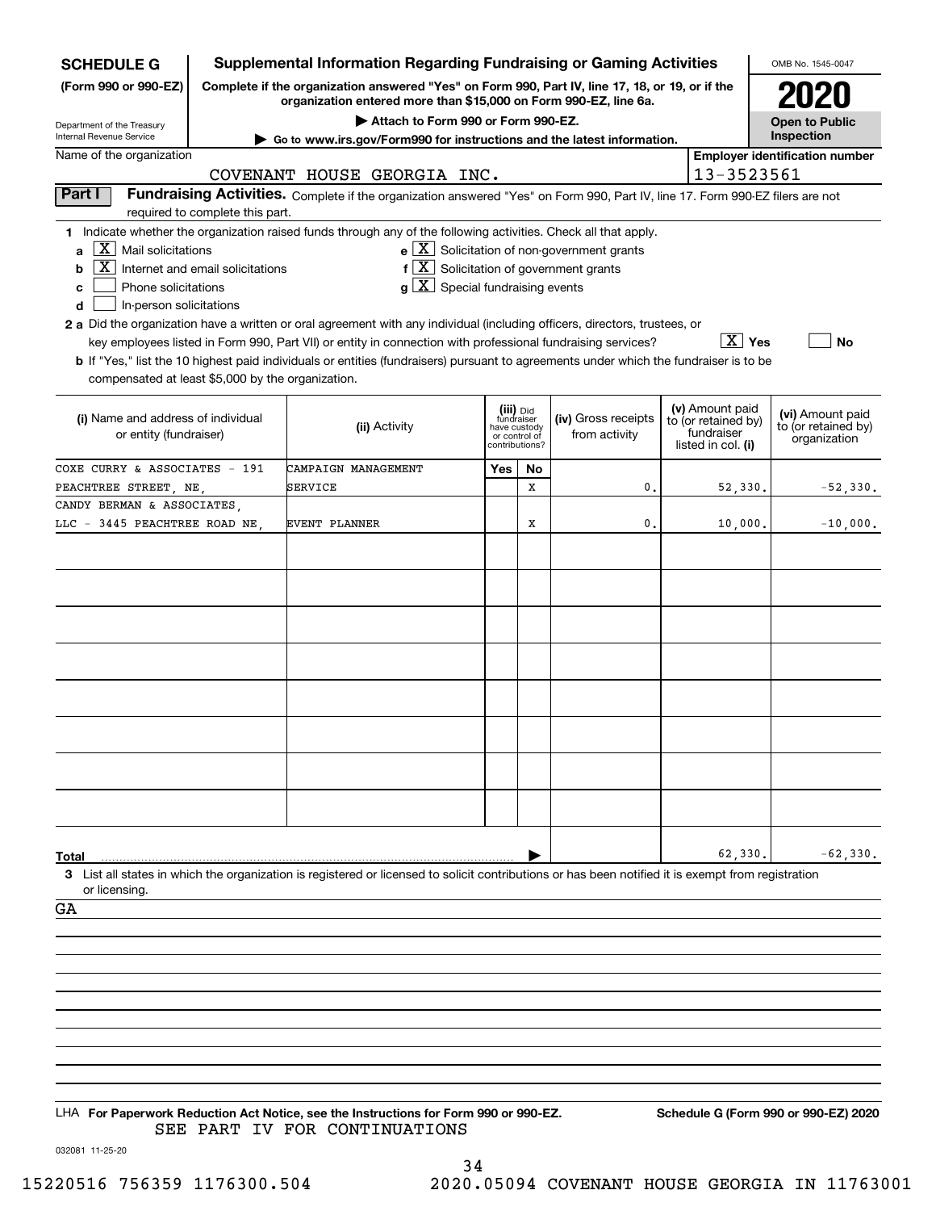**SCHEDULE G**
**(Form 990 or 990-EZ)**

Department of the Treasury
Internal Revenue Service

# Supplemental Information Regarding Fundraising or Gaming Activities

**Complete if the organization answered "Yes" on Form 990, Part IV, line 17, 18, or 19, or if the organization entered more than $15,000 on Form 990-EZ, line 6a.**

**▶ Attach to Form 990 or Form 990-EZ.**

**▶ Go to www.irs.gov/Form990 for instructions and the latest information.**

OMB No. 1545-0047

**2020**

**Open to Public Inspection**

Name of the organization: COVENANT HOUSE GEORGIA INC.

**Employer identification number:** 13-3523561

**Part I** **Fundraising Activities.** Complete if the organization answered "Yes" on Form 990, Part IV, line 17. Form 990-EZ filers are not required to complete this part.

**1** Indicate whether the organization raised funds through any of the following activities. Check all that apply.

- **a** [X] Mail solicitations
- **b** [X] Internet and email solicitations
- **c** [ ] Phone solicitations
- **d** [ ] In-person solicitations
- **e** [X] Solicitation of non-government grants
- **f** [X] Solicitation of government grants
- **g** [X] Special fundraising events

**2 a** Did the organization have a written or oral agreement with any individual (including officers, directors, trustees, or key employees listed in Form 990, Part VII) or entity in connection with professional fundraising services? [X] **Yes** [ ] **No**

**b** If "Yes," list the 10 highest paid individuals or entities (fundraisers) pursuant to agreements under which the fundraiser is to be compensated at least $5,000 by the organization.

| (i) Name and address of individual or entity (fundraiser) | (ii) Activity | (iii) Did fundraiser have custody or control of contributions? Yes | No | (iv) Gross receipts from activity | (v) Amount paid to (or retained by) fundraiser listed in col. (i) | (vi) Amount paid to (or retained by) organization |
|---|---|---|---|---|---|---|
| COXE CURRY & ASSOCIATES - 191 PEACHTREE STREET, NE, | CAMPAIGN MANAGEMENT SERVICE | | X | 0. | 52,330. | -52,330. |
| CANDY BERMAN & ASSOCIATES, LLC - 3445 PEACHTREE ROAD NE, | EVENT PLANNER | | X | 0. | 10,000. | -10,000. |
| | | | | | | |
| | | | | | | |
| | | | | | | |
| | | | | | | |
| | | | | | | |
| | | | | | | |
| | | | | | | |
| | | | | | | |
| **Total** ▶ | | | | | 62,330. | -62,330. |

**3** List all states in which the organization is registered or licensed to solicit contributions or has been notified it is exempt from registration or licensing.

GA

LHA **For Paperwork Reduction Act Notice, see the Instructions for Form 990 or 990-EZ.** **Schedule G (Form 990 or 990-EZ) 2020**

SEE PART IV FOR CONTINUATIONS

032081 11-25-20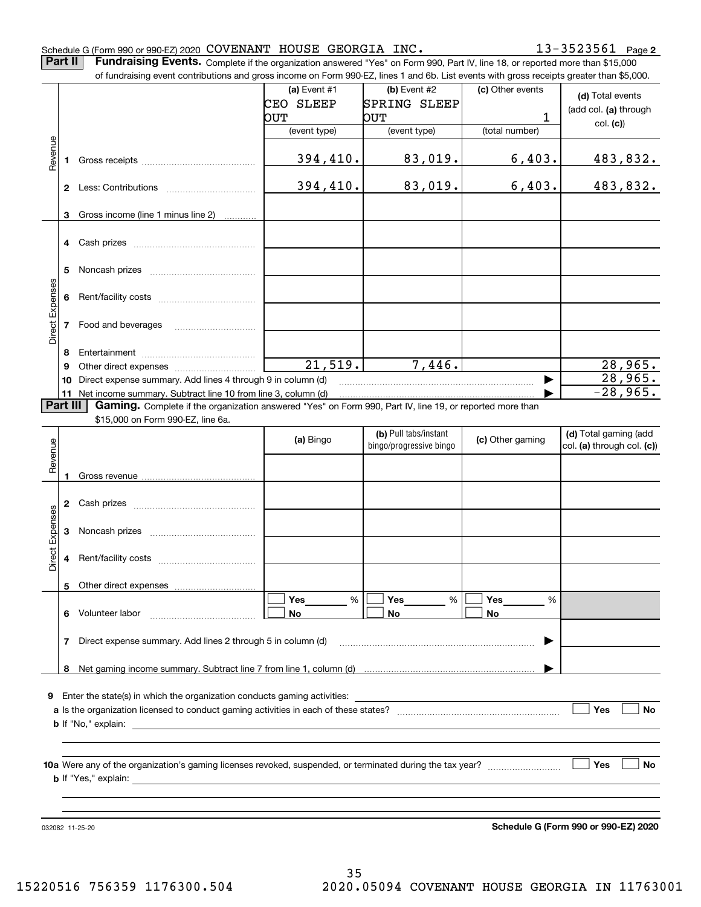Schedule G (Form 990 or 990-EZ) 2020 COVENANT HOUSE GEORGIA INC. 13-3523561 Page **2**

**Part II** **Fundraising Events.** Complete if the organization answered "Yes" on Form 990, Part IV, line 18, or reported more than $15,000 of fundraising event contributions and gross income on Form 990-EZ, lines 1 and 6b. List events with gross receipts greater than $5,000.

| | | (a) Event #1 CEO SLEEP OUT (event type) | (b) Event #2 SPRING SLEEP OUT (event type) | (c) Other events 1 (total number) | (d) Total events (add col. (a) through col. (c)) |
|---|---|---|---|---|---|
| Revenue | 1 Gross receipts | 394,410. | 83,019. | 6,403. | 483,832. |
| | 2 Less: Contributions | 394,410. | 83,019. | 6,403. | 483,832. |
| | 3 Gross income (line 1 minus line 2) | | | | |
| Direct Expenses | 4 Cash prizes | | | | |
| | 5 Noncash prizes | | | | |
| | 6 Rent/facility costs | | | | |
| | 7 Food and beverages | | | | |
| | 8 Entertainment | | | | |
| | 9 Other direct expenses | 21,519. | 7,446. | | 28,965. |
| | 10 Direct expense summary. Add lines 4 through 9 in column (d) | | | ▶ | 28,965. |
| | 11 Net income summary. Subtract line 10 from line 3, column (d) | | | ▶ | -28,965. |

**Part III** **Gaming.** Complete if the organization answered "Yes" on Form 990, Part IV, line 19, or reported more than $15,000 on Form 990-EZ, line 6a.

| | | (a) Bingo | (b) Pull tabs/instant bingo/progressive bingo | (c) Other gaming | (d) Total gaming (add col. (a) through col. (c)) |
|---|---|---|---|---|---|
| Revenue | 1 Gross revenue | | | | |
| Direct Expenses | 2 Cash prizes | | | | |
| | 3 Noncash prizes | | | | |
| | 4 Rent/facility costs | | | | |
| | 5 Other direct expenses | | | | |
| | 6 Volunteer labor | ☐ Yes ____ % ☐ No | ☐ Yes ____ % ☐ No | ☐ Yes ____ % ☐ No | |
| | 7 Direct expense summary. Add lines 2 through 5 in column (d) | | | ▶ | |
| | 8 Net gaming income summary. Subtract line 7 from line 1, column (d) | | | ▶ | |

**9** Enter the state(s) in which the organization conducts gaming activities: ______

**a** Is the organization licensed to conduct gaming activities in each of these states? ☐ Yes ☐ No

**b** If "No," explain: ______

**10a** Were any of the organization's gaming licenses revoked, suspended, or terminated during the tax year? ☐ Yes ☐ No

**b** If "Yes," explain: ______

032082 11-25-20 **Schedule G (Form 990 or 990-EZ) 2020**

15220516 756359 1176300.504 2020.05094 COVENANT HOUSE GEORGIA IN 11763001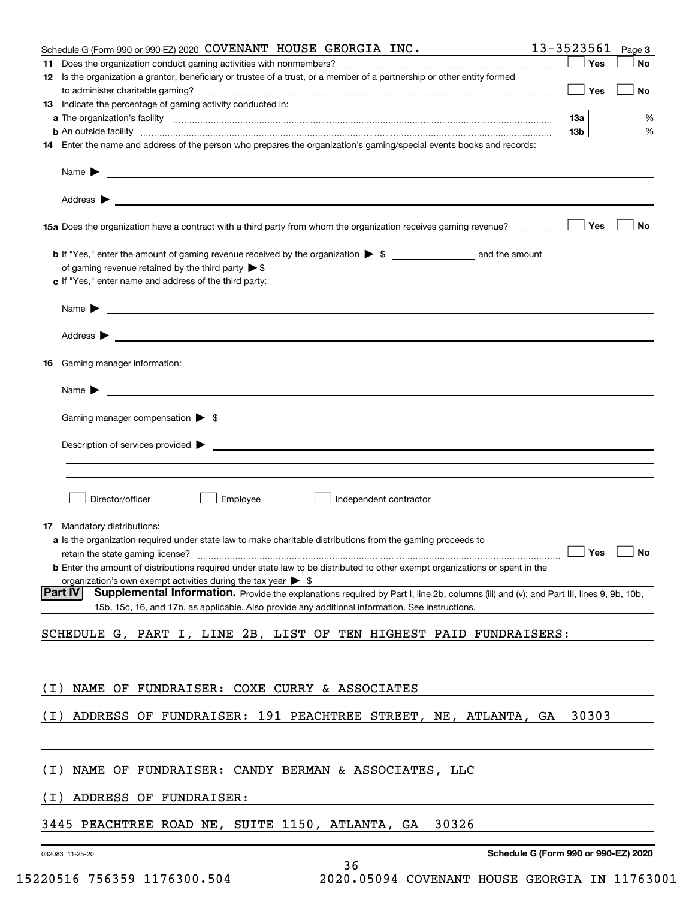Schedule G (Form 990 or 990-EZ) 2020 COVENANT HOUSE GEORGIA INC. 13-3523561 Page 3

**11** Does the organization conduct gaming activities with nonmembers? ☐ Yes ☐ No

**12** Is the organization a grantor, beneficiary or trustee of a trust, or a member of a partnership or other entity formed to administer charitable gaming? ☐ Yes ☐ No

**13** Indicate the percentage of gaming activity conducted in:

**a** The organization's facility **13a** %

**b** An outside facility **13b** %

**14** Enter the name and address of the person who prepares the organization's gaming/special events books and records:

Name ▶

Address ▶

**15a** Does the organization have a contract with a third party from whom the organization receives gaming revenue? ☐ Yes ☐ No

**b** If "Yes," enter the amount of gaming revenue received by the organization ▶ $ ______ and the amount of gaming revenue retained by the third party ▶ $ ______

**c** If "Yes," enter name and address of the third party:

Name ▶

Address ▶

**16** Gaming manager information:

Name ▶

Gaming manager compensation ▶ $

Description of services provided ▶

☐ Director/officer ☐ Employee ☐ Independent contractor

**17** Mandatory distributions:

**a** Is the organization required under state law to make charitable distributions from the gaming proceeds to retain the state gaming license? ☐ Yes ☐ No

**b** Enter the amount of distributions required under state law to be distributed to other exempt organizations or spent in the organization's own exempt activities during the tax year ▶ $

**Part IV** **Supplemental Information.** Provide the explanations required by Part I, line 2b, columns (iii) and (v); and Part III, lines 9, 9b, 10b, 15b, 15c, 16, and 17b, as applicable. Also provide any additional information. See instructions.

SCHEDULE G, PART I, LINE 2B, LIST OF TEN HIGHEST PAID FUNDRAISERS:

(I) NAME OF FUNDRAISER: COXE CURRY & ASSOCIATES

(I) ADDRESS OF FUNDRAISER: 191 PEACHTREE STREET, NE, ATLANTA, GA 30303

(I) NAME OF FUNDRAISER: CANDY BERMAN & ASSOCIATES, LLC

(I) ADDRESS OF FUNDRAISER:

3445 PEACHTREE ROAD NE, SUITE 1150, ATLANTA, GA 30326

032083 11-25-20 **Schedule G (Form 990 or 990-EZ) 2020**

15220516 756359 1176300.504 2020.05094 COVENANT HOUSE GEORGIA IN 11763001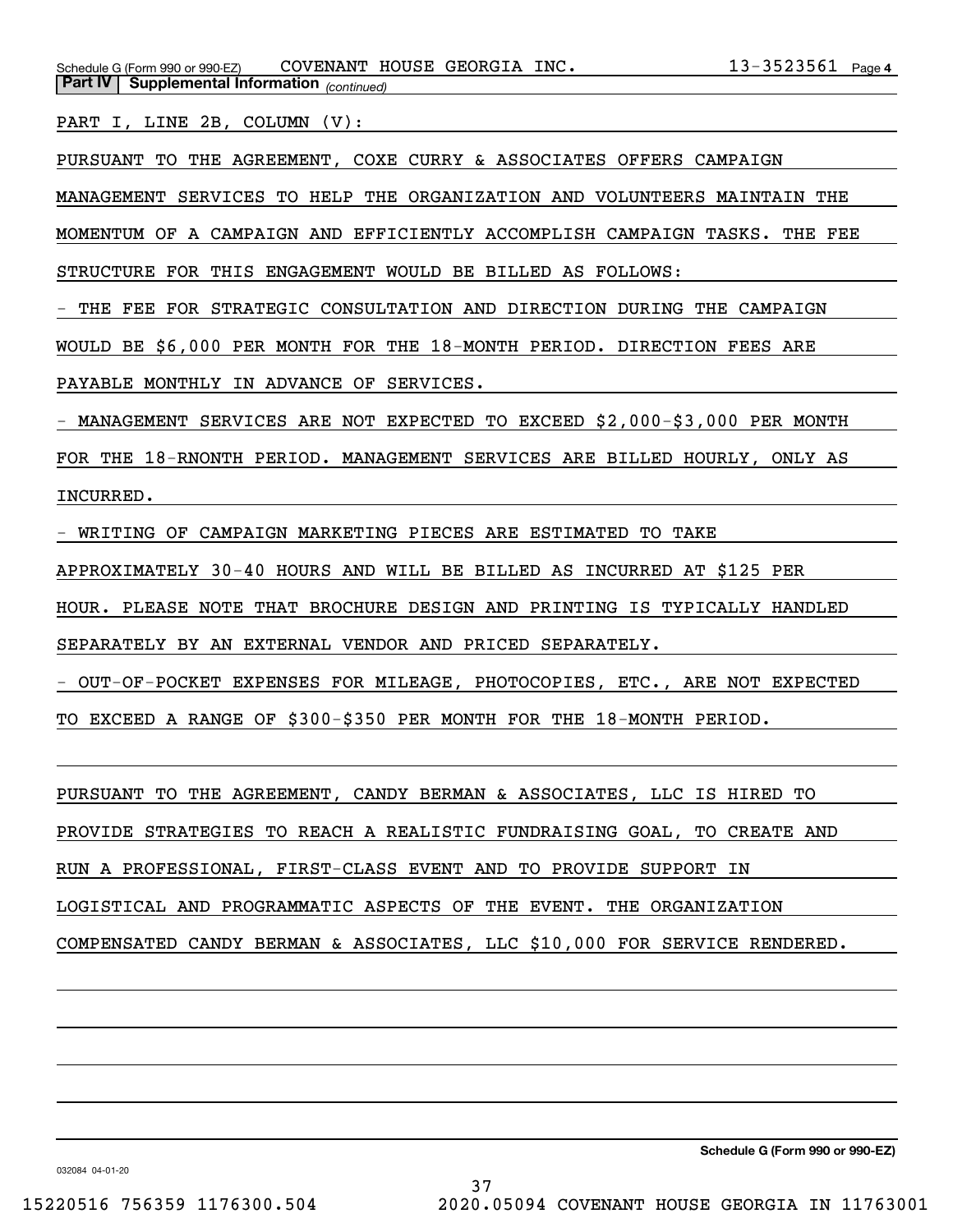Schedule G (Form 990 or 990-EZ) COVENANT HOUSE GEORGIA INC. 13-3523561 Page 4

**Part IV | Supplemental Information** *(continued)*

PART I, LINE 2B, COLUMN (V):

PURSUANT TO THE AGREEMENT, COXE CURRY & ASSOCIATES OFFERS CAMPAIGN MANAGEMENT SERVICES TO HELP THE ORGANIZATION AND VOLUNTEERS MAINTAIN THE MOMENTUM OF A CAMPAIGN AND EFFICIENTLY ACCOMPLISH CAMPAIGN TASKS. THE FEE STRUCTURE FOR THIS ENGAGEMENT WOULD BE BILLED AS FOLLOWS:

- THE FEE FOR STRATEGIC CONSULTATION AND DIRECTION DURING THE CAMPAIGN WOULD BE $6,000 PER MONTH FOR THE 18-MONTH PERIOD. DIRECTION FEES ARE PAYABLE MONTHLY IN ADVANCE OF SERVICES.
- MANAGEMENT SERVICES ARE NOT EXPECTED TO EXCEED $2,000-$3,000 PER MONTH FOR THE 18-RNONTH PERIOD. MANAGEMENT SERVICES ARE BILLED HOURLY, ONLY AS INCURRED.
- WRITING OF CAMPAIGN MARKETING PIECES ARE ESTIMATED TO TAKE APPROXIMATELY 30-40 HOURS AND WILL BE BILLED AS INCURRED AT $125 PER HOUR. PLEASE NOTE THAT BROCHURE DESIGN AND PRINTING IS TYPICALLY HANDLED SEPARATELY BY AN EXTERNAL VENDOR AND PRICED SEPARATELY.
- OUT-OF-POCKET EXPENSES FOR MILEAGE, PHOTOCOPIES, ETC., ARE NOT EXPECTED TO EXCEED A RANGE OF $300-$350 PER MONTH FOR THE 18-MONTH PERIOD.

PURSUANT TO THE AGREEMENT, CANDY BERMAN & ASSOCIATES, LLC IS HIRED TO PROVIDE STRATEGIES TO REACH A REALISTIC FUNDRAISING GOAL, TO CREATE AND RUN A PROFESSIONAL, FIRST-CLASS EVENT AND TO PROVIDE SUPPORT IN LOGISTICAL AND PROGRAMMATIC ASPECTS OF THE EVENT. THE ORGANIZATION COMPENSATED CANDY BERMAN & ASSOCIATES, LLC $10,000 FOR SERVICE RENDERED.

**Schedule G (Form 990 or 990-EZ)**

032084 04-01-20

15220516 756359 1176300.504 2020.05094 COVENANT HOUSE GEORGIA IN 11763001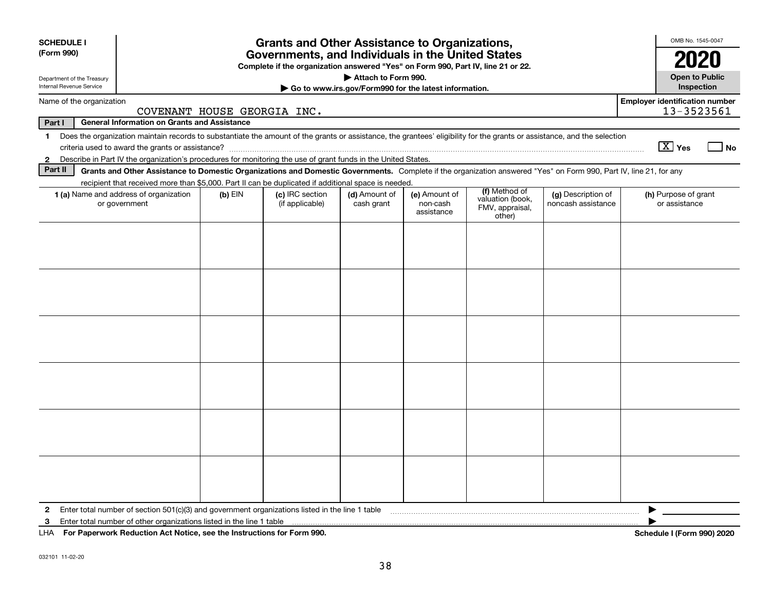**SCHEDULE I**
**(Form 990)**

Department of the Treasury
Internal Revenue Service

# Grants and Other Assistance to Organizations, Governments, and Individuals in the United States

**Complete if the organization answered "Yes" on Form 990, Part IV, line 21 or 22.**
**▶ Attach to Form 990.**
**▶ Go to www.irs.gov/Form990 for the latest information.**

OMB No. 1545-0047

**2020**

**Open to Public Inspection**

Name of the organization: COVENANT HOUSE GEORGIA INC.

**Employer identification number:** 13-3523561

**Part I — General Information on Grants and Assistance**

1 Does the organization maintain records to substantiate the amount of the grants or assistance, the grantees' eligibility for the grants or assistance, and the selection criteria used to award the grants or assistance? [X] Yes [ ] No

2 Describe in Part IV the organization's procedures for monitoring the use of grant funds in the United States.

**Part II — Grants and Other Assistance to Domestic Organizations and Domestic Governments.** Complete if the organization answered "Yes" on Form 990, Part IV, line 21, for any recipient that received more than $5,000. Part II can be duplicated if additional space is needed.

| 1 (a) Name and address of organization or government | (b) EIN | (c) IRC section (if applicable) | (d) Amount of cash grant | (e) Amount of non-cash assistance | (f) Method of valuation (book, FMV, appraisal, other) | (g) Description of noncash assistance | (h) Purpose of grant or assistance |
|---|---|---|---|---|---|---|---|
| | | | | | | | |
| | | | | | | | |
| | | | | | | | |
| | | | | | | | |
| | | | | | | | |
| | | | | | | | |

2 Enter total number of section 501(c)(3) and government organizations listed in the line 1 table ▶

3 Enter total number of other organizations listed in the line 1 table ▶

LHA **For Paperwork Reduction Act Notice, see the Instructions for Form 990.** **Schedule I (Form 990) 2020**

032101 11-02-20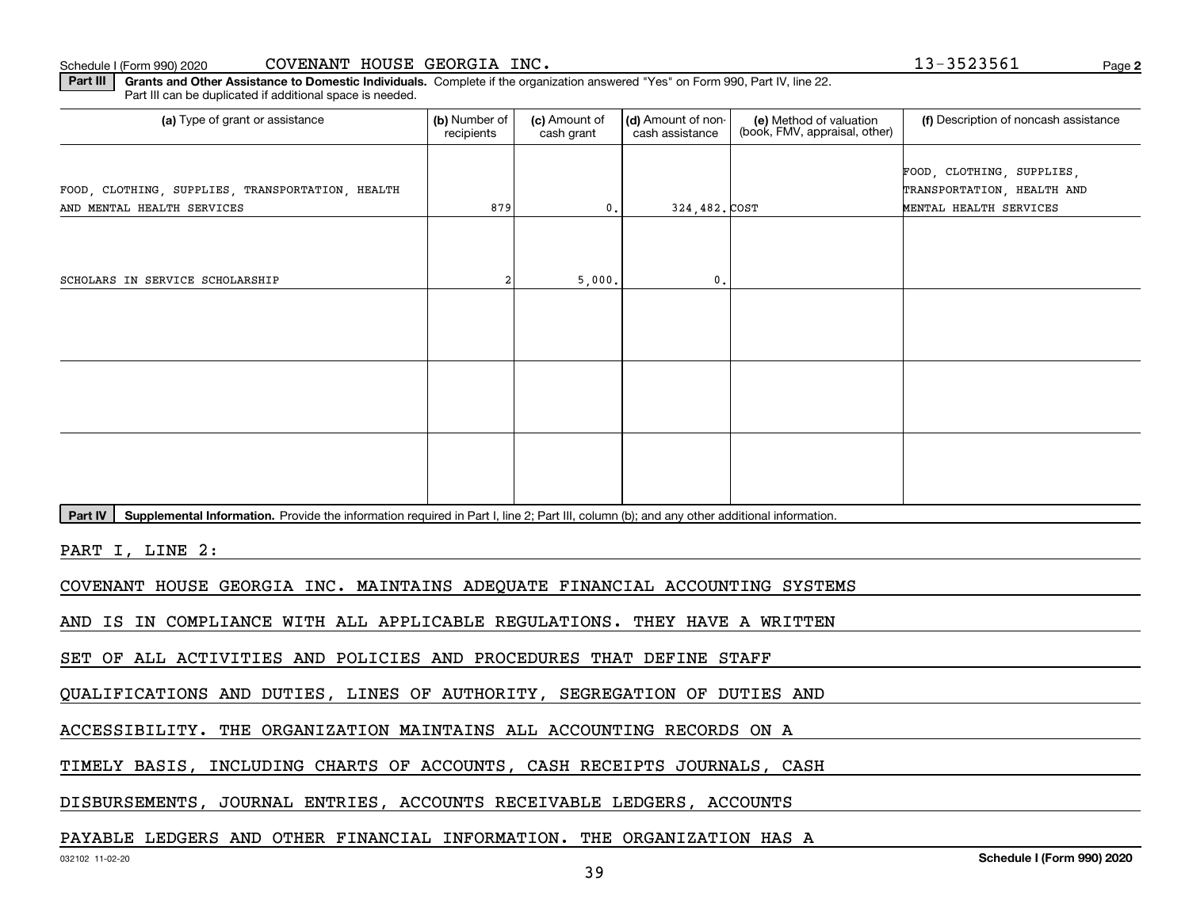Schedule I (Form 990) 2020 COVENANT HOUSE GEORGIA INC. 13-3523561 Page 2

**Part III** **Grants and Other Assistance to Domestic Individuals.** Complete if the organization answered "Yes" on Form 990, Part IV, line 22. Part III can be duplicated if additional space is needed.

| (a) Type of grant or assistance | (b) Number of recipients | (c) Amount of cash grant | (d) Amount of non-cash assistance | (e) Method of valuation (book, FMV, appraisal, other) | (f) Description of noncash assistance |
|---|---|---|---|---|---|
| FOOD, CLOTHING, SUPPLIES, TRANSPORTATION, HEALTH AND MENTAL HEALTH SERVICES | 879 | 0. | 324,482. | COST | FOOD, CLOTHING, SUPPLIES, TRANSPORTATION, HEALTH AND MENTAL HEALTH SERVICES |
| SCHOLARS IN SERVICE SCHOLARSHIP | 2 | 5,000. | 0. | | |
| | | | | | |
| | | | | | |
| | | | | | |

**Part IV** **Supplemental Information.** Provide the information required in Part I, line 2; Part III, column (b); and any other additional information.

PART I, LINE 2:

COVENANT HOUSE GEORGIA INC. MAINTAINS ADEQUATE FINANCIAL ACCOUNTING SYSTEMS AND IS IN COMPLIANCE WITH ALL APPLICABLE REGULATIONS. THEY HAVE A WRITTEN SET OF ALL ACTIVITIES AND POLICIES AND PROCEDURES THAT DEFINE STAFF QUALIFICATIONS AND DUTIES, LINES OF AUTHORITY, SEGREGATION OF DUTIES AND ACCESSIBILITY. THE ORGANIZATION MAINTAINS ALL ACCOUNTING RECORDS ON A TIMELY BASIS, INCLUDING CHARTS OF ACCOUNTS, CASH RECEIPTS JOURNALS, CASH DISBURSEMENTS, JOURNAL ENTRIES, ACCOUNTS RECEIVABLE LEDGERS, ACCOUNTS PAYABLE LEDGERS AND OTHER FINANCIAL INFORMATION. THE ORGANIZATION HAS A

032102 11-02-20 **Schedule I (Form 990) 2020**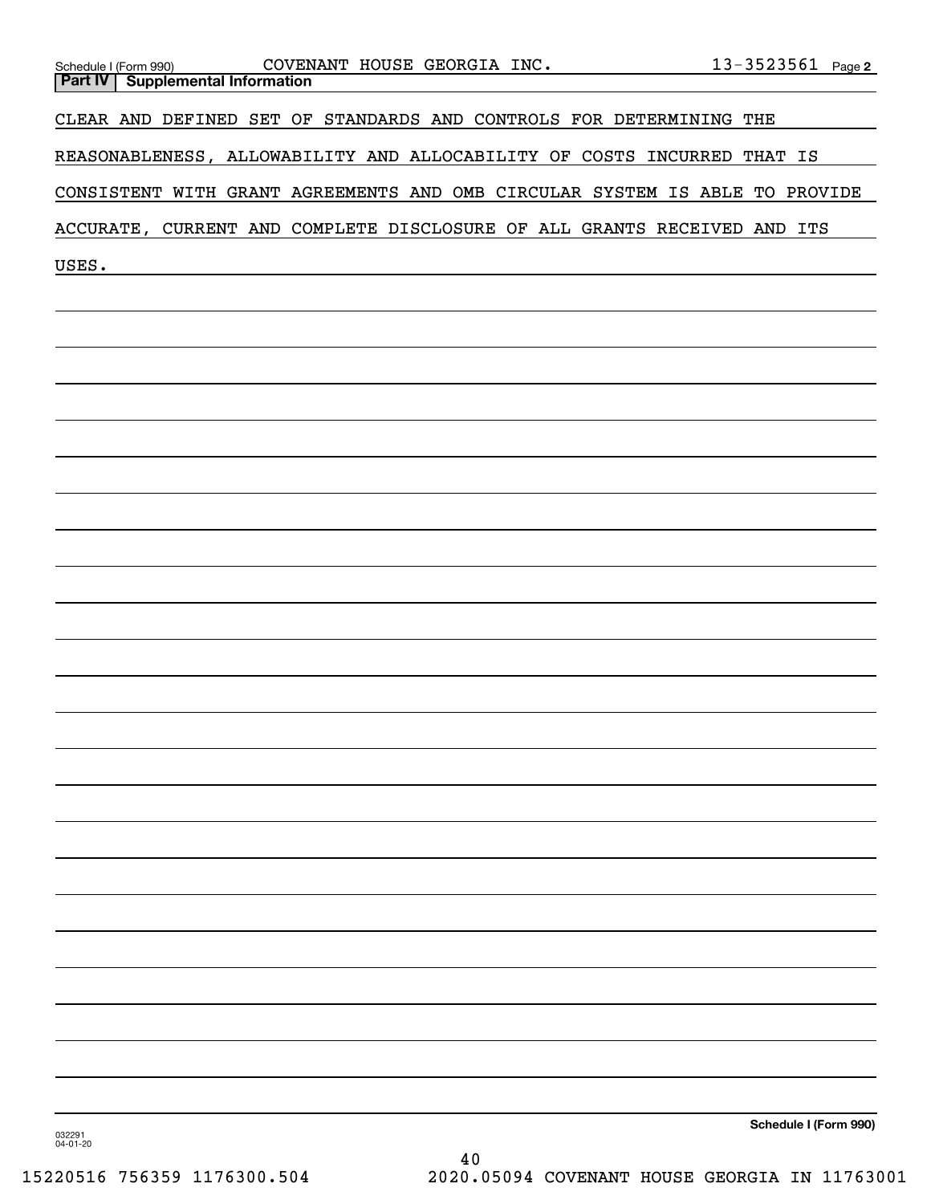## Part IV | Supplemental Information

CLEAR AND DEFINED SET OF STANDARDS AND CONTROLS FOR DETERMINING THE REASONABLENESS, ALLOWABILITY AND ALLOCABILITY OF COSTS INCURRED THAT IS CONSISTENT WITH GRANT AGREEMENTS AND OMB CIRCULAR SYSTEM IS ABLE TO PROVIDE ACCURATE, CURRENT AND COMPLETE DISCLOSURE OF ALL GRANTS RECEIVED AND ITS USES.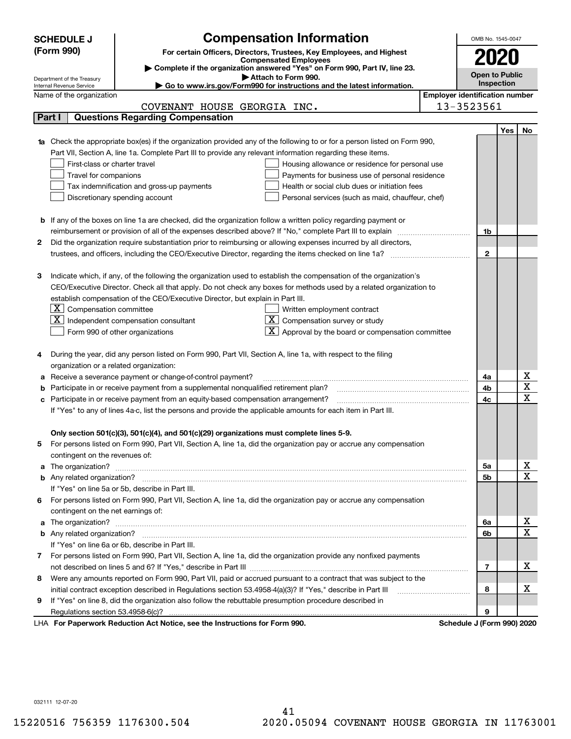**SCHEDULE J (Form 990)**

Department of the Treasury
Internal Revenue Service

# Compensation Information

**For certain Officers, Directors, Trustees, Key Employees, and Highest Compensated Employees**

▶ **Complete if the organization answered "Yes" on Form 990, Part IV, line 23.**
▶ **Attach to Form 990.**
▶ **Go to www.irs.gov/Form990 for instructions and the latest information.**

OMB No. 1545-0047

**2020**

**Open to Public Inspection**

Name of the organization: COVENANT HOUSE GEORGIA INC.

**Employer identification number:** 13-3523561

## Part I — Questions Regarding Compensation

| | | | Yes | No |
|---|---|---|---|---|
| **1a** | Check the appropriate box(es) if the organization provided any of the following to or for a person listed on Form 990, Part VII, Section A, line 1a. Complete Part III to provide any relevant information regarding these items.<br>☐ First-class or charter travel ☐ Housing allowance or residence for personal use<br>☐ Travel for companions ☐ Payments for business use of personal residence<br>☐ Tax indemnification and gross-up payments ☐ Health or social club dues or initiation fees<br>☐ Discretionary spending account ☐ Personal services (such as maid, chauffeur, chef) | | | |
| **b** | If any of the boxes on line 1a are checked, did the organization follow a written policy regarding payment or reimbursement or provision of all of the expenses described above? If "No," complete Part III to explain | 1b | | |
| **2** | Did the organization require substantiation prior to reimbursing or allowing expenses incurred by all directors, trustees, and officers, including the CEO/Executive Director, regarding the items checked on line 1a? | 2 | | |
| **3** | Indicate which, if any, of the following the organization used to establish the compensation of the organization's CEO/Executive Director. Check all that apply. Do not check any boxes for methods used by a related organization to establish compensation of the CEO/Executive Director, but explain in Part III.<br>☒ Compensation committee ☐ Written employment contract<br>☒ Independent compensation consultant ☒ Compensation survey or study<br>☐ Form 990 of other organizations ☒ Approval by the board or compensation committee | | | |
| **4** | During the year, did any person listed on Form 990, Part VII, Section A, line 1a, with respect to the filing organization or a related organization: | | | |
| **a** | Receive a severance payment or change-of-control payment? | 4a | | X |
| **b** | Participate in or receive payment from a supplemental nonqualified retirement plan? | 4b | | X |
| **c** | Participate in or receive payment from an equity-based compensation arrangement? | 4c | | X |
| | If "Yes" to any of lines 4a-c, list the persons and provide the applicable amounts for each item in Part III. | | | |
| | **Only section 501(c)(3), 501(c)(4), and 501(c)(29) organizations must complete lines 5-9.** | | | |
| **5** | For persons listed on Form 990, Part VII, Section A, line 1a, did the organization pay or accrue any compensation contingent on the revenues of: | | | |
| **a** | The organization? | 5a | | X |
| **b** | Any related organization? | 5b | | X |
| | If "Yes" on line 5a or 5b, describe in Part III. | | | |
| **6** | For persons listed on Form 990, Part VII, Section A, line 1a, did the organization pay or accrue any compensation contingent on the net earnings of: | | | |
| **a** | The organization? | 6a | | X |
| **b** | Any related organization? | 6b | | X |
| | If "Yes" on line 6a or 6b, describe in Part III. | | | |
| **7** | For persons listed on Form 990, Part VII, Section A, line 1a, did the organization provide any nonfixed payments not described on lines 5 and 6? If "Yes," describe in Part III | 7 | | X |
| **8** | Were any amounts reported on Form 990, Part VII, paid or accrued pursuant to a contract that was subject to the initial contract exception described in Regulations section 53.4958-4(a)(3)? If "Yes," describe in Part III | 8 | | X |
| **9** | If "Yes" on line 8, did the organization also follow the rebuttable presumption procedure described in Regulations section 53.4958-6(c)? | 9 | | |

LHA **For Paperwork Reduction Act Notice, see the Instructions for Form 990.** **Schedule J (Form 990) 2020**

032111 12-07-20

15220516 756359 1176300.504 2020.05094 COVENANT HOUSE GEORGIA IN 11763001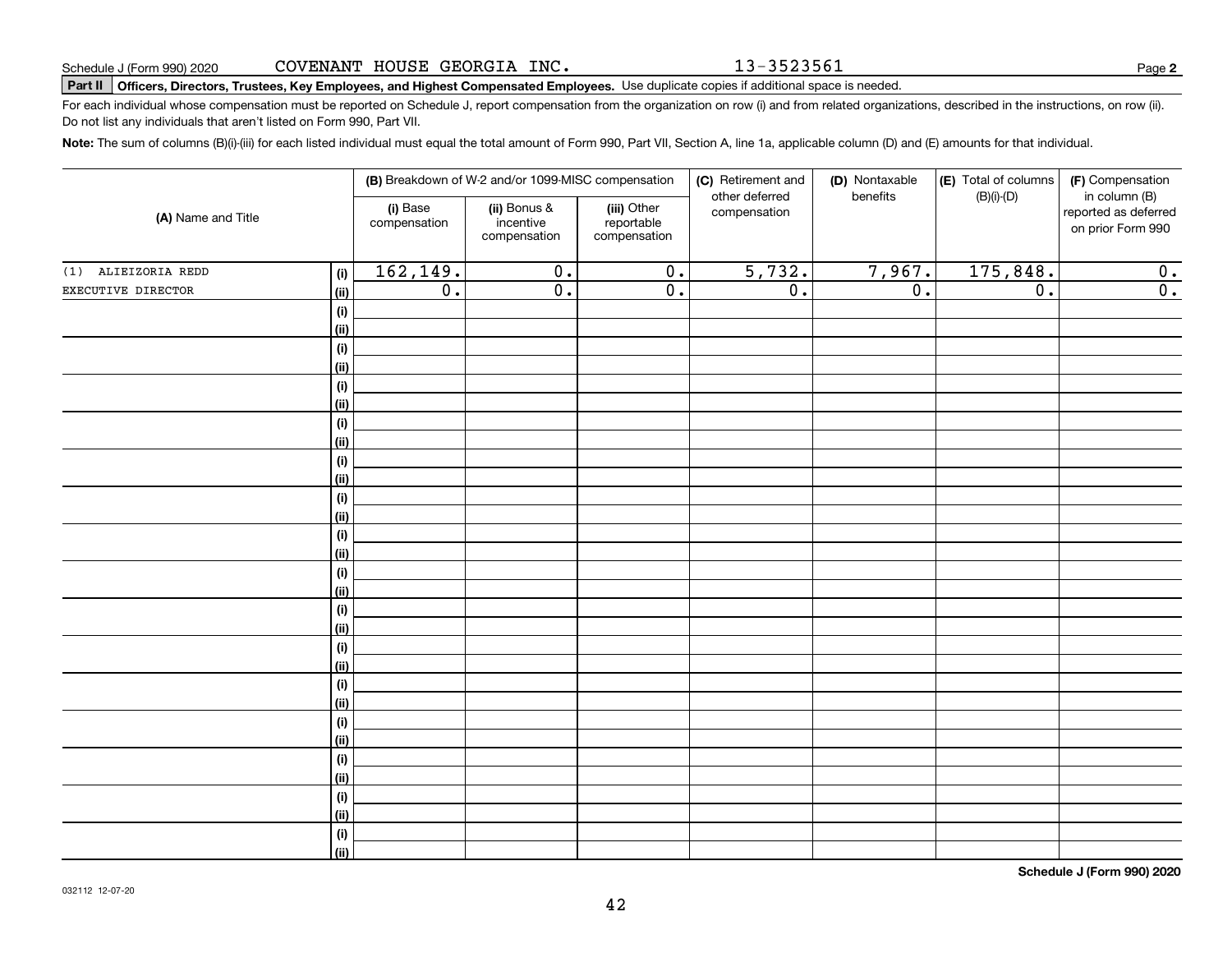Schedule J (Form 990) 2020 COVENANT HOUSE GEORGIA INC. 13-3523561 Page **2**

**Part II** **Officers, Directors, Trustees, Key Employees, and Highest Compensated Employees.** Use duplicate copies if additional space is needed.

For each individual whose compensation must be reported on Schedule J, report compensation from the organization on row (i) and from related organizations, described in the instructions, on row (ii). Do not list any individuals that aren't listed on Form 990, Part VII.

**Note:** The sum of columns (B)(i)-(iii) for each listed individual must equal the total amount of Form 990, Part VII, Section A, line 1a, applicable column (D) and (E) amounts for that individual.

| (A) Name and Title | | (B) Breakdown of W-2 and/or 1099-MISC compensation | | | (C) Retirement and other deferred compensation | (D) Nontaxable benefits | (E) Total of columns (B)(i)-(D) | (F) Compensation in column (B) reported as deferred on prior Form 990 |
|---|---|---|---|---|---|---|---|---|
| | | (i) Base compensation | (ii) Bonus & incentive compensation | (iii) Other reportable compensation | | | | |
| (1) ALIEIZORIA REDD | (i) | 162,149. | 0. | 0. | 5,732. | 7,967. | 175,848. | 0. |
| EXECUTIVE DIRECTOR | (ii) | 0. | 0. | 0. | 0. | 0. | 0. | 0. |
| | (i) | | | | | | | |
| | (ii) | | | | | | | |
| | (i) | | | | | | | |
| | (ii) | | | | | | | |
| | (i) | | | | | | | |
| | (ii) | | | | | | | |
| | (i) | | | | | | | |
| | (ii) | | | | | | | |
| | (i) | | | | | | | |
| | (ii) | | | | | | | |
| | (i) | | | | | | | |
| | (ii) | | | | | | | |
| | (i) | | | | | | | |
| | (ii) | | | | | | | |
| | (i) | | | | | | | |
| | (ii) | | | | | | | |
| | (i) | | | | | | | |
| | (ii) | | | | | | | |
| | (i) | | | | | | | |
| | (ii) | | | | | | | |
| | (i) | | | | | | | |
| | (ii) | | | | | | | |
| | (i) | | | | | | | |
| | (ii) | | | | | | | |
| | (i) | | | | | | | |
| | (ii) | | | | | | | |
| | (i) | | | | | | | |
| | (ii) | | | | | | | |
| | (i) | | | | | | | |
| | (ii) | | | | | | | |

**Schedule J (Form 990) 2020**

032112 12-07-20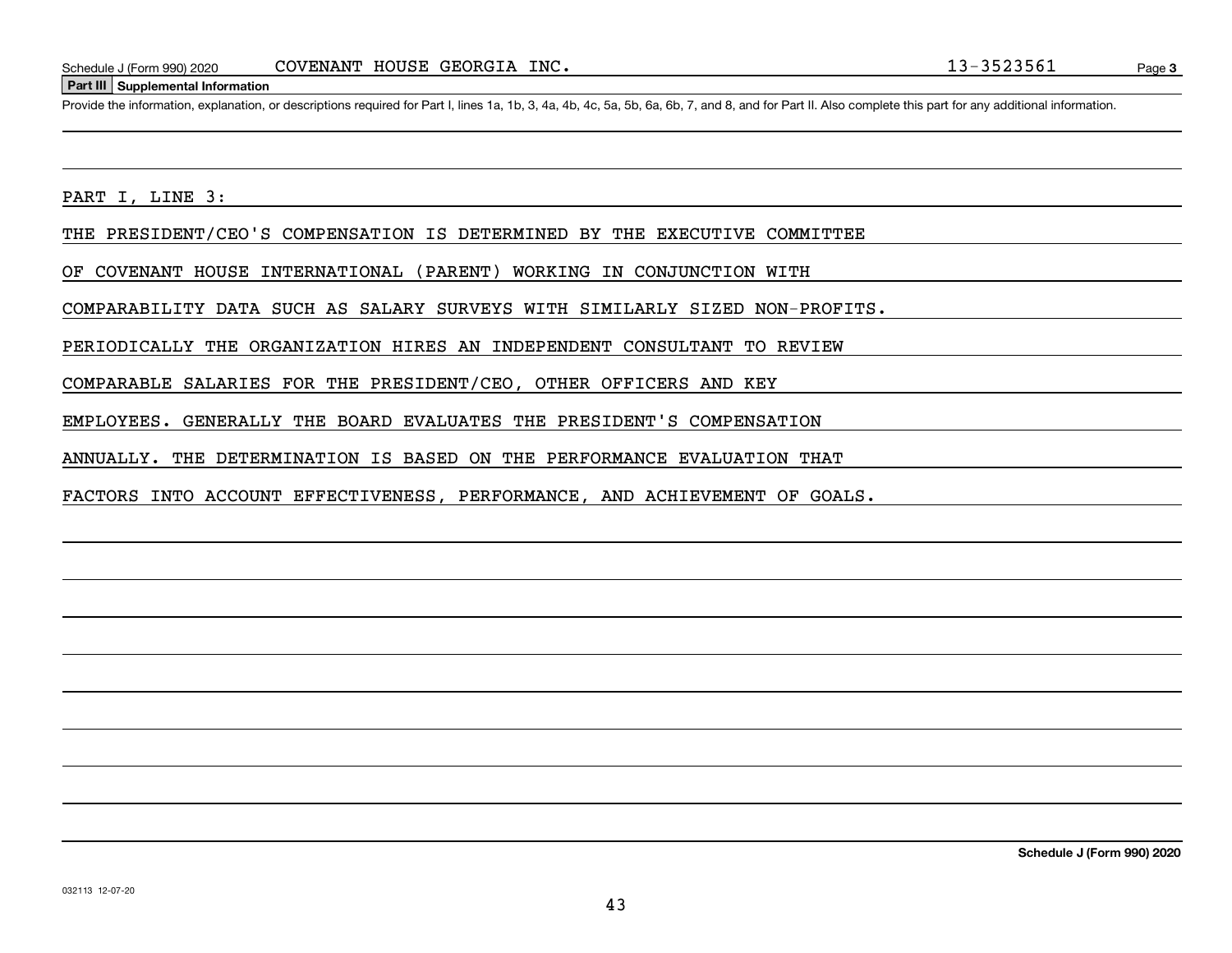## Part III Supplemental Information

Provide the information, explanation, or descriptions required for Part I, lines 1a, 1b, 3, 4a, 4b, 4c, 5a, 5b, 6a, 6b, 7, and 8, and for Part II. Also complete this part for any additional information.

PART I, LINE 3:

THE PRESIDENT/CEO'S COMPENSATION IS DETERMINED BY THE EXECUTIVE COMMITTEE OF COVENANT HOUSE INTERNATIONAL (PARENT) WORKING IN CONJUNCTION WITH COMPARABILITY DATA SUCH AS SALARY SURVEYS WITH SIMILARLY SIZED NON-PROFITS. PERIODICALLY THE ORGANIZATION HIRES AN INDEPENDENT CONSULTANT TO REVIEW COMPARABLE SALARIES FOR THE PRESIDENT/CEO, OTHER OFFICERS AND KEY EMPLOYEES. GENERALLY THE BOARD EVALUATES THE PRESIDENT'S COMPENSATION ANNUALLY. THE DETERMINATION IS BASED ON THE PERFORMANCE EVALUATION THAT FACTORS INTO ACCOUNT EFFECTIVENESS, PERFORMANCE, AND ACHIEVEMENT OF GOALS.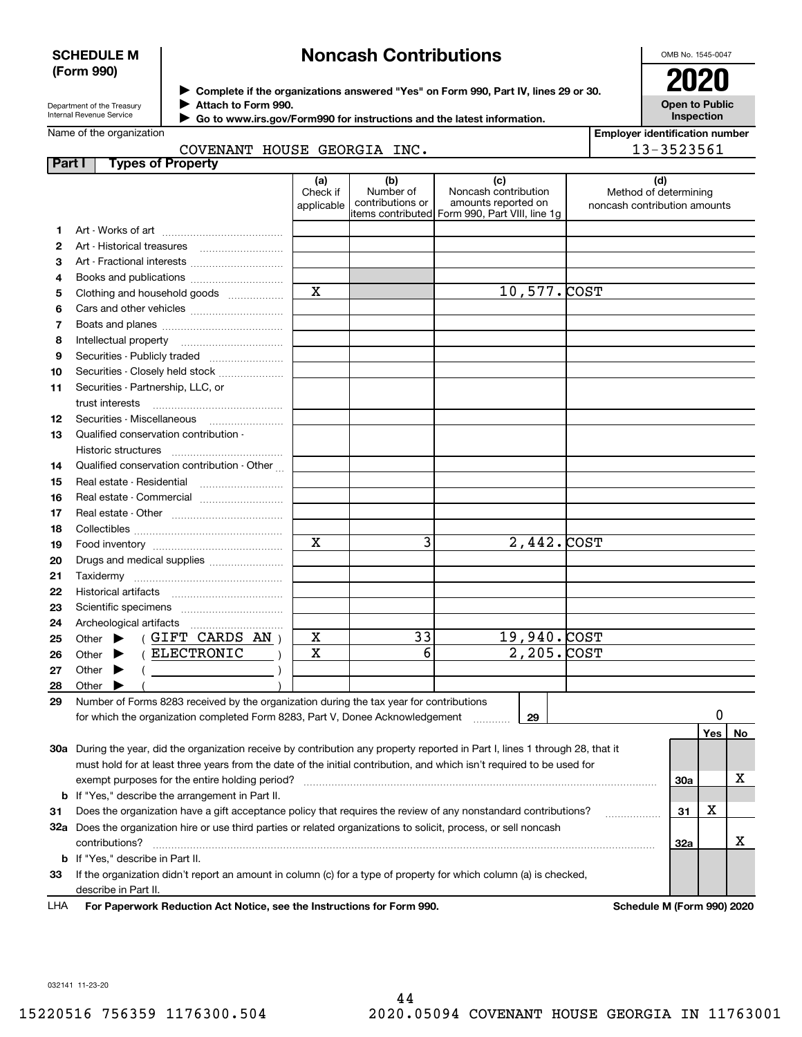**SCHEDULE M (Form 990)**

Department of the Treasury
Internal Revenue Service

# Noncash Contributions

▶ Complete if the organizations answered "Yes" on Form 990, Part IV, lines 29 or 30.
▶ Attach to Form 990.
▶ Go to www.irs.gov/Form990 for instructions and the latest information.

OMB No. 1545-0047

**2020**

**Open to Public Inspection**

Name of the organization: COVENANT HOUSE GEORGIA INC.

Employer identification number: 13-3523561

## Part I Types of Property

| | | (a) Check if applicable | (b) Number of contributions or items contributed | (c) Noncash contribution amounts reported on Form 990, Part VIII, line 1g | (d) Method of determining noncash contribution amounts |
|---|---|---|---|---|---|
| 1 | Art - Works of art | | | | |
| 2 | Art - Historical treasures | | | | |
| 3 | Art - Fractional interests | | | | |
| 4 | Books and publications | | | | |
| 5 | Clothing and household goods | X | | 10,577. | COST |
| 6 | Cars and other vehicles | | | | |
| 7 | Boats and planes | | | | |
| 8 | Intellectual property | | | | |
| 9 | Securities - Publicly traded | | | | |
| 10 | Securities - Closely held stock | | | | |
| 11 | Securities - Partnership, LLC, or trust interests | | | | |
| 12 | Securities - Miscellaneous | | | | |
| 13 | Qualified conservation contribution - Historic structures | | | | |
| 14 | Qualified conservation contribution - Other | | | | |
| 15 | Real estate - Residential | | | | |
| 16 | Real estate - Commercial | | | | |
| 17 | Real estate - Other | | | | |
| 18 | Collectibles | | | | |
| 19 | Food inventory | X | 3 | 2,442. | COST |
| 20 | Drugs and medical supplies | | | | |
| 21 | Taxidermy | | | | |
| 22 | Historical artifacts | | | | |
| 23 | Scientific specimens | | | | |
| 24 | Archeological artifacts | | | | |
| 25 | Other ▶ ( GIFT CARDS AN ) | X | 33 | 19,940. | COST |
| 26 | Other ▶ ( ELECTRONIC ) | X | 6 | 2,205. | COST |
| 27 | Other ▶ ( ) | | | | |
| 28 | Other ▶ ( ) | | | | |

29 Number of Forms 8283 received by the organization during the tax year for contributions for which the organization completed Form 8283, Part V, Donee Acknowledgement ..... 29 | 0

| | | | Yes | No |
|---|---|---|---|---|
| 30a | During the year, did the organization receive by contribution any property reported in Part I, lines 1 through 28, that it must hold for at least three years from the date of the initial contribution, and which isn't required to be used for exempt purposes for the entire holding period? | 30a | | X |
| b | If "Yes," describe the arrangement in Part II. | | | |
| 31 | Does the organization have a gift acceptance policy that requires the review of any nonstandard contributions? | 31 | X | |
| 32a | Does the organization hire or use third parties or related organizations to solicit, process, or sell noncash contributions? | 32a | | X |
| b | If "Yes," describe in Part II. | | | |
| 33 | If the organization didn't report an amount in column (c) for a type of property for which column (a) is checked, describe in Part II. | | | |

LHA For Paperwork Reduction Act Notice, see the Instructions for Form 990. Schedule M (Form 990) 2020

032141 11-23-20

15220516 756359 1176300.504 2020.05094 COVENANT HOUSE GEORGIA IN 11763001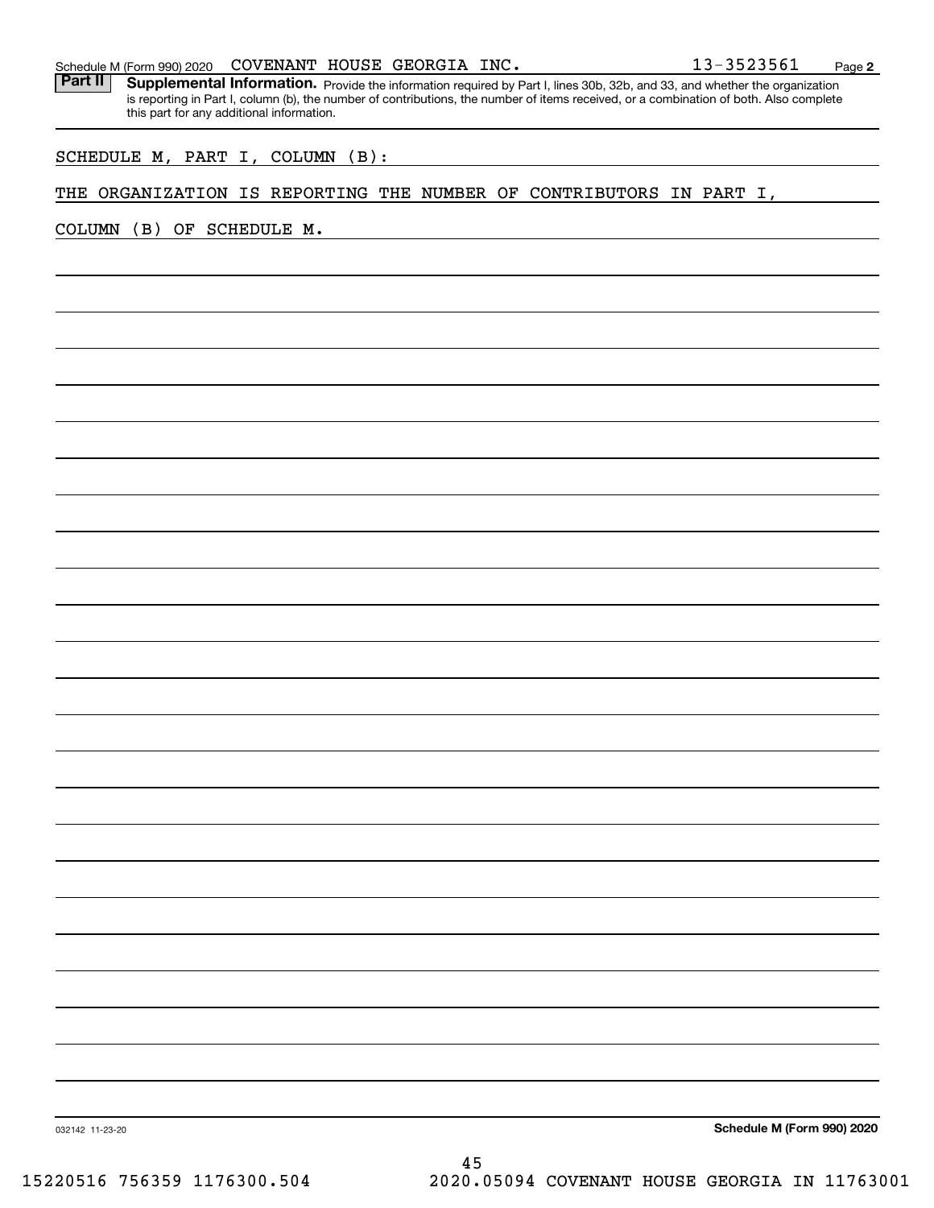Schedule M (Form 990) 2020 COVENANT HOUSE GEORGIA INC. 13-3523561 Page 2

**Part II** **Supplemental Information.** Provide the information required by Part I, lines 30b, 32b, and 33, and whether the organization is reporting in Part I, column (b), the number of contributions, the number of items received, or a combination of both. Also complete this part for any additional information.

SCHEDULE M, PART I, COLUMN (B):

THE ORGANIZATION IS REPORTING THE NUMBER OF CONTRIBUTORS IN PART I, COLUMN (B) OF SCHEDULE M.

032142 11-23-20

**Schedule M (Form 990) 2020**

15220516 756359 1176300.504 2020.05094 COVENANT HOUSE GEORGIA IN 11763001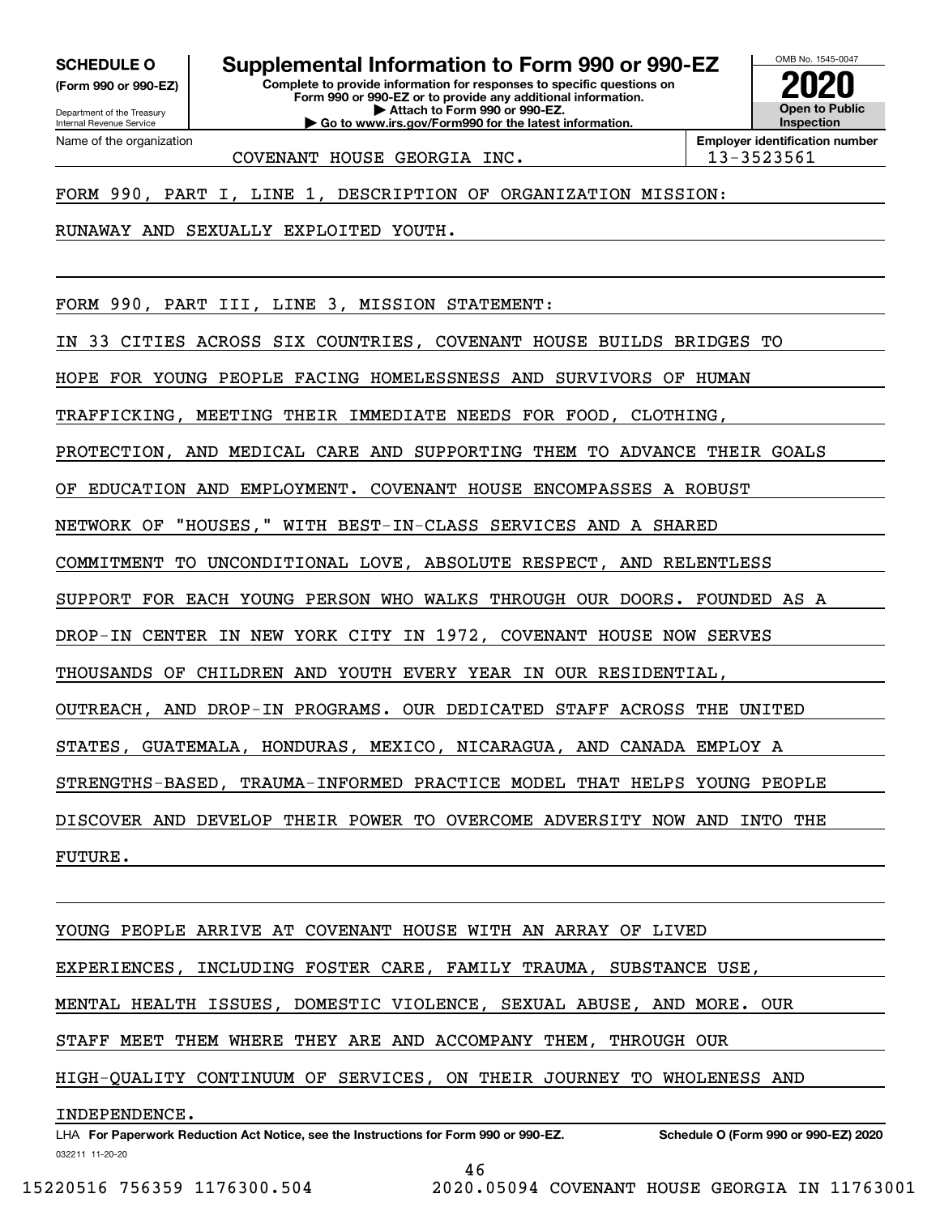**SCHEDULE O** (Form 990 or 990-EZ)

Department of the Treasury
Internal Revenue Service

# Supplemental Information to Form 990 or 990-EZ

**Complete to provide information for responses to specific questions on Form 990 or 990-EZ or to provide any additional information.**
**▶ Attach to Form 990 or 990-EZ.**
**▶ Go to www.irs.gov/Form990 for the latest information.**

OMB No. 1545-0047

**2020**

**Open to Public Inspection**

Name of the organization: COVENANT HOUSE GEORGIA INC.

**Employer identification number:** 13-3523561

FORM 990, PART I, LINE 1, DESCRIPTION OF ORGANIZATION MISSION:

RUNAWAY AND SEXUALLY EXPLOITED YOUTH.

FORM 990, PART III, LINE 3, MISSION STATEMENT:

IN 33 CITIES ACROSS SIX COUNTRIES, COVENANT HOUSE BUILDS BRIDGES TO HOPE FOR YOUNG PEOPLE FACING HOMELESSNESS AND SURVIVORS OF HUMAN TRAFFICKING, MEETING THEIR IMMEDIATE NEEDS FOR FOOD, CLOTHING, PROTECTION, AND MEDICAL CARE AND SUPPORTING THEM TO ADVANCE THEIR GOALS OF EDUCATION AND EMPLOYMENT. COVENANT HOUSE ENCOMPASSES A ROBUST NETWORK OF "HOUSES," WITH BEST-IN-CLASS SERVICES AND A SHARED COMMITMENT TO UNCONDITIONAL LOVE, ABSOLUTE RESPECT, AND RELENTLESS SUPPORT FOR EACH YOUNG PERSON WHO WALKS THROUGH OUR DOORS. FOUNDED AS A DROP-IN CENTER IN NEW YORK CITY IN 1972, COVENANT HOUSE NOW SERVES THOUSANDS OF CHILDREN AND YOUTH EVERY YEAR IN OUR RESIDENTIAL, OUTREACH, AND DROP-IN PROGRAMS. OUR DEDICATED STAFF ACROSS THE UNITED STATES, GUATEMALA, HONDURAS, MEXICO, NICARAGUA, AND CANADA EMPLOY A STRENGTHS-BASED, TRAUMA-INFORMED PRACTICE MODEL THAT HELPS YOUNG PEOPLE DISCOVER AND DEVELOP THEIR POWER TO OVERCOME ADVERSITY NOW AND INTO THE FUTURE.

YOUNG PEOPLE ARRIVE AT COVENANT HOUSE WITH AN ARRAY OF LIVED EXPERIENCES, INCLUDING FOSTER CARE, FAMILY TRAUMA, SUBSTANCE USE, MENTAL HEALTH ISSUES, DOMESTIC VIOLENCE, SEXUAL ABUSE, AND MORE. OUR STAFF MEET THEM WHERE THEY ARE AND ACCOMPANY THEM, THROUGH OUR HIGH-QUALITY CONTINUUM OF SERVICES, ON THEIR JOURNEY TO WHOLENESS AND INDEPENDENCE.

LHA **For Paperwork Reduction Act Notice, see the Instructions for Form 990 or 990-EZ.** **Schedule O (Form 990 or 990-EZ) 2020**

032211 11-20-20

15220516 756359 1176300.504 2020.05094 COVENANT HOUSE GEORGIA IN 11763001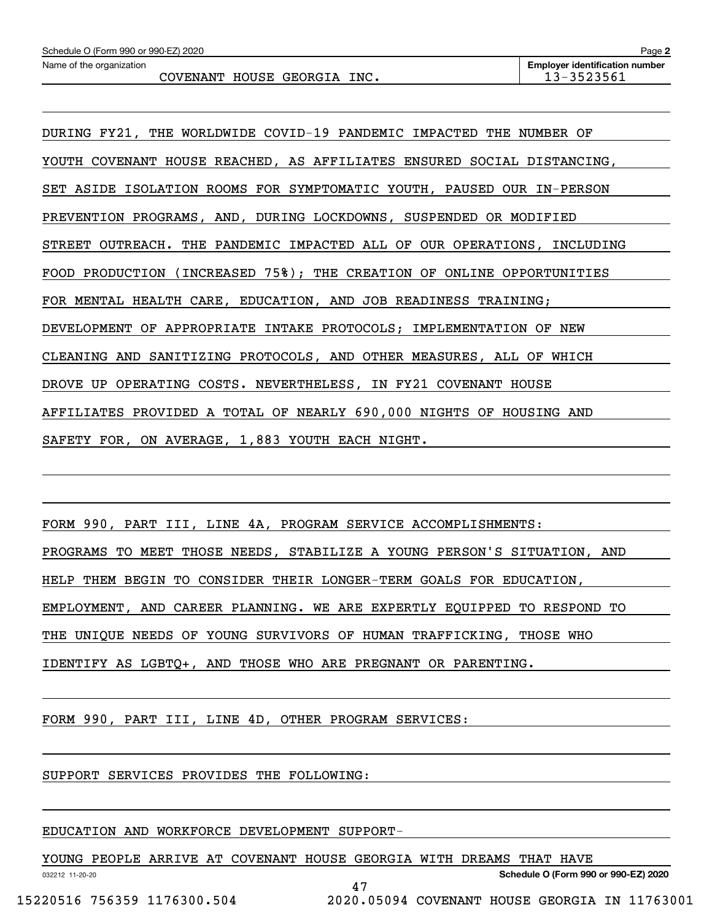Schedule O (Form 990 or 990-EZ) 2020

Name of the organization: COVENANT HOUSE GEORGIA INC.

Employer identification number: 13-3523561

DURING FY21, THE WORLDWIDE COVID-19 PANDEMIC IMPACTED THE NUMBER OF YOUTH COVENANT HOUSE REACHED, AS AFFILIATES ENSURED SOCIAL DISTANCING, SET ASIDE ISOLATION ROOMS FOR SYMPTOMATIC YOUTH, PAUSED OUR IN-PERSON PREVENTION PROGRAMS, AND, DURING LOCKDOWNS, SUSPENDED OR MODIFIED STREET OUTREACH. THE PANDEMIC IMPACTED ALL OF OUR OPERATIONS, INCLUDING FOOD PRODUCTION (INCREASED 75%); THE CREATION OF ONLINE OPPORTUNITIES FOR MENTAL HEALTH CARE, EDUCATION, AND JOB READINESS TRAINING; DEVELOPMENT OF APPROPRIATE INTAKE PROTOCOLS; IMPLEMENTATION OF NEW CLEANING AND SANITIZING PROTOCOLS, AND OTHER MEASURES, ALL OF WHICH DROVE UP OPERATING COSTS. NEVERTHELESS, IN FY21 COVENANT HOUSE AFFILIATES PROVIDED A TOTAL OF NEARLY 690,000 NIGHTS OF HOUSING AND SAFETY FOR, ON AVERAGE, 1,883 YOUTH EACH NIGHT.

FORM 990, PART III, LINE 4A, PROGRAM SERVICE ACCOMPLISHMENTS:

PROGRAMS TO MEET THOSE NEEDS, STABILIZE A YOUNG PERSON'S SITUATION, AND HELP THEM BEGIN TO CONSIDER THEIR LONGER-TERM GOALS FOR EDUCATION, EMPLOYMENT, AND CAREER PLANNING. WE ARE EXPERTLY EQUIPPED TO RESPOND TO THE UNIQUE NEEDS OF YOUNG SURVIVORS OF HUMAN TRAFFICKING, THOSE WHO IDENTIFY AS LGBTQ+, AND THOSE WHO ARE PREGNANT OR PARENTING.

FORM 990, PART III, LINE 4D, OTHER PROGRAM SERVICES:

SUPPORT SERVICES PROVIDES THE FOLLOWING:

EDUCATION AND WORKFORCE DEVELOPMENT SUPPORT-

YOUNG PEOPLE ARRIVE AT COVENANT HOUSE GEORGIA WITH DREAMS THAT HAVE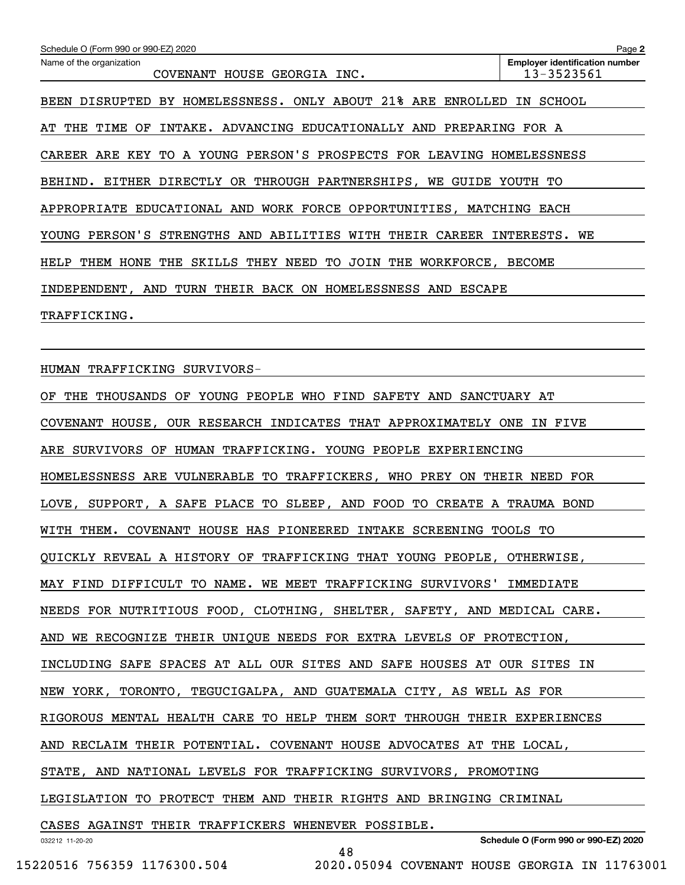BEEN DISRUPTED BY HOMELESSNESS. ONLY ABOUT 21% ARE ENROLLED IN SCHOOL AT THE TIME OF INTAKE. ADVANCING EDUCATIONALLY AND PREPARING FOR A CAREER ARE KEY TO A YOUNG PERSON'S PROSPECTS FOR LEAVING HOMELESSNESS BEHIND. EITHER DIRECTLY OR THROUGH PARTNERSHIPS, WE GUIDE YOUTH TO APPROPRIATE EDUCATIONAL AND WORK FORCE OPPORTUNITIES, MATCHING EACH YOUNG PERSON'S STRENGTHS AND ABILITIES WITH THEIR CAREER INTERESTS. WE HELP THEM HONE THE SKILLS THEY NEED TO JOIN THE WORKFORCE, BECOME INDEPENDENT, AND TURN THEIR BACK ON HOMELESSNESS AND ESCAPE TRAFFICKING.

HUMAN TRAFFICKING SURVIVORS-

OF THE THOUSANDS OF YOUNG PEOPLE WHO FIND SAFETY AND SANCTUARY AT COVENANT HOUSE, OUR RESEARCH INDICATES THAT APPROXIMATELY ONE IN FIVE ARE SURVIVORS OF HUMAN TRAFFICKING. YOUNG PEOPLE EXPERIENCING HOMELESSNESS ARE VULNERABLE TO TRAFFICKERS, WHO PREY ON THEIR NEED FOR LOVE, SUPPORT, A SAFE PLACE TO SLEEP, AND FOOD TO CREATE A TRAUMA BOND WITH THEM. COVENANT HOUSE HAS PIONEERED INTAKE SCREENING TOOLS TO QUICKLY REVEAL A HISTORY OF TRAFFICKING THAT YOUNG PEOPLE, OTHERWISE, MAY FIND DIFFICULT TO NAME. WE MEET TRAFFICKING SURVIVORS' IMMEDIATE NEEDS FOR NUTRITIOUS FOOD, CLOTHING, SHELTER, SAFETY, AND MEDICAL CARE. AND WE RECOGNIZE THEIR UNIQUE NEEDS FOR EXTRA LEVELS OF PROTECTION, INCLUDING SAFE SPACES AT ALL OUR SITES AND SAFE HOUSES AT OUR SITES IN NEW YORK, TORONTO, TEGUCIGALPA, AND GUATEMALA CITY, AS WELL AS FOR RIGOROUS MENTAL HEALTH CARE TO HELP THEM SORT THROUGH THEIR EXPERIENCES AND RECLAIM THEIR POTENTIAL. COVENANT HOUSE ADVOCATES AT THE LOCAL, STATE, AND NATIONAL LEVELS FOR TRAFFICKING SURVIVORS, PROMOTING LEGISLATION TO PROTECT THEM AND THEIR RIGHTS AND BRINGING CRIMINAL CASES AGAINST THEIR TRAFFICKERS WHENEVER POSSIBLE.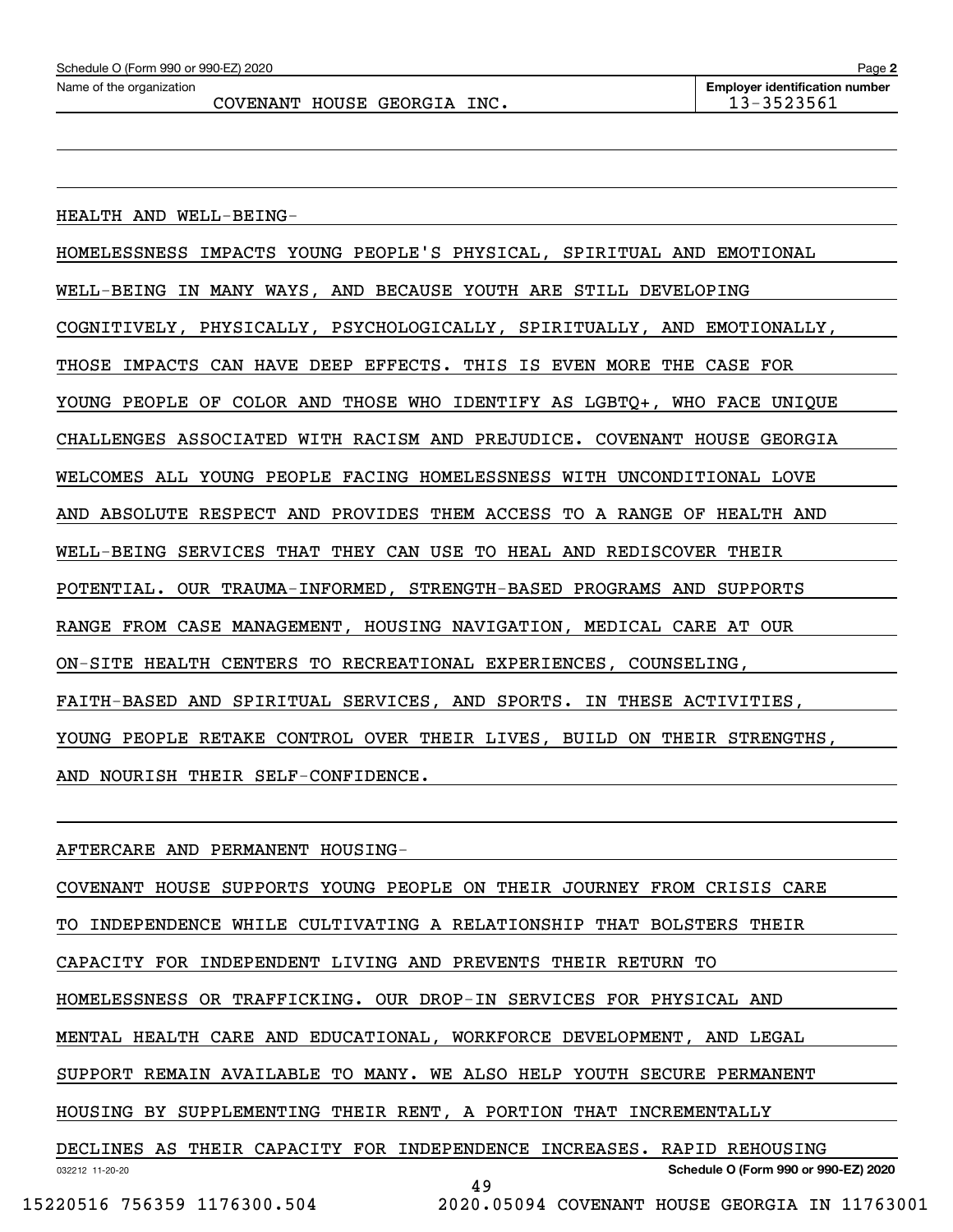Name of the organization: COVENANT HOUSE GEORGIA INC.

Employer identification number: 13-3523561

HEALTH AND WELL-BEING-

HOMELESSNESS IMPACTS YOUNG PEOPLE'S PHYSICAL, SPIRITUAL AND EMOTIONAL WELL-BEING IN MANY WAYS, AND BECAUSE YOUTH ARE STILL DEVELOPING COGNITIVELY, PHYSICALLY, PSYCHOLOGICALLY, SPIRITUALLY, AND EMOTIONALLY, THOSE IMPACTS CAN HAVE DEEP EFFECTS. THIS IS EVEN MORE THE CASE FOR YOUNG PEOPLE OF COLOR AND THOSE WHO IDENTIFY AS LGBTQ+, WHO FACE UNIQUE CHALLENGES ASSOCIATED WITH RACISM AND PREJUDICE. COVENANT HOUSE GEORGIA WELCOMES ALL YOUNG PEOPLE FACING HOMELESSNESS WITH UNCONDITIONAL LOVE AND ABSOLUTE RESPECT AND PROVIDES THEM ACCESS TO A RANGE OF HEALTH AND WELL-BEING SERVICES THAT THEY CAN USE TO HEAL AND REDISCOVER THEIR POTENTIAL. OUR TRAUMA-INFORMED, STRENGTH-BASED PROGRAMS AND SUPPORTS RANGE FROM CASE MANAGEMENT, HOUSING NAVIGATION, MEDICAL CARE AT OUR ON-SITE HEALTH CENTERS TO RECREATIONAL EXPERIENCES, COUNSELING, FAITH-BASED AND SPIRITUAL SERVICES, AND SPORTS. IN THESE ACTIVITIES, YOUNG PEOPLE RETAKE CONTROL OVER THEIR LIVES, BUILD ON THEIR STRENGTHS, AND NOURISH THEIR SELF-CONFIDENCE.

AFTERCARE AND PERMANENT HOUSING-

COVENANT HOUSE SUPPORTS YOUNG PEOPLE ON THEIR JOURNEY FROM CRISIS CARE TO INDEPENDENCE WHILE CULTIVATING A RELATIONSHIP THAT BOLSTERS THEIR CAPACITY FOR INDEPENDENT LIVING AND PREVENTS THEIR RETURN TO HOMELESSNESS OR TRAFFICKING. OUR DROP-IN SERVICES FOR PHYSICAL AND MENTAL HEALTH CARE AND EDUCATIONAL, WORKFORCE DEVELOPMENT, AND LEGAL SUPPORT REMAIN AVAILABLE TO MANY. WE ALSO HELP YOUTH SECURE PERMANENT HOUSING BY SUPPLEMENTING THEIR RENT, A PORTION THAT INCREMENTALLY DECLINES AS THEIR CAPACITY FOR INDEPENDENCE INCREASES. RAPID REHOUSING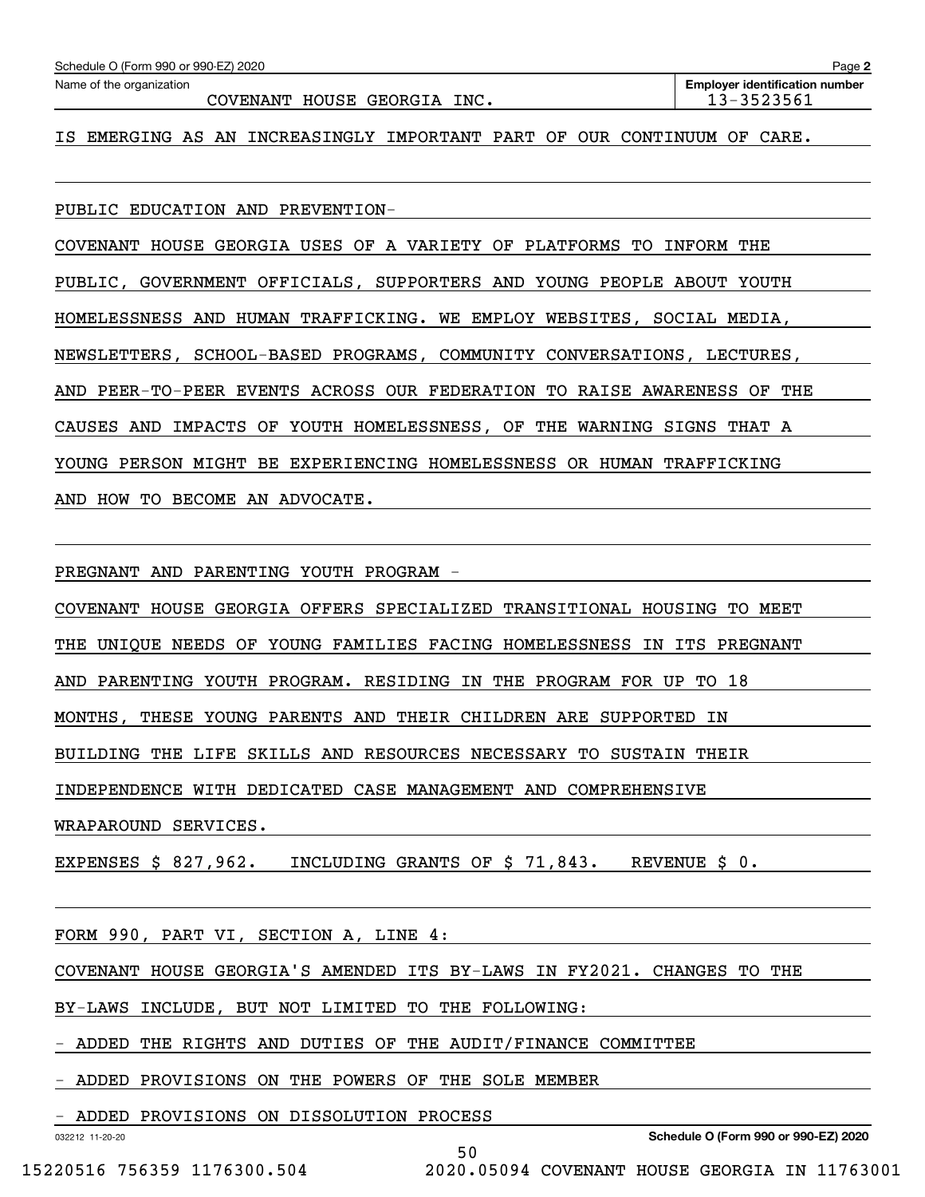Schedule O (Form 990 or 990-EZ) 2020

Name of the organization: COVENANT HOUSE GEORGIA INC.

Employer identification number: 13-3523561

IS EMERGING AS AN INCREASINGLY IMPORTANT PART OF OUR CONTINUUM OF CARE.

PUBLIC EDUCATION AND PREVENTION-

COVENANT HOUSE GEORGIA USES OF A VARIETY OF PLATFORMS TO INFORM THE PUBLIC, GOVERNMENT OFFICIALS, SUPPORTERS AND YOUNG PEOPLE ABOUT YOUTH HOMELESSNESS AND HUMAN TRAFFICKING. WE EMPLOY WEBSITES, SOCIAL MEDIA, NEWSLETTERS, SCHOOL-BASED PROGRAMS, COMMUNITY CONVERSATIONS, LECTURES, AND PEER-TO-PEER EVENTS ACROSS OUR FEDERATION TO RAISE AWARENESS OF THE CAUSES AND IMPACTS OF YOUTH HOMELESSNESS, OF THE WARNING SIGNS THAT A YOUNG PERSON MIGHT BE EXPERIENCING HOMELESSNESS OR HUMAN TRAFFICKING AND HOW TO BECOME AN ADVOCATE.

PREGNANT AND PARENTING YOUTH PROGRAM -

COVENANT HOUSE GEORGIA OFFERS SPECIALIZED TRANSITIONAL HOUSING TO MEET THE UNIQUE NEEDS OF YOUNG FAMILIES FACING HOMELESSNESS IN ITS PREGNANT AND PARENTING YOUTH PROGRAM. RESIDING IN THE PROGRAM FOR UP TO 18 MONTHS, THESE YOUNG PARENTS AND THEIR CHILDREN ARE SUPPORTED IN BUILDING THE LIFE SKILLS AND RESOURCES NECESSARY TO SUSTAIN THEIR INDEPENDENCE WITH DEDICATED CASE MANAGEMENT AND COMPREHENSIVE WRAPAROUND SERVICES.

EXPENSES $ 827,962. INCLUDING GRANTS OF $ 71,843. REVENUE $ 0.

FORM 990, PART VI, SECTION A, LINE 4:

COVENANT HOUSE GEORGIA'S AMENDED ITS BY-LAWS IN FY2021. CHANGES TO THE BY-LAWS INCLUDE, BUT NOT LIMITED TO THE FOLLOWING:

- ADDED THE RIGHTS AND DUTIES OF THE AUDIT/FINANCE COMMITTEE
- ADDED PROVISIONS ON THE POWERS OF THE SOLE MEMBER
- ADDED PROVISIONS ON DISSOLUTION PROCESS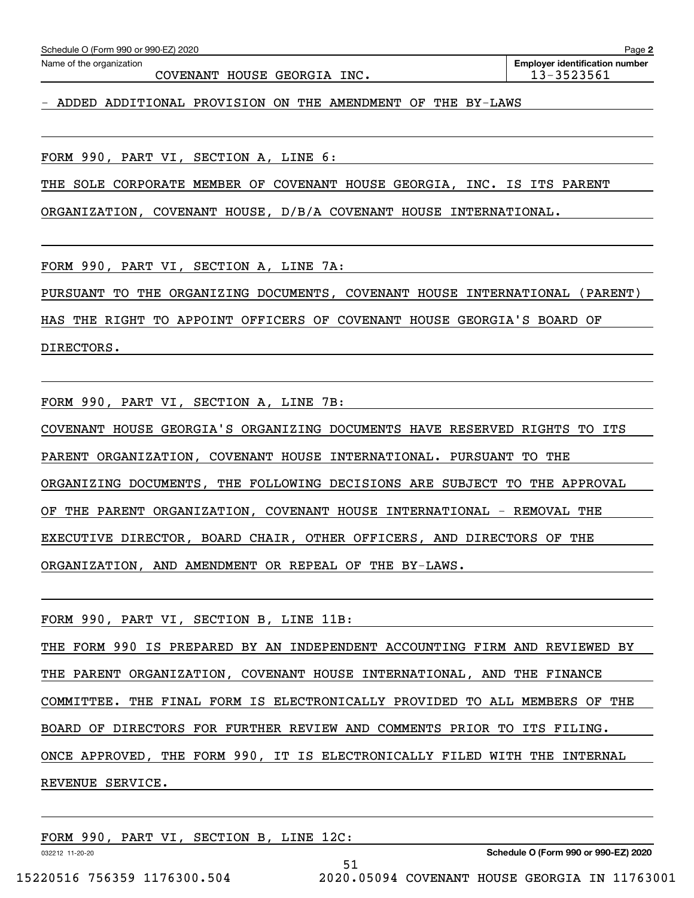Name of the organization: COVENANT HOUSE GEORGIA INC.

Employer identification number: 13-3523561

- ADDED ADDITIONAL PROVISION ON THE AMENDMENT OF THE BY-LAWS

FORM 990, PART VI, SECTION A, LINE 6:

THE SOLE CORPORATE MEMBER OF COVENANT HOUSE GEORGIA, INC. IS ITS PARENT ORGANIZATION, COVENANT HOUSE, D/B/A COVENANT HOUSE INTERNATIONAL.

FORM 990, PART VI, SECTION A, LINE 7A:

PURSUANT TO THE ORGANIZING DOCUMENTS, COVENANT HOUSE INTERNATIONAL (PARENT) HAS THE RIGHT TO APPOINT OFFICERS OF COVENANT HOUSE GEORGIA'S BOARD OF DIRECTORS.

FORM 990, PART VI, SECTION A, LINE 7B:

COVENANT HOUSE GEORGIA'S ORGANIZING DOCUMENTS HAVE RESERVED RIGHTS TO ITS PARENT ORGANIZATION, COVENANT HOUSE INTERNATIONAL. PURSUANT TO THE ORGANIZING DOCUMENTS, THE FOLLOWING DECISIONS ARE SUBJECT TO THE APPROVAL OF THE PARENT ORGANIZATION, COVENANT HOUSE INTERNATIONAL - REMOVAL THE EXECUTIVE DIRECTOR, BOARD CHAIR, OTHER OFFICERS, AND DIRECTORS OF THE ORGANIZATION, AND AMENDMENT OR REPEAL OF THE BY-LAWS.

FORM 990, PART VI, SECTION B, LINE 11B:

THE FORM 990 IS PREPARED BY AN INDEPENDENT ACCOUNTING FIRM AND REVIEWED BY THE PARENT ORGANIZATION, COVENANT HOUSE INTERNATIONAL, AND THE FINANCE COMMITTEE. THE FINAL FORM IS ELECTRONICALLY PROVIDED TO ALL MEMBERS OF THE BOARD OF DIRECTORS FOR FURTHER REVIEW AND COMMENTS PRIOR TO ITS FILING. ONCE APPROVED, THE FORM 990, IT IS ELECTRONICALLY FILED WITH THE INTERNAL REVENUE SERVICE.

FORM 990, PART VI, SECTION B, LINE 12C: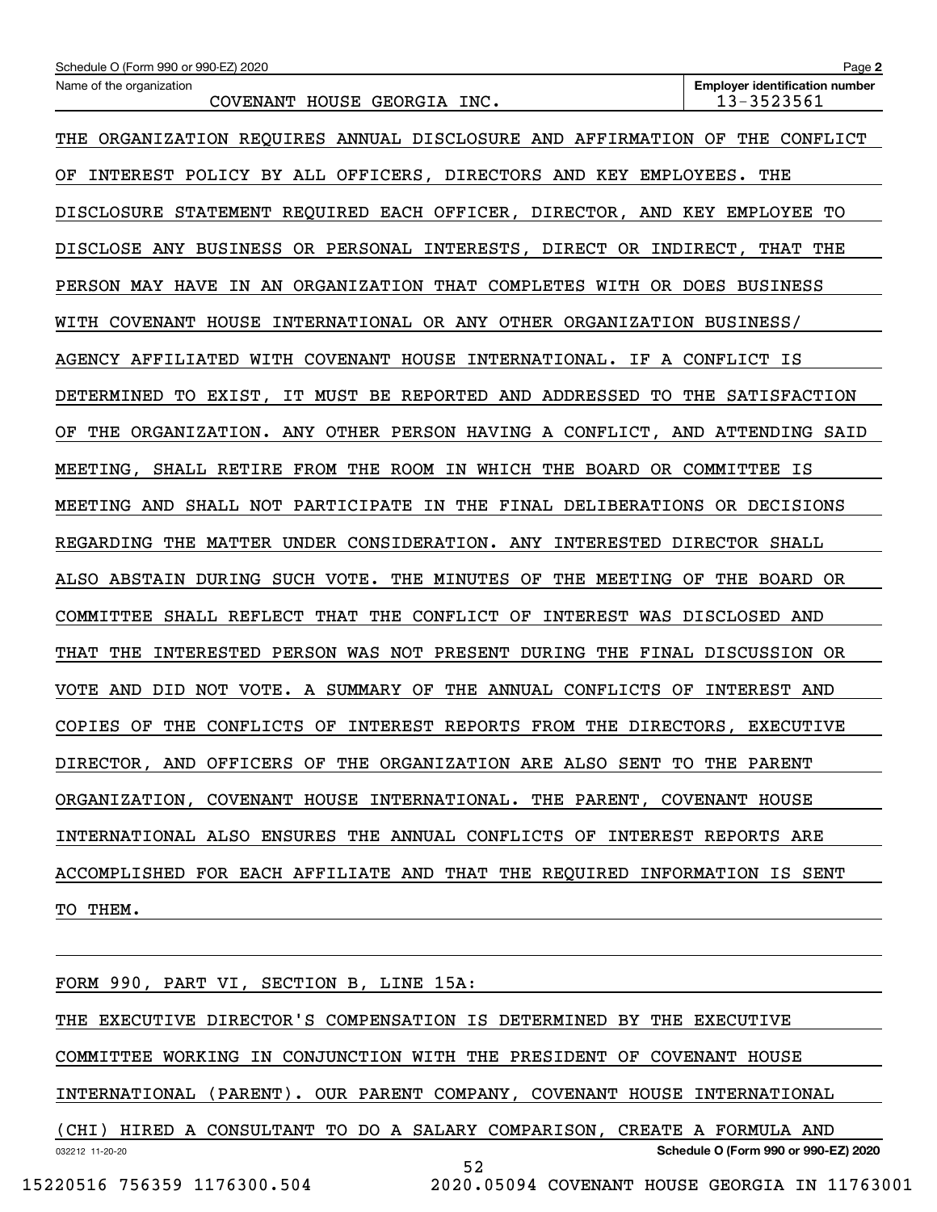Name of the organization: COVENANT HOUSE GEORGIA INC.

Employer identification number: 13-3523561

THE ORGANIZATION REQUIRES ANNUAL DISCLOSURE AND AFFIRMATION OF THE CONFLICT OF INTEREST POLICY BY ALL OFFICERS, DIRECTORS AND KEY EMPLOYEES. THE DISCLOSURE STATEMENT REQUIRED EACH OFFICER, DIRECTOR, AND KEY EMPLOYEE TO DISCLOSE ANY BUSINESS OR PERSONAL INTERESTS, DIRECT OR INDIRECT, THAT THE PERSON MAY HAVE IN AN ORGANIZATION THAT COMPLETES WITH OR DOES BUSINESS WITH COVENANT HOUSE INTERNATIONAL OR ANY OTHER ORGANIZATION BUSINESS/ AGENCY AFFILIATED WITH COVENANT HOUSE INTERNATIONAL. IF A CONFLICT IS DETERMINED TO EXIST, IT MUST BE REPORTED AND ADDRESSED TO THE SATISFACTION OF THE ORGANIZATION. ANY OTHER PERSON HAVING A CONFLICT, AND ATTENDING SAID MEETING, SHALL RETIRE FROM THE ROOM IN WHICH THE BOARD OR COMMITTEE IS MEETING AND SHALL NOT PARTICIPATE IN THE FINAL DELIBERATIONS OR DECISIONS REGARDING THE MATTER UNDER CONSIDERATION. ANY INTERESTED DIRECTOR SHALL ALSO ABSTAIN DURING SUCH VOTE. THE MINUTES OF THE MEETING OF THE BOARD OR COMMITTEE SHALL REFLECT THAT THE CONFLICT OF INTEREST WAS DISCLOSED AND THAT THE INTERESTED PERSON WAS NOT PRESENT DURING THE FINAL DISCUSSION OR VOTE AND DID NOT VOTE. A SUMMARY OF THE ANNUAL CONFLICTS OF INTEREST AND COPIES OF THE CONFLICTS OF INTEREST REPORTS FROM THE DIRECTORS, EXECUTIVE DIRECTOR, AND OFFICERS OF THE ORGANIZATION ARE ALSO SENT TO THE PARENT ORGANIZATION, COVENANT HOUSE INTERNATIONAL. THE PARENT, COVENANT HOUSE INTERNATIONAL ALSO ENSURES THE ANNUAL CONFLICTS OF INTEREST REPORTS ARE ACCOMPLISHED FOR EACH AFFILIATE AND THAT THE REQUIRED INFORMATION IS SENT TO THEM.

FORM 990, PART VI, SECTION B, LINE 15A:

THE EXECUTIVE DIRECTOR'S COMPENSATION IS DETERMINED BY THE EXECUTIVE COMMITTEE WORKING IN CONJUNCTION WITH THE PRESIDENT OF COVENANT HOUSE INTERNATIONAL (PARENT). OUR PARENT COMPANY, COVENANT HOUSE INTERNATIONAL (CHI) HIRED A CONSULTANT TO DO A SALARY COMPARISON, CREATE A FORMULA AND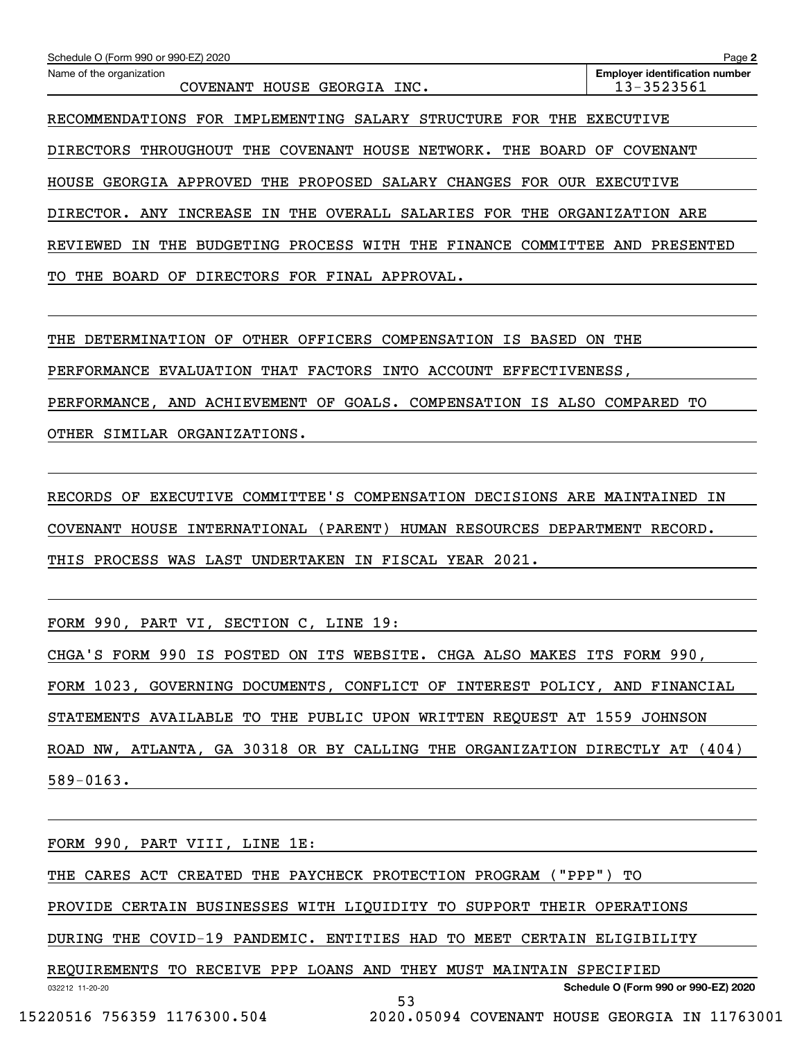Schedule O (Form 990 or 990-EZ) 2020

Name of the organization: COVENANT HOUSE GEORGIA INC.

Employer identification number: 13-3523561

RECOMMENDATIONS FOR IMPLEMENTING SALARY STRUCTURE FOR THE EXECUTIVE DIRECTORS THROUGHOUT THE COVENANT HOUSE NETWORK. THE BOARD OF COVENANT HOUSE GEORGIA APPROVED THE PROPOSED SALARY CHANGES FOR OUR EXECUTIVE DIRECTOR. ANY INCREASE IN THE OVERALL SALARIES FOR THE ORGANIZATION ARE REVIEWED IN THE BUDGETING PROCESS WITH THE FINANCE COMMITTEE AND PRESENTED TO THE BOARD OF DIRECTORS FOR FINAL APPROVAL.

THE DETERMINATION OF OTHER OFFICERS COMPENSATION IS BASED ON THE PERFORMANCE EVALUATION THAT FACTORS INTO ACCOUNT EFFECTIVENESS, PERFORMANCE, AND ACHIEVEMENT OF GOALS. COMPENSATION IS ALSO COMPARED TO OTHER SIMILAR ORGANIZATIONS.

RECORDS OF EXECUTIVE COMMITTEE'S COMPENSATION DECISIONS ARE MAINTAINED IN COVENANT HOUSE INTERNATIONAL (PARENT) HUMAN RESOURCES DEPARTMENT RECORD. THIS PROCESS WAS LAST UNDERTAKEN IN FISCAL YEAR 2021.

FORM 990, PART VI, SECTION C, LINE 19:

CHGA'S FORM 990 IS POSTED ON ITS WEBSITE. CHGA ALSO MAKES ITS FORM 990, FORM 1023, GOVERNING DOCUMENTS, CONFLICT OF INTEREST POLICY, AND FINANCIAL STATEMENTS AVAILABLE TO THE PUBLIC UPON WRITTEN REQUEST AT 1559 JOHNSON ROAD NW, ATLANTA, GA 30318 OR BY CALLING THE ORGANIZATION DIRECTLY AT (404) 589-0163.

FORM 990, PART VIII, LINE 1E:

THE CARES ACT CREATED THE PAYCHECK PROTECTION PROGRAM ("PPP") TO PROVIDE CERTAIN BUSINESSES WITH LIQUIDITY TO SUPPORT THEIR OPERATIONS DURING THE COVID-19 PANDEMIC. ENTITIES HAD TO MEET CERTAIN ELIGIBILITY REQUIREMENTS TO RECEIVE PPP LOANS AND THEY MUST MAINTAIN SPECIFIED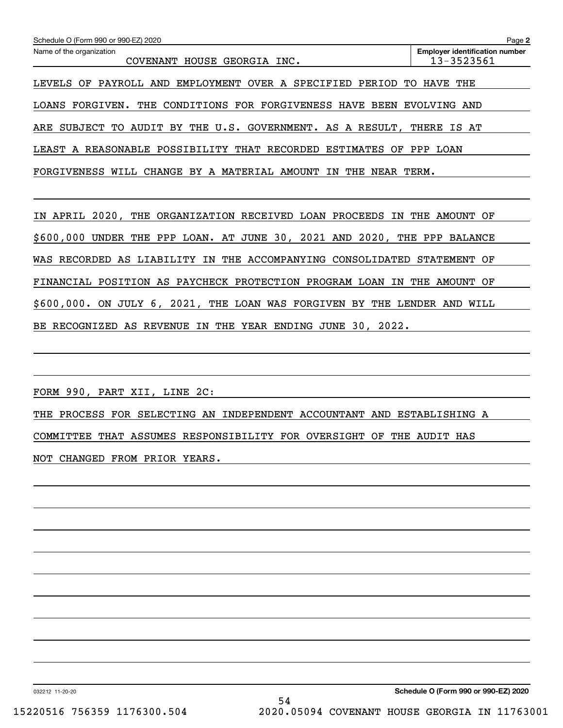Schedule O (Form 990 or 990-EZ) 2020

Name of the organization: COVENANT HOUSE GEORGIA INC.

Employer identification number: 13-3523561

LEVELS OF PAYROLL AND EMPLOYMENT OVER A SPECIFIED PERIOD TO HAVE THE LOANS FORGIVEN. THE CONDITIONS FOR FORGIVENESS HAVE BEEN EVOLVING AND ARE SUBJECT TO AUDIT BY THE U.S. GOVERNMENT. AS A RESULT, THERE IS AT LEAST A REASONABLE POSSIBILITY THAT RECORDED ESTIMATES OF PPP LOAN FORGIVENESS WILL CHANGE BY A MATERIAL AMOUNT IN THE NEAR TERM.

IN APRIL 2020, THE ORGANIZATION RECEIVED LOAN PROCEEDS IN THE AMOUNT OF $600,000 UNDER THE PPP LOAN. AT JUNE 30, 2021 AND 2020, THE PPP BALANCE WAS RECORDED AS LIABILITY IN THE ACCOMPANYING CONSOLIDATED STATEMENT OF FINANCIAL POSITION AS PAYCHECK PROTECTION PROGRAM LOAN IN THE AMOUNT OF $600,000. ON JULY 6, 2021, THE LOAN WAS FORGIVEN BY THE LENDER AND WILL BE RECOGNIZED AS REVENUE IN THE YEAR ENDING JUNE 30, 2022.

FORM 990, PART XII, LINE 2C:

THE PROCESS FOR SELECTING AN INDEPENDENT ACCOUNTANT AND ESTABLISHING A COMMITTEE THAT ASSUMES RESPONSIBILITY FOR OVERSIGHT OF THE AUDIT HAS NOT CHANGED FROM PRIOR YEARS.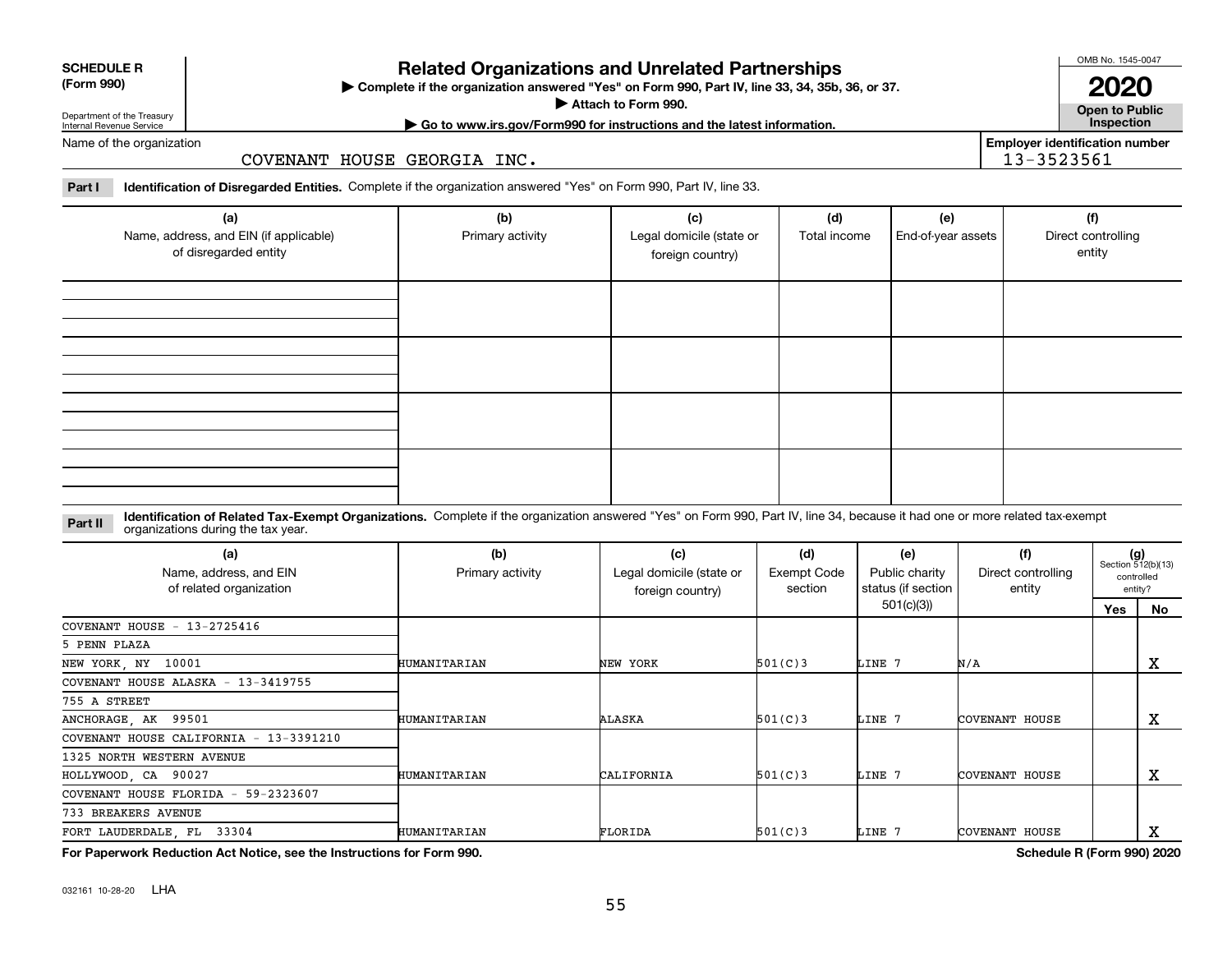**SCHEDULE R (Form 990)**

Department of the Treasury Internal Revenue Service

# Related Organizations and Unrelated Partnerships

▶ Complete if the organization answered "Yes" on Form 990, Part IV, line 33, 34, 35b, 36, or 37.

▶ Attach to Form 990.

▶ Go to www.irs.gov/Form990 for instructions and the latest information.

OMB No. 1545-0047

**2020**

**Open to Public Inspection**

Name of the organization: COVENANT HOUSE GEORGIA INC.

Employer identification number: 13-3523561

**Part I** **Identification of Disregarded Entities.** Complete if the organization answered "Yes" on Form 990, Part IV, line 33.

| (a) Name, address, and EIN (if applicable) of disregarded entity | (b) Primary activity | (c) Legal domicile (state or foreign country) | (d) Total income | (e) End-of-year assets | (f) Direct controlling entity |
|---|---|---|---|---|---|
| | | | | | |
| | | | | | |
| | | | | | |
| | | | | | |

**Part II** **Identification of Related Tax-Exempt Organizations.** Complete if the organization answered "Yes" on Form 990, Part IV, line 34, because it had one or more related tax-exempt organizations during the tax year.

| (a) Name, address, and EIN of related organization | (b) Primary activity | (c) Legal domicile (state or foreign country) | (d) Exempt Code section | (e) Public charity status (if section 501(c)(3)) | (f) Direct controlling entity | (g) Section 512(b)(13) controlled entity? Yes | No |
|---|---|---|---|---|---|---|---|
| COVENANT HOUSE - 13-2725416<br>5 PENN PLAZA<br>NEW YORK, NY 10001 | HUMANITARIAN | NEW YORK | 501(C)3 | LINE 7 | N/A | | X |
| COVENANT HOUSE ALASKA - 13-3419755<br>755 A STREET<br>ANCHORAGE, AK 99501 | HUMANITARIAN | ALASKA | 501(C)3 | LINE 7 | COVENANT HOUSE | | X |
| COVENANT HOUSE CALIFORNIA - 13-3391210<br>1325 NORTH WESTERN AVENUE<br>HOLLYWOOD, CA 90027 | HUMANITARIAN | CALIFORNIA | 501(C)3 | LINE 7 | COVENANT HOUSE | | X |
| COVENANT HOUSE FLORIDA - 59-2323607<br>733 BREAKERS AVENUE<br>FORT LAUDERDALE, FL 33304 | HUMANITARIAN | FLORIDA | 501(C)3 | LINE 7 | COVENANT HOUSE | | X |

**For Paperwork Reduction Act Notice, see the Instructions for Form 990.** **Schedule R (Form 990) 2020**

032161 10-28-20 LHA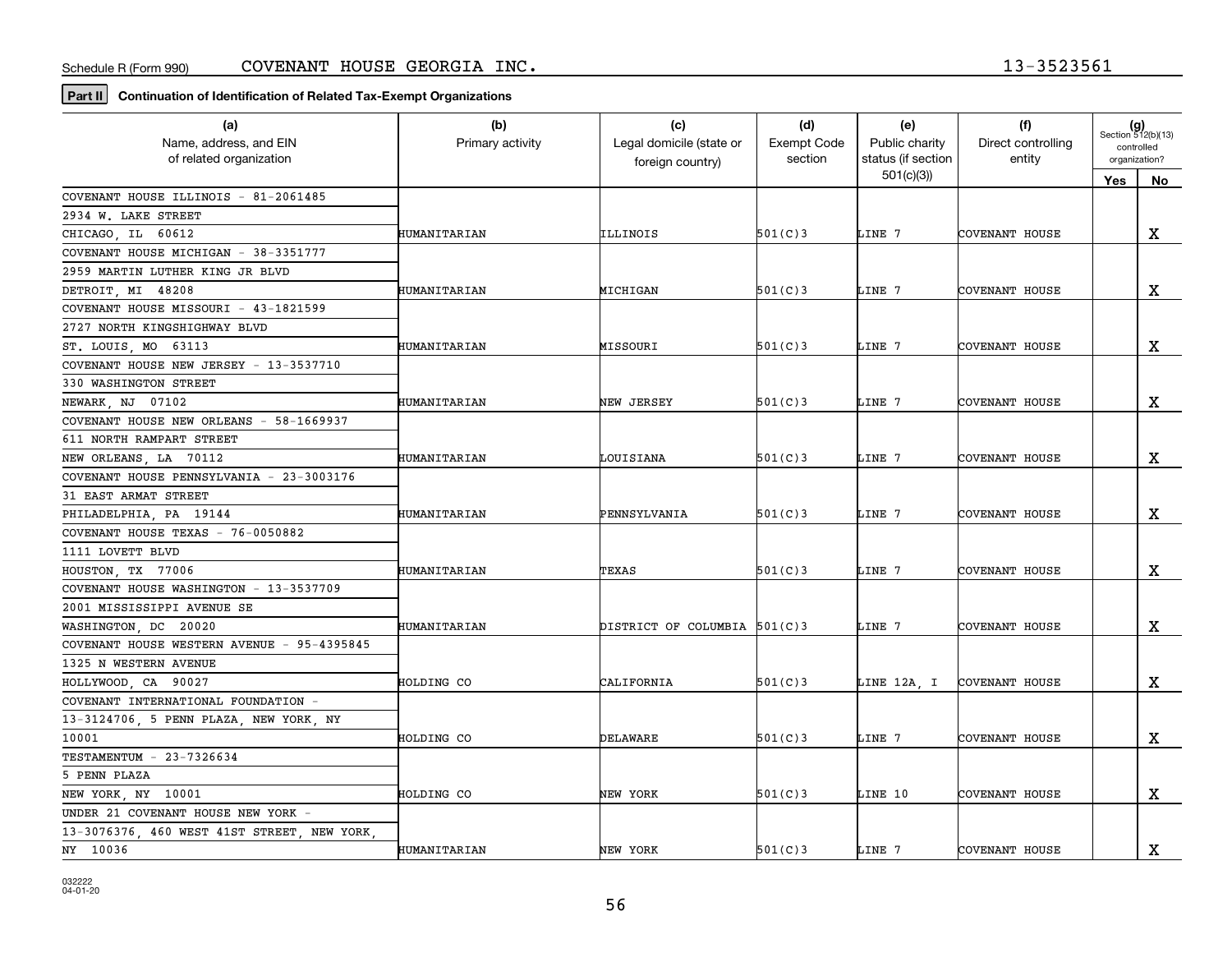Schedule R (Form 990) COVENANT HOUSE GEORGIA INC. 13-3523561

**Part II** **Continuation of Identification of Related Tax-Exempt Organizations**

| (a) Name, address, and EIN of related organization | (b) Primary activity | (c) Legal domicile (state or foreign country) | (d) Exempt Code section | (e) Public charity status (if section 501(c)(3)) | (f) Direct controlling entity | (g) Section 512(b)(13) controlled organization? Yes | No |
|---|---|---|---|---|---|---|---|
| COVENANT HOUSE ILLINOIS - 81-2061485<br>2934 W. LAKE STREET<br>CHICAGO, IL 60612 | HUMANITARIAN | ILLINOIS | 501(C)3 | LINE 7 | COVENANT HOUSE | | X |
| COVENANT HOUSE MICHIGAN - 38-3351777<br>2959 MARTIN LUTHER KING JR BLVD<br>DETROIT, MI 48208 | HUMANITARIAN | MICHIGAN | 501(C)3 | LINE 7 | COVENANT HOUSE | | X |
| COVENANT HOUSE MISSOURI - 43-1821599<br>2727 NORTH KINGSHIGHWAY BLVD<br>ST. LOUIS, MO 63113 | HUMANITARIAN | MISSOURI | 501(C)3 | LINE 7 | COVENANT HOUSE | | X |
| COVENANT HOUSE NEW JERSEY - 13-3537710<br>330 WASHINGTON STREET<br>NEWARK, NJ 07102 | HUMANITARIAN | NEW JERSEY | 501(C)3 | LINE 7 | COVENANT HOUSE | | X |
| COVENANT HOUSE NEW ORLEANS - 58-1669937<br>611 NORTH RAMPART STREET<br>NEW ORLEANS, LA 70112 | HUMANITARIAN | LOUISIANA | 501(C)3 | LINE 7 | COVENANT HOUSE | | X |
| COVENANT HOUSE PENNSYLVANIA - 23-3003176<br>31 EAST ARMAT STREET<br>PHILADELPHIA, PA 19144 | HUMANITARIAN | PENNSYLVANIA | 501(C)3 | LINE 7 | COVENANT HOUSE | | X |
| COVENANT HOUSE TEXAS - 76-0050882<br>1111 LOVETT BLVD<br>HOUSTON, TX 77006 | HUMANITARIAN | TEXAS | 501(C)3 | LINE 7 | COVENANT HOUSE | | X |
| COVENANT HOUSE WASHINGTON - 13-3537709<br>2001 MISSISSIPPI AVENUE SE<br>WASHINGTON, DC 20020 | HUMANITARIAN | DISTRICT OF COLUMBIA | 501(C)3 | LINE 7 | COVENANT HOUSE | | X |
| COVENANT HOUSE WESTERN AVENUE - 95-4395845<br>1325 N WESTERN AVENUE<br>HOLLYWOOD, CA 90027 | HOLDING CO | CALIFORNIA | 501(C)3 | LINE 12A, I | COVENANT HOUSE | | X |
| COVENANT INTERNATIONAL FOUNDATION -<br>13-3124706, 5 PENN PLAZA, NEW YORK, NY<br>10001 | HOLDING CO | DELAWARE | 501(C)3 | LINE 7 | COVENANT HOUSE | | X |
| TESTAMENTUM - 23-7326634<br>5 PENN PLAZA<br>NEW YORK, NY 10001 | HOLDING CO | NEW YORK | 501(C)3 | LINE 10 | COVENANT HOUSE | | X |
| UNDER 21 COVENANT HOUSE NEW YORK -<br>13-3076376, 460 WEST 41ST STREET, NEW YORK,<br>NY 10036 | HUMANITARIAN | NEW YORK | 501(C)3 | LINE 7 | COVENANT HOUSE | | X |

032222
04-01-20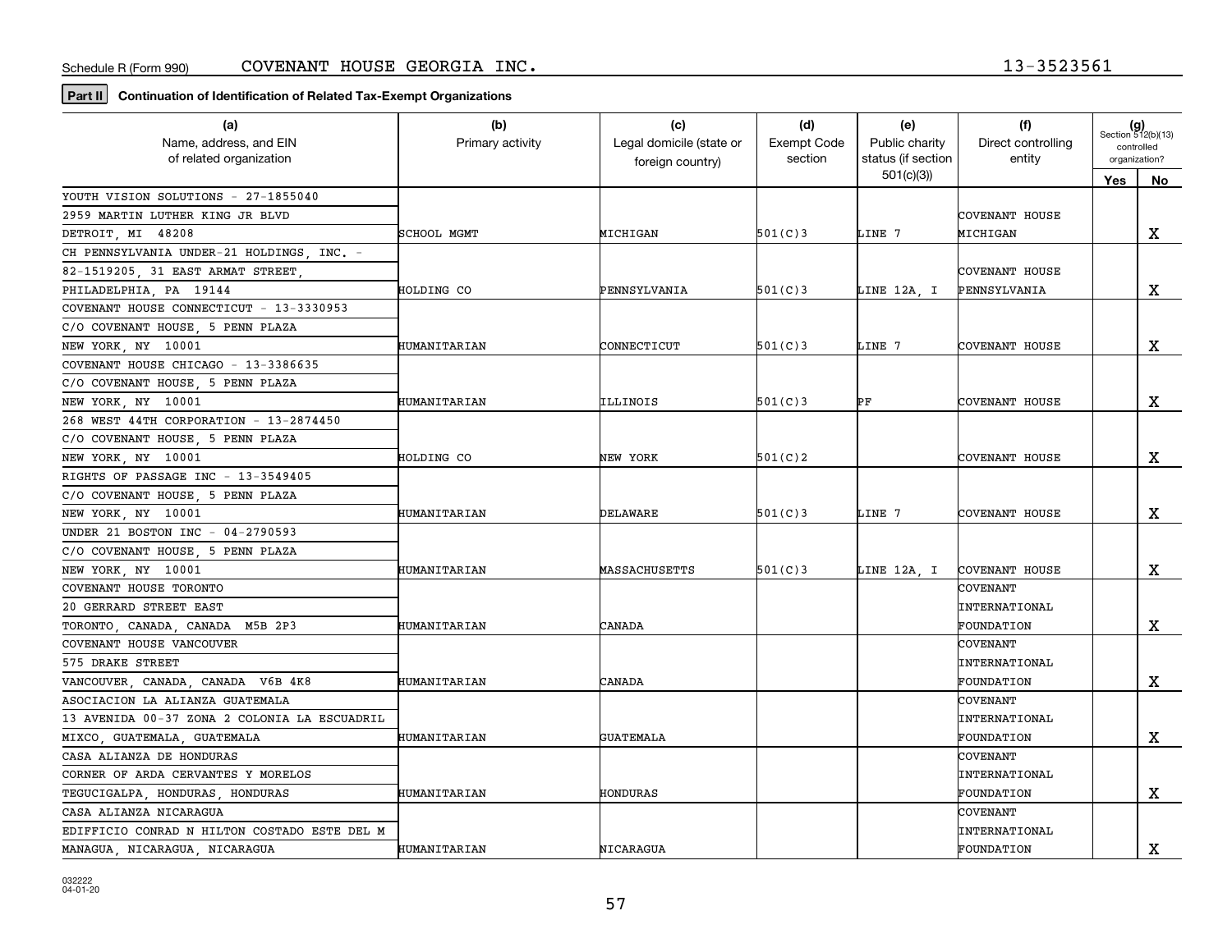Schedule R (Form 990) COVENANT HOUSE GEORGIA INC. 13-3523561

**Part II** **Continuation of Identification of Related Tax-Exempt Organizations**

| (a) Name, address, and EIN of related organization | (b) Primary activity | (c) Legal domicile (state or foreign country) | (d) Exempt Code section | (e) Public charity status (if section 501(c)(3)) | (f) Direct controlling entity | (g) Section 512(b)(13) controlled organization? Yes | No |
|---|---|---|---|---|---|---|---|
| YOUTH VISION SOLUTIONS - 27-1855040 2959 MARTIN LUTHER KING JR BLVD DETROIT, MI 48208 | SCHOOL MGMT | MICHIGAN | 501(C)3 | LINE 7 | COVENANT HOUSE MICHIGAN | | X |
| CH PENNSYLVANIA UNDER-21 HOLDINGS, INC. - 82-1519205, 31 EAST ARMAT STREET, PHILADELPHIA, PA 19144 | HOLDING CO | PENNSYLVANIA | 501(C)3 | LINE 12A, I | COVENANT HOUSE PENNSYLVANIA | | X |
| COVENANT HOUSE CONNECTICUT - 13-3330953 C/O COVENANT HOUSE, 5 PENN PLAZA NEW YORK, NY 10001 | HUMANITARIAN | CONNECTICUT | 501(C)3 | LINE 7 | COVENANT HOUSE | | X |
| COVENANT HOUSE CHICAGO - 13-3386635 C/O COVENANT HOUSE, 5 PENN PLAZA NEW YORK, NY 10001 | HUMANITARIAN | ILLINOIS | 501(C)3 | PF | COVENANT HOUSE | | X |
| 268 WEST 44TH CORPORATION - 13-2874450 C/O COVENANT HOUSE, 5 PENN PLAZA NEW YORK, NY 10001 | HOLDING CO | NEW YORK | 501(C)2 | | COVENANT HOUSE | | X |
| RIGHTS OF PASSAGE INC - 13-3549405 C/O COVENANT HOUSE, 5 PENN PLAZA NEW YORK, NY 10001 | HUMANITARIAN | DELAWARE | 501(C)3 | LINE 7 | COVENANT HOUSE | | X |
| UNDER 21 BOSTON INC - 04-2790593 C/O COVENANT HOUSE, 5 PENN PLAZA NEW YORK, NY 10001 | HUMANITARIAN | MASSACHUSETTS | 501(C)3 | LINE 12A, I | COVENANT HOUSE | | X |
| COVENANT HOUSE TORONTO 20 GERRARD STREET EAST TORONTO, CANADA, CANADA M5B 2P3 | HUMANITARIAN | CANADA | | | COVENANT INTERNATIONAL FOUNDATION | | X |
| COVENANT HOUSE VANCOUVER 575 DRAKE STREET VANCOUVER, CANADA, CANADA V6B 4K8 | HUMANITARIAN | CANADA | | | COVENANT INTERNATIONAL FOUNDATION | | X |
| ASOCIACION LA ALIANZA GUATEMALA 13 AVENIDA 00-37 ZONA 2 COLONIA LA ESCUADRIL MIXCO, GUATEMALA, GUATEMALA | HUMANITARIAN | GUATEMALA | | | COVENANT INTERNATIONAL FOUNDATION | | X |
| CASA ALIANZA DE HONDURAS CORNER OF ARDA CERVANTES Y MORELOS TEGUCIGALPA, HONDURAS, HONDURAS | HUMANITARIAN | HONDURAS | | | COVENANT INTERNATIONAL FOUNDATION | | X |
| CASA ALIANZA NICARAGUA EDIFFICIO CONRAD N HILTON COSTADO ESTE DEL M MANAGUA, NICARAGUA, NICARAGUA | HUMANITARIAN | NICARAGUA | | | COVENANT INTERNATIONAL FOUNDATION | | X |

032222 04-01-20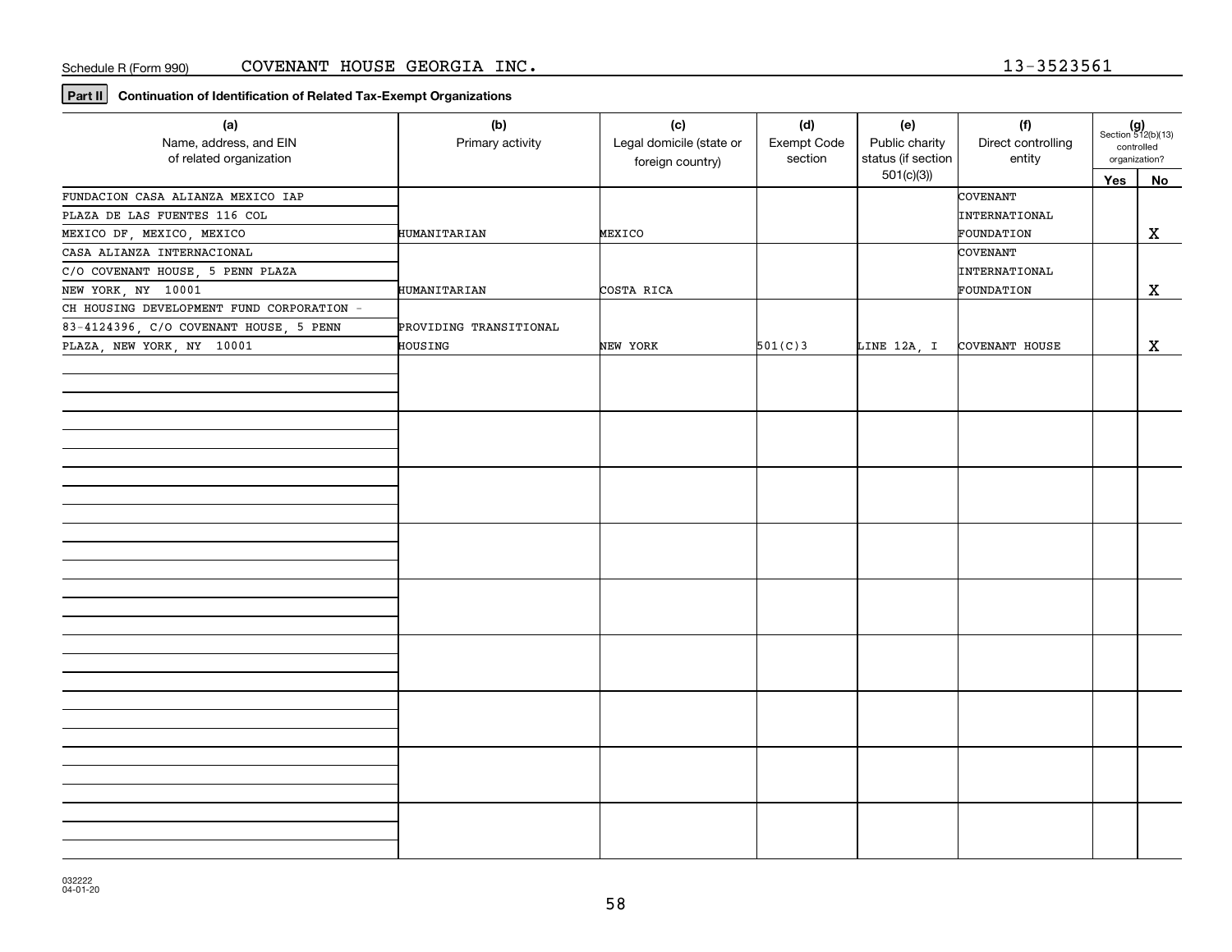Schedule R (Form 990) COVENANT HOUSE GEORGIA INC. 13-3523561

**Part II** **Continuation of Identification of Related Tax-Exempt Organizations**

| (a) Name, address, and EIN of related organization | (b) Primary activity | (c) Legal domicile (state or foreign country) | (d) Exempt Code section | (e) Public charity status (if section 501(c)(3)) | (f) Direct controlling entity | (g) Section 512(b)(13) controlled organization? Yes | No |
|---|---|---|---|---|---|---|---|
| FUNDACION CASA ALIANZA MEXICO IAP PLAZA DE LAS FUENTES 116 COL MEXICO DF, MEXICO, MEXICO | HUMANITARIAN | MEXICO | | | COVENANT INTERNATIONAL FOUNDATION | | X |
| CASA ALIANZA INTERNACIONAL C/O COVENANT HOUSE, 5 PENN PLAZA NEW YORK, NY 10001 | HUMANITARIAN | COSTA RICA | | | COVENANT INTERNATIONAL FOUNDATION | | X |
| CH HOUSING DEVELOPMENT FUND CORPORATION - 83-4124396, C/O COVENANT HOUSE, 5 PENN PLAZA, NEW YORK, NY 10001 | PROVIDING TRANSITIONAL HOUSING | NEW YORK | 501(C)3 | LINE 12A, I | COVENANT HOUSE | | X |

032222 04-01-20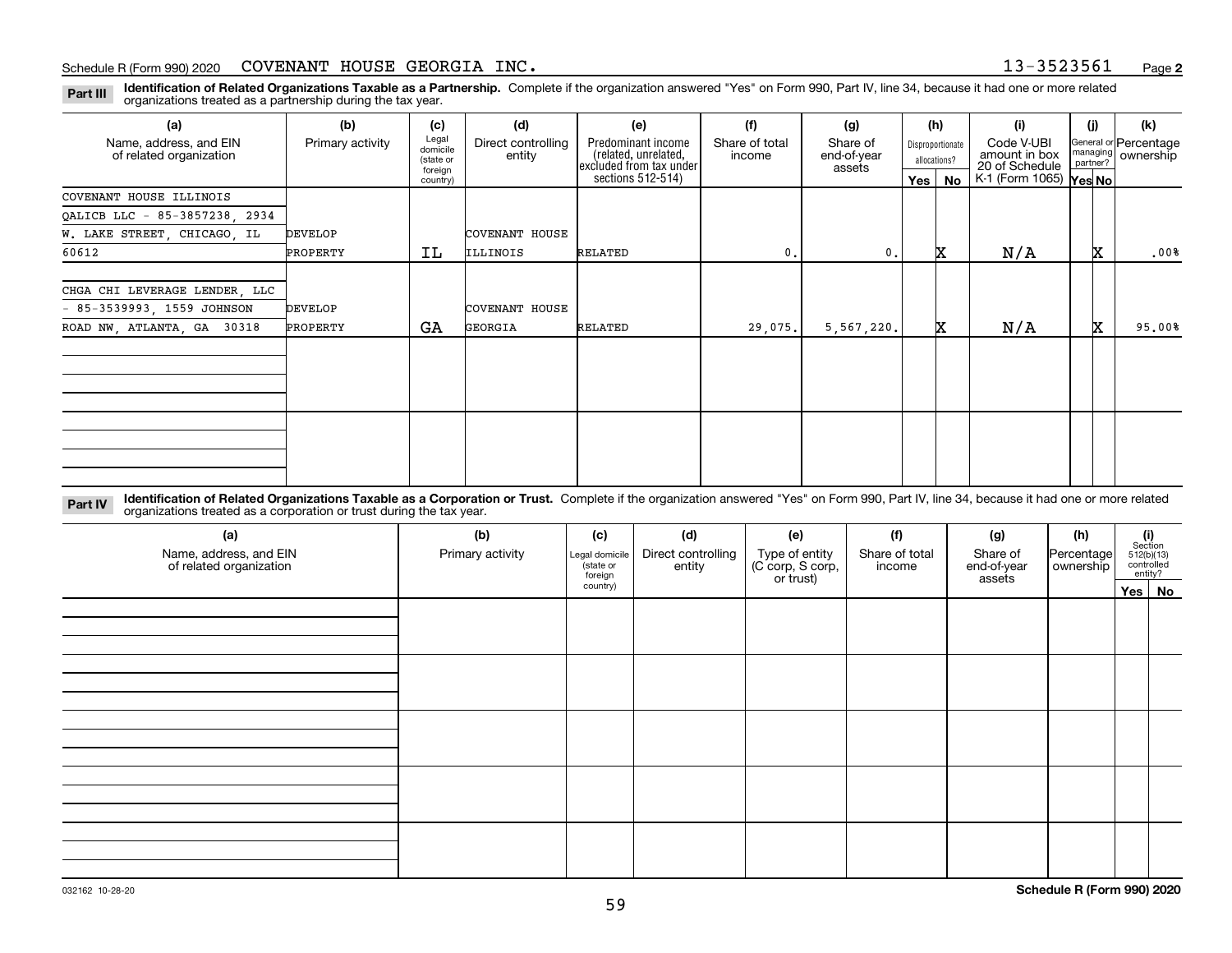Schedule R (Form 990) 2020 COVENANT HOUSE GEORGIA INC. 13-3523561 Page 2

**Part III** **Identification of Related Organizations Taxable as a Partnership.** Complete if the organization answered "Yes" on Form 990, Part IV, line 34, because it had one or more related organizations treated as a partnership during the tax year.

| (a) Name, address, and EIN of related organization | (b) Primary activity | (c) Legal domicile (state or foreign country) | (d) Direct controlling entity | (e) Predominant income (related, unrelated, excluded from tax under sections 512-514) | (f) Share of total income | (g) Share of end-of-year assets | (h) Disproportionate allocations? Yes | (h) No | (i) Code V-UBI amount in box 20 of Schedule K-1 (Form 1065) | (j) General or managing partner? Yes | (j) No | (k) Percentage ownership |
|---|---|---|---|---|---|---|---|---|---|---|---|---|
| COVENANT HOUSE ILLINOIS QALICB LLC - 85-3857238, 2934 W. LAKE STREET, CHICAGO, IL 60612 | DEVELOP PROPERTY | IL | COVENANT HOUSE ILLINOIS | RELATED | 0. | 0. | | X | N/A | | X | .00% |
| CHGA CHI LEVERAGE LENDER, LLC - 85-3539993, 1559 JOHNSON ROAD NW, ATLANTA, GA 30318 | DEVELOP PROPERTY | GA | COVENANT HOUSE GEORGIA | RELATED | 29,075. | 5,567,220. | | X | N/A | | X | 95.00% |
| | | | | | | | | | | | | |
| | | | | | | | | | | | | |

**Part IV** **Identification of Related Organizations Taxable as a Corporation or Trust.** Complete if the organization answered "Yes" on Form 990, Part IV, line 34, because it had one or more related organizations treated as a corporation or trust during the tax year.

| (a) Name, address, and EIN of related organization | (b) Primary activity | (c) Legal domicile (state or foreign country) | (d) Direct controlling entity | (e) Type of entity (C corp, S corp, or trust) | (f) Share of total income | (g) Share of end-of-year assets | (h) Percentage ownership | (i) Section 512(b)(13) controlled entity? Yes | (i) No |
|---|---|---|---|---|---|---|---|---|---|
| | | | | | | | | | |
| | | | | | | | | | |
| | | | | | | | | | |
| | | | | | | | | | |
| | | | | | | | | | |

032162 10-28-20 **Schedule R (Form 990) 2020**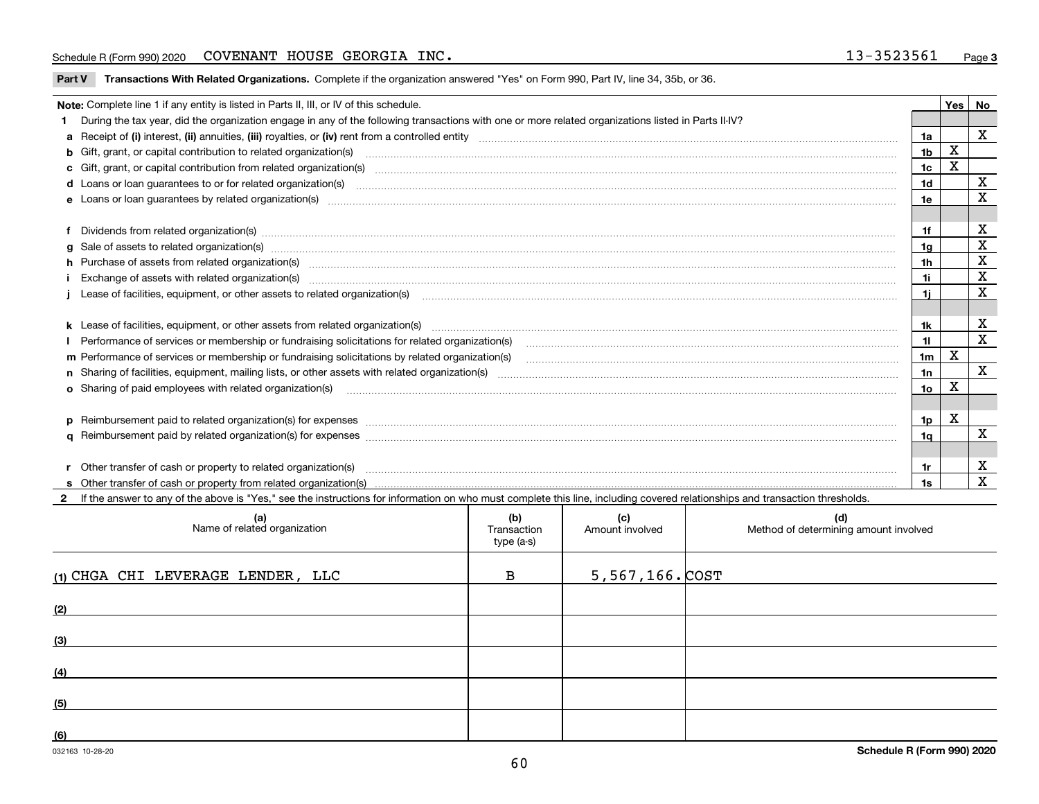Schedule R (Form 990) 2020 COVENANT HOUSE GEORGIA INC. 13-3523561

**Part V Transactions With Related Organizations.** Complete if the organization answered "Yes" on Form 990, Part IV, line 34, 35b, or 36.

| Note: Complete line 1 if any entity is listed in Parts II, III, or IV of this schedule. | | Yes | No |
|---|---|---|---|
| **1** During the tax year, did the organization engage in any of the following transactions with one or more related organizations listed in Parts II-IV? | | | |
| **a** Receipt of **(i)** interest, **(ii)** annuities, **(iii)** royalties, or **(iv)** rent from a controlled entity | 1a | | X |
| **b** Gift, grant, or capital contribution to related organization(s) | 1b | X | |
| **c** Gift, grant, or capital contribution from related organization(s) | 1c | X | |
| **d** Loans or loan guarantees to or for related organization(s) | 1d | | X |
| **e** Loans or loan guarantees by related organization(s) | 1e | | X |
| **f** Dividends from related organization(s) | 1f | | X |
| **g** Sale of assets to related organization(s) | 1g | | X |
| **h** Purchase of assets from related organization(s) | 1h | | X |
| **i** Exchange of assets with related organization(s) | 1i | | X |
| **j** Lease of facilities, equipment, or other assets to related organization(s) | 1j | | X |
| **k** Lease of facilities, equipment, or other assets from related organization(s) | 1k | | X |
| **l** Performance of services or membership or fundraising solicitations for related organization(s) | 1l | | X |
| **m** Performance of services or membership or fundraising solicitations by related organization(s) | 1m | X | |
| **n** Sharing of facilities, equipment, mailing lists, or other assets with related organization(s) | 1n | | X |
| **o** Sharing of paid employees with related organization(s) | 1o | X | |
| **p** Reimbursement paid to related organization(s) for expenses | 1p | X | |
| **q** Reimbursement paid by related organization(s) for expenses | 1q | | X |
| **r** Other transfer of cash or property to related organization(s) | 1r | | X |
| **s** Other transfer of cash or property from related organization(s) | 1s | | X |

**2** If the answer to any of the above is "Yes," see the instructions for information on who must complete this line, including covered relationships and transaction thresholds.

| (a) Name of related organization | (b) Transaction type (a-s) | (c) Amount involved | (d) Method of determining amount involved |
|---|---|---|---|
| (1) CHGA CHI LEVERAGE LENDER, LLC | B | 5,567,166. | COST |
| (2) | | | |
| (3) | | | |
| (4) | | | |
| (5) | | | |
| (6) | | | |

032163 10-28-20 **Schedule R (Form 990) 2020**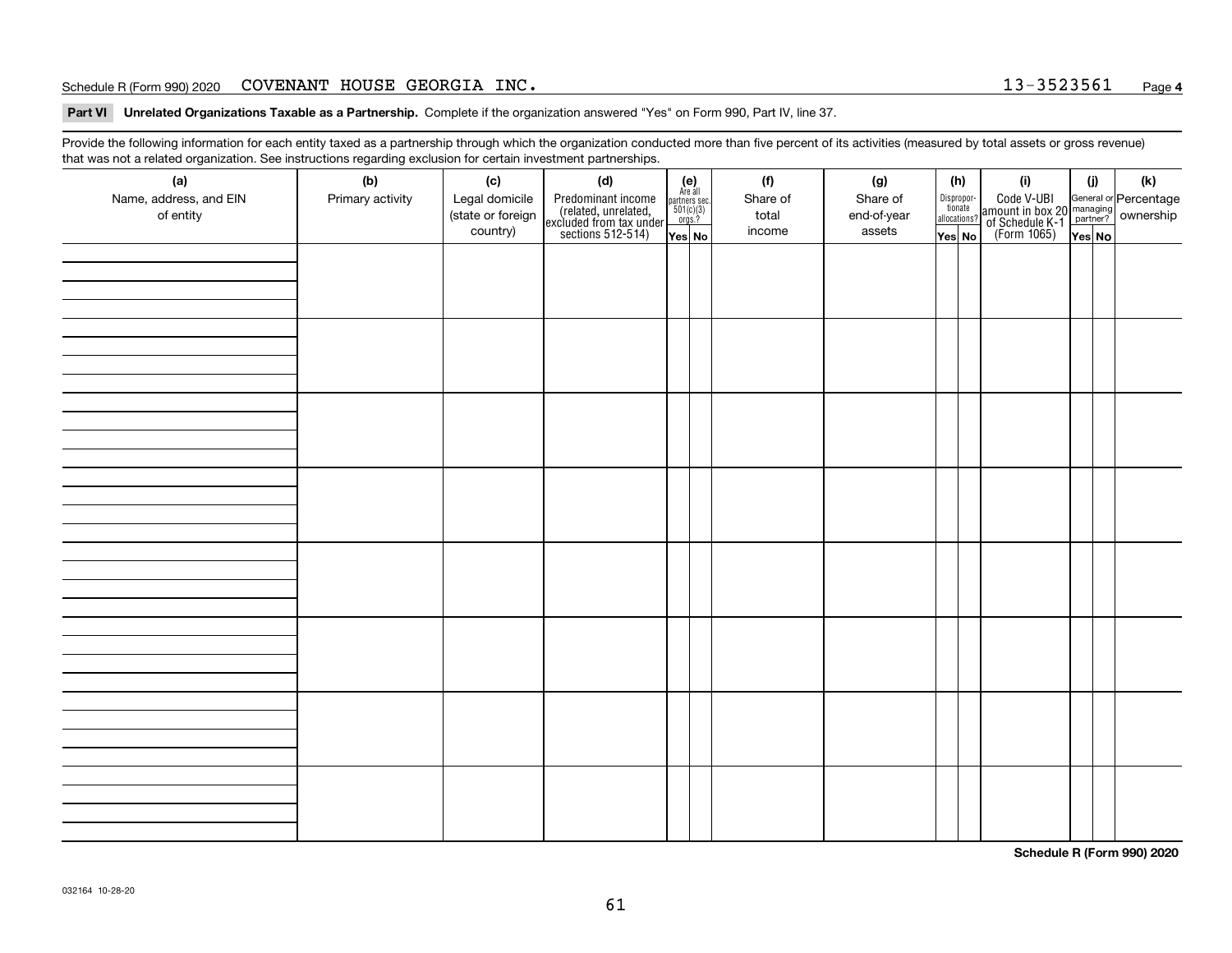Schedule R (Form 990) 2020 COVENANT HOUSE GEORGIA INC. 13-3523561 Page 4

**Part VI Unrelated Organizations Taxable as a Partnership.** Complete if the organization answered "Yes" on Form 990, Part IV, line 37.

Provide the following information for each entity taxed as a partnership through which the organization conducted more than five percent of its activities (measured by total assets or gross revenue) that was not a related organization. See instructions regarding exclusion for certain investment partnerships.

| (a) Name, address, and EIN of entity | (b) Primary activity | (c) Legal domicile (state or foreign country) | (d) Predominant income (related, unrelated, excluded from tax under sections 512-514) | (e) Are all partners sec. 501(c)(3) orgs.? Yes | (e) No | (f) Share of total income | (g) Share of end-of-year assets | (h) Disproportionate allocations? Yes | (h) No | (i) Code V-UBI amount in box 20 of Schedule K-1 (Form 1065) | (j) General or managing partner? Yes | (j) No | (k) Percentage ownership |
|---|---|---|---|---|---|---|---|---|---|---|---|---|---|
| | | | | | | | | | | | | | |
| | | | | | | | | | | | | | |
| | | | | | | | | | | | | | |
| | | | | | | | | | | | | | |
| | | | | | | | | | | | | | |
| | | | | | | | | | | | | | |
| | | | | | | | | | | | | | |
| | | | | | | | | | | | | | |

**Schedule R (Form 990) 2020**

032164 10-28-20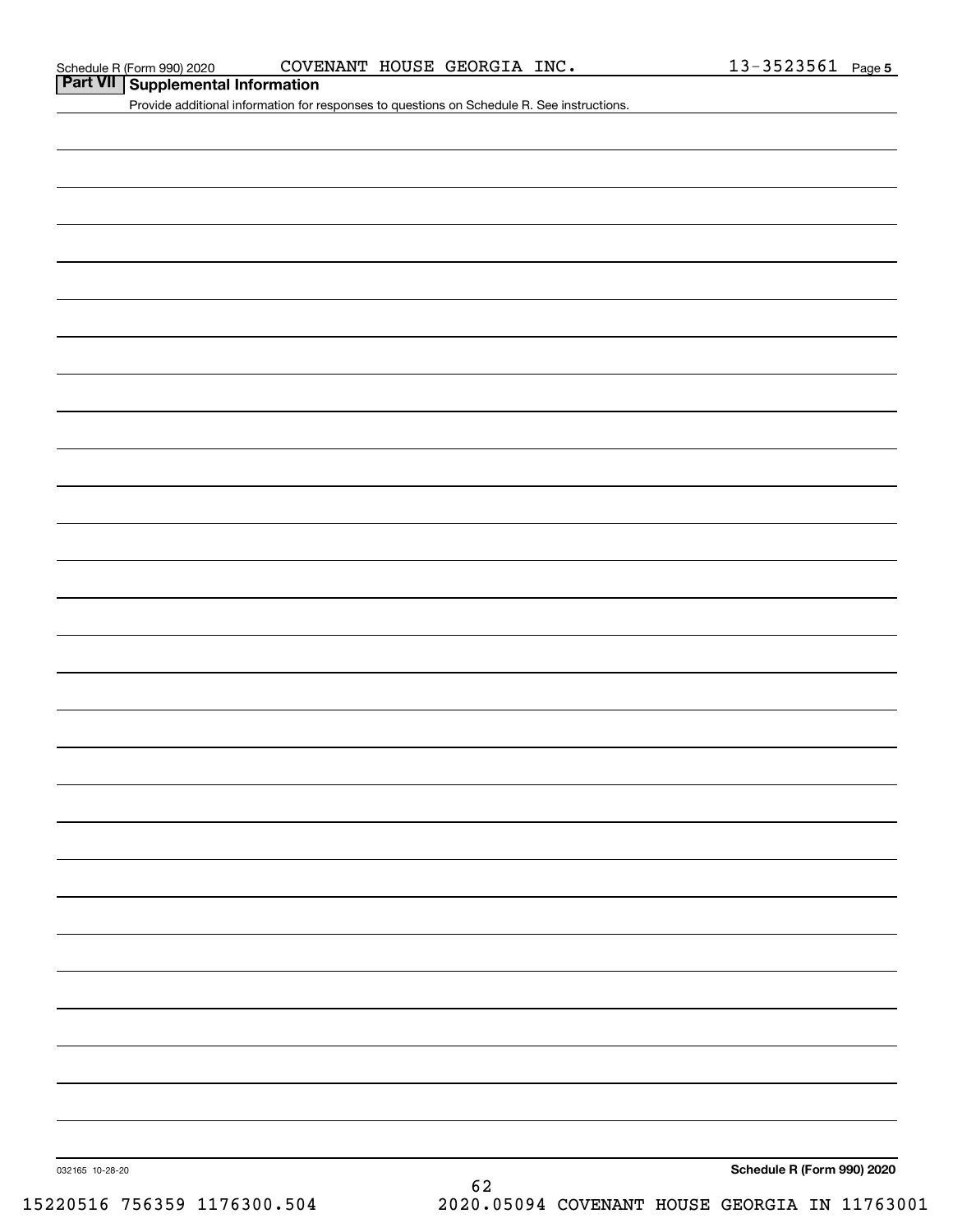## Part VII Supplemental Information

Provide additional information for responses to questions on Schedule R. See instructions.